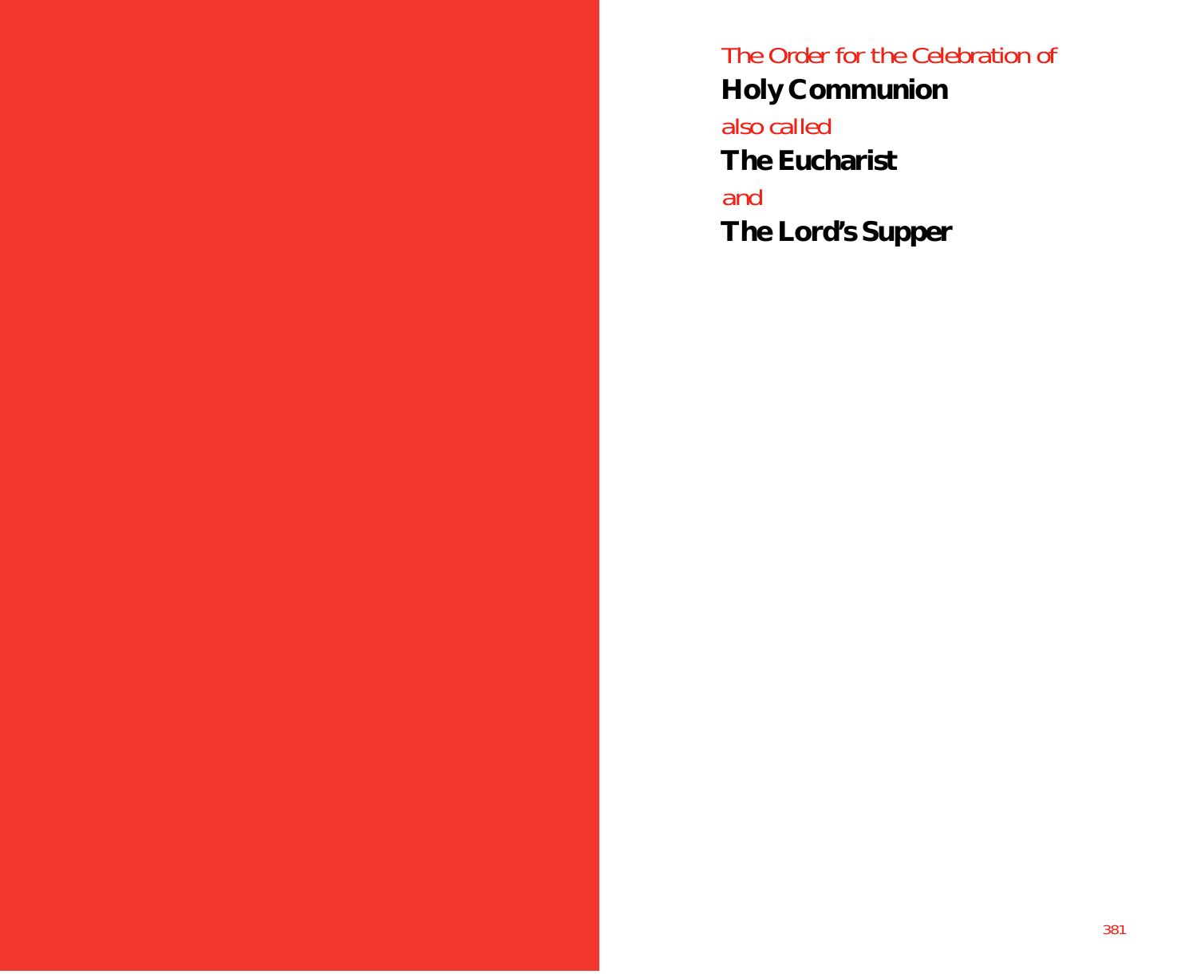*The Order for the Celebration of*

# Holy Communion

*also called*

# The Eucharist

*and*

# The Lord's Supper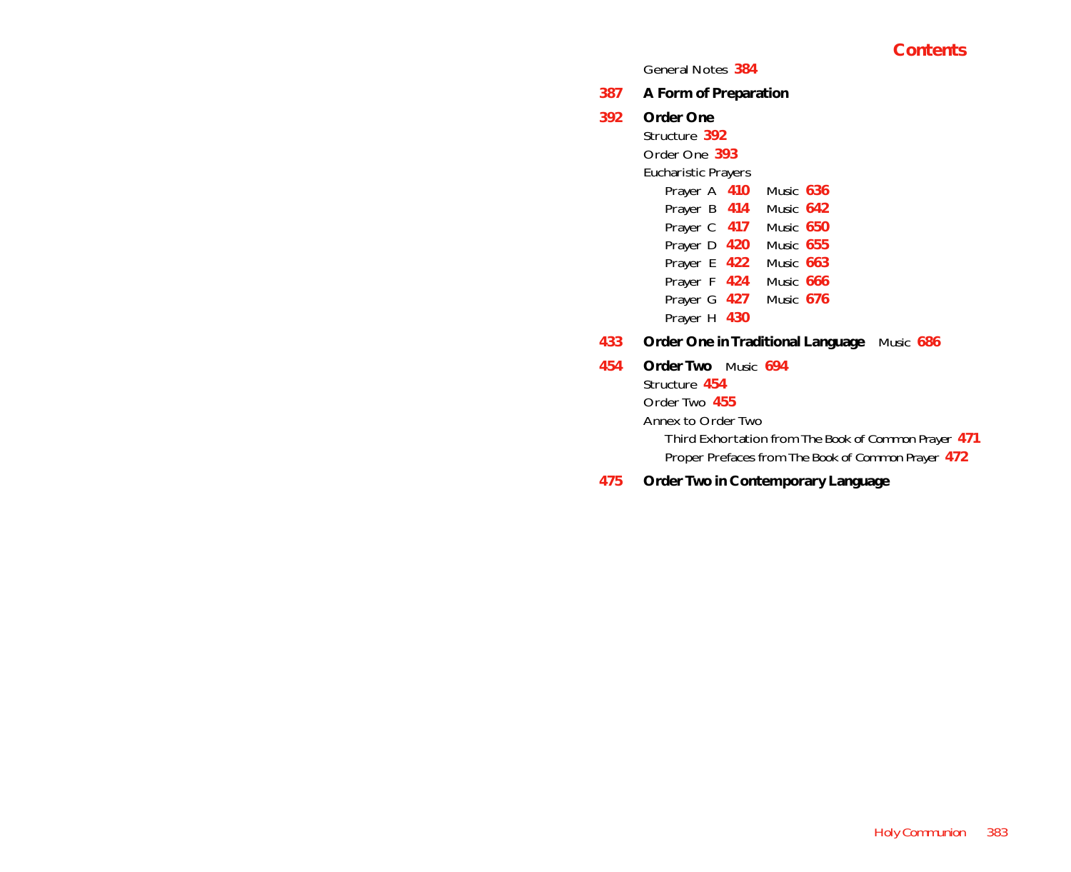## Contents

General Notes **384**

**387** **A Form of Preparation**

**392** **Order One**

Structure **392**

Order One **393**

Eucharistic Prayers

| | | |
|---|---|---|
| Prayer A | **410** | Music **636** |
| Prayer B | **414** | Music **642** |
| Prayer C | **417** | Music **650** |
| Prayer D | **420** | Music **655** |
| Prayer E | **422** | Music **663** |
| Prayer F | **424** | Music **666** |
| Prayer G | **427** | Music **676** |
| Prayer H | **430** | |

**433** **Order One in Traditional Language** Music **686**

**454** **Order Two** Music **694**

Structure **454**

Order Two **455**

Annex to Order Two

Third Exhortation from *The Book of Common Prayer* **471**

Proper Prefaces from *The Book of Common Prayer* **472**

**475** **Order Two in Contemporary Language**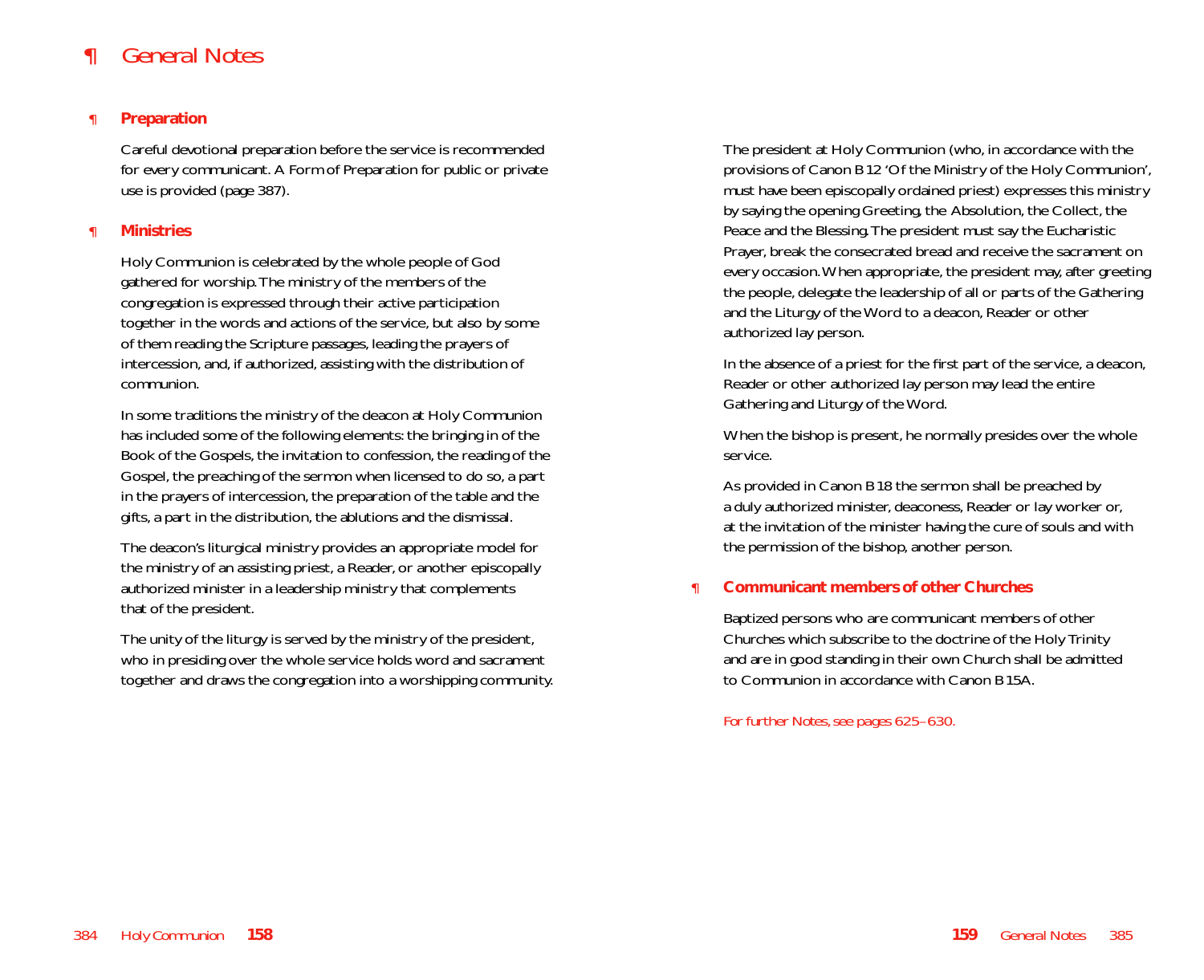# ¶ General Notes

## ¶ Preparation

Careful devotional preparation before the service is recommended for every communicant. A Form of Preparation for public or private use is provided (page 387).

## ¶ Ministries

Holy Communion is celebrated by the whole people of God gathered for worship. The ministry of the members of the congregation is expressed through their active participation together in the words and actions of the service, but also by some of them reading the Scripture passages, leading the prayers of intercession, and, if authorized, assisting with the distribution of communion.

In some traditions the ministry of the deacon at Holy Communion has included some of the following elements: the bringing in of the Book of the Gospels, the invitation to confession, the reading of the Gospel, the preaching of the sermon when licensed to do so, a part in the prayers of intercession, the preparation of the table and the gifts, a part in the distribution, the ablutions and the dismissal.

The deacon's liturgical ministry provides an appropriate model for the ministry of an assisting priest, a Reader, or another episcopally authorized minister in a leadership ministry that complements that of the president.

The unity of the liturgy is served by the ministry of the president, who in presiding over the whole service holds word and sacrament together and draws the congregation into a worshipping community.

The president at Holy Communion (who, in accordance with the provisions of Canon B 12 'Of the Ministry of the Holy Communion', must have been episcopally ordained priest) expresses this ministry by saying the opening Greeting, the Absolution, the Collect, the Peace and the Blessing. The president must say the Eucharistic Prayer, break the consecrated bread and receive the sacrament on every occasion. When appropriate, the president may, after greeting the people, delegate the leadership of all or parts of the Gathering and the Liturgy of the Word to a deacon, Reader or other authorized lay person.

In the absence of a priest for the first part of the service, a deacon, Reader or other authorized lay person may lead the entire Gathering and Liturgy of the Word.

When the bishop is present, he normally presides over the whole service.

As provided in Canon B 18 the sermon shall be preached by a duly authorized minister, deaconess, Reader or lay worker or, at the invitation of the minister having the cure of souls and with the permission of the bishop, another person.

## ¶ Communicant members of other Churches

Baptized persons who are communicant members of other Churches which subscribe to the doctrine of the Holy Trinity and are in good standing in their own Church shall be admitted to Communion in accordance with Canon B 15A.

*For further Notes, see pages 625–630.*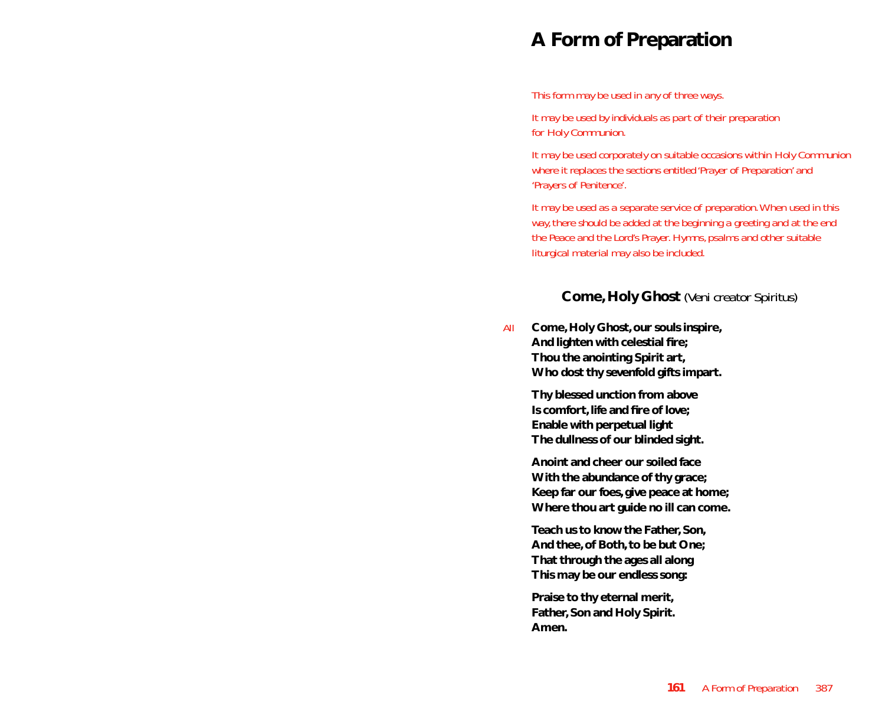# A Form of Preparation

*This form may be used in any of three ways.*

*It may be used by individuals as part of their preparation for Holy Communion.*

*It may be used corporately on suitable occasions within Holy Communion where it replaces the sections entitled 'Prayer of Preparation' and 'Prayers of Penitence'.*

*It may be used as a separate service of preparation. When used in this way, there should be added at the beginning a greeting and at the end the Peace and the Lord's Prayer. Hymns, psalms and other suitable liturgical material may also be included.*

## Come, Holy Ghost *(Veni creator Spiritus)*

*All* **Come, Holy Ghost, our souls inspire,**
**And lighten with celestial fire;**
**Thou the anointing Spirit art,**
**Who dost thy sevenfold gifts impart.**

**Thy blessed unction from above**
**Is comfort, life and fire of love;**
**Enable with perpetual light**
**The dullness of our blinded sight.**

**Anoint and cheer our soiled face**
**With the abundance of thy grace;**
**Keep far our foes, give peace at home;**
**Where thou art guide no ill can come.**

**Teach us to know the Father, Son,**
**And thee, of Both, to be but One;**
**That through the ages all along**
**This may be our endless song:**

**Praise to thy eternal merit,**
**Father, Son and Holy Spirit.**
**Amen.**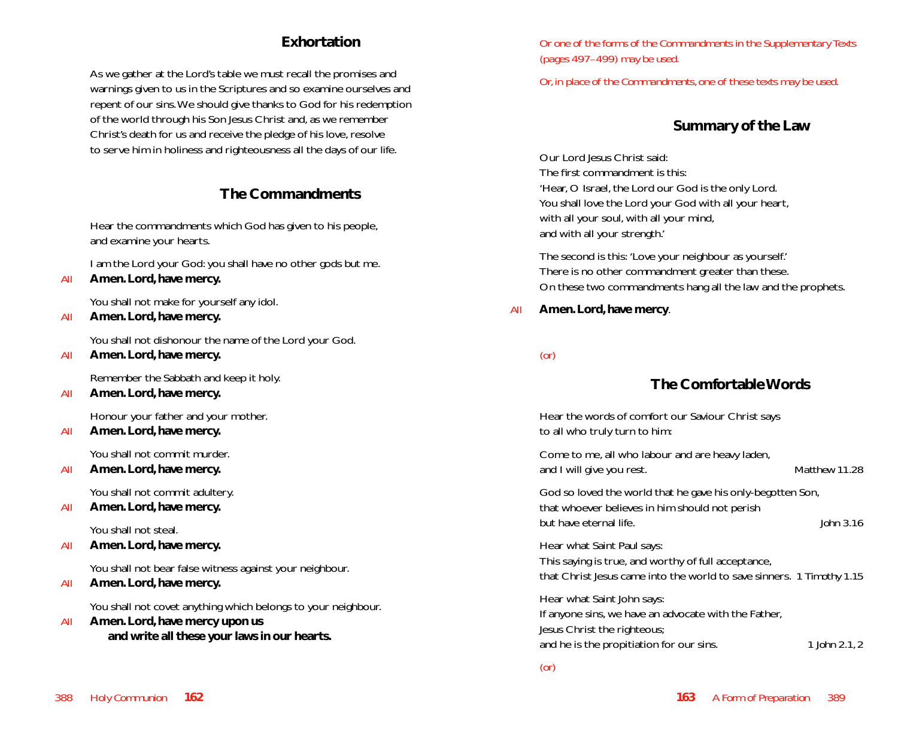## Exhortation

As we gather at the Lord's table we must recall the promises and warnings given to us in the Scriptures and so examine ourselves and repent of our sins. We should give thanks to God for his redemption of the world through his Son Jesus Christ and, as we remember Christ's death for us and receive the pledge of his love, resolve to serve him in holiness and righteousness all the days of our life.

## The Commandments

Hear the commandments which God has given to his people,
and examine your hearts.

I am the Lord your God: you shall have no other gods but me.

*All* **Amen. Lord, have mercy.**

You shall not make for yourself any idol.

*All* **Amen. Lord, have mercy.**

You shall not dishonour the name of the Lord your God.

*All* **Amen. Lord, have mercy.**

Remember the Sabbath and keep it holy.

*All* **Amen. Lord, have mercy.**

Honour your father and your mother.

*All* **Amen. Lord, have mercy.**

You shall not commit murder.

*All* **Amen. Lord, have mercy.**

You shall not commit adultery.

*All* **Amen. Lord, have mercy.**

You shall not steal.

*All* **Amen. Lord, have mercy.**

You shall not bear false witness against your neighbour.

*All* **Amen. Lord, have mercy.**

You shall not covet anything which belongs to your neighbour.

*All* **Amen. Lord, have mercy upon us**
**and write all these your laws in our hearts.**

*Or one of the forms of the Commandments in the Supplementary Texts (pages 497–499) may be used.*

*Or, in place of the Commandments, one of these texts may be used.*

## Summary of the Law

Our Lord Jesus Christ said:
The first commandment is this:
'Hear, O Israel, the Lord our God is the only Lord.
You shall love the Lord your God with all your heart,
with all your soul, with all your mind,
and with all your strength.'

The second is this: 'Love your neighbour as yourself.'
There is no other commandment greater than these.
On these two commandments hang all the law and the prophets.

*All* **Amen. Lord, have mercy**.

*(or)*

## The Comfortable Words

Hear the words of comfort our Saviour Christ says
to all who truly turn to him:

Come to me, all who labour and are heavy laden,
and I will give you rest. *Matthew 11.28*

God so loved the world that he gave his only-begotten Son,
that whoever believes in him should not perish
but have eternal life. *John 3.16*

Hear what Saint Paul says:
This saying is true, and worthy of full acceptance,
that Christ Jesus came into the world to save sinners. *1 Timothy 1.15*

Hear what Saint John says:
If anyone sins, we have an advocate with the Father,
Jesus Christ the righteous;
and he is the propitiation for our sins. *1 John 2.1, 2*

*(or)*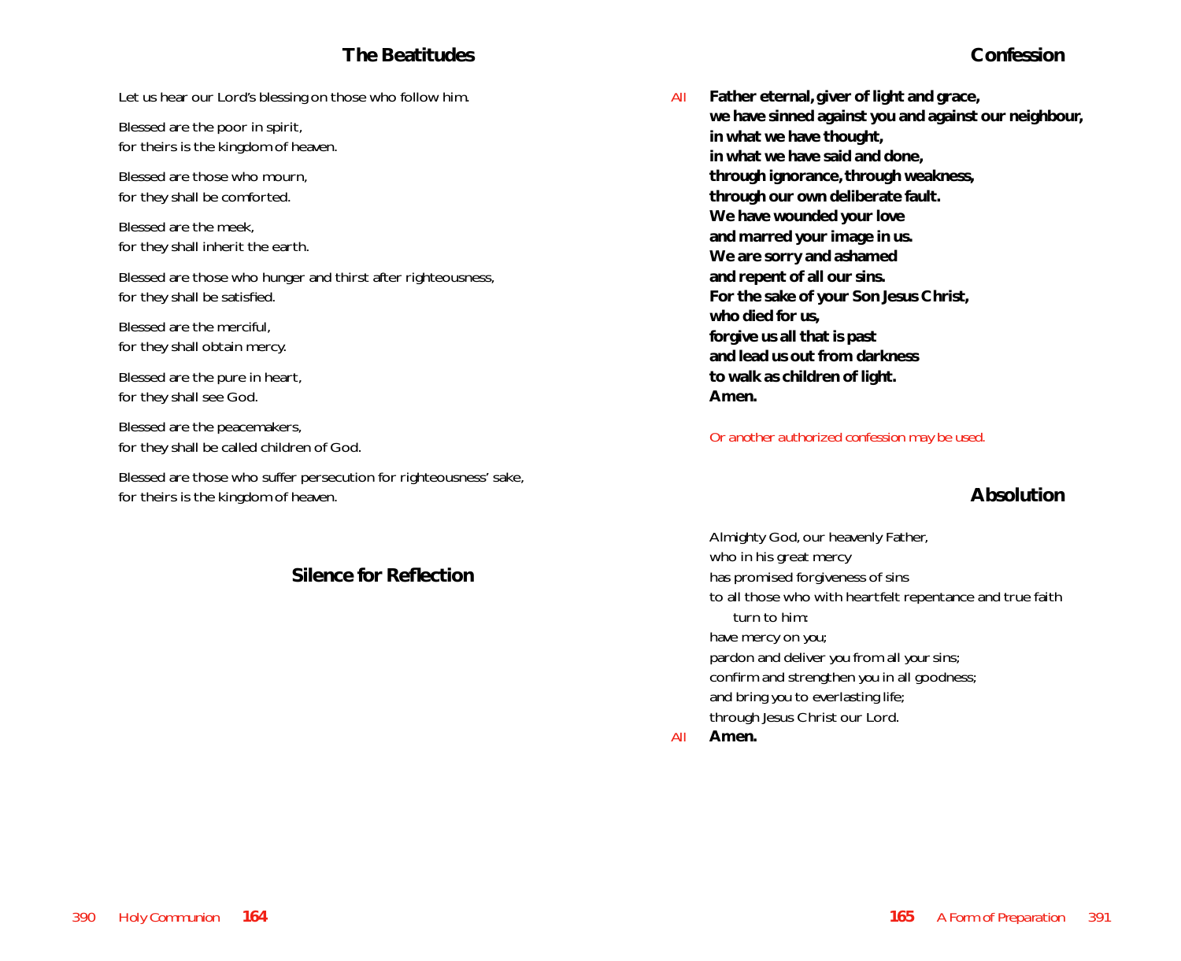## The Beatitudes

Let us hear our Lord's blessing on those who follow him.

Blessed are the poor in spirit,
for theirs is the kingdom of heaven.

Blessed are those who mourn,
for they shall be comforted.

Blessed are the meek,
for they shall inherit the earth.

Blessed are those who hunger and thirst after righteousness,
for they shall be satisfied.

Blessed are the merciful,
for they shall obtain mercy.

Blessed are the pure in heart,
for they shall see God.

Blessed are the peacemakers,
for they shall be called children of God.

Blessed are those who suffer persecution for righteousness' sake,
for theirs is the kingdom of heaven.

## Silence for Reflection

## Confession

*All* **Father eternal, giver of light and grace,**
**we have sinned against you and against our neighbour,**
**in what we have thought,**
**in what we have said and done,**
**through ignorance, through weakness,**
**through our own deliberate fault.**
**We have wounded your love**
**and marred your image in us.**
**We are sorry and ashamed**
**and repent of all our sins.**
**For the sake of your Son Jesus Christ,**
**who died for us,**
**forgive us all that is past**
**and lead us out from darkness**
**to walk as children of light.**
**Amen.**

*Or another authorized confession may be used.*

## Absolution

Almighty God, our heavenly Father,
who in his great mercy
has promised forgiveness of sins
to all those who with heartfelt repentance and true faith
turn to him:
have mercy on you;
pardon and deliver you from all your sins;
confirm and strengthen you in all goodness;
and bring you to everlasting life;
through Jesus Christ our Lord.

*All* **Amen.**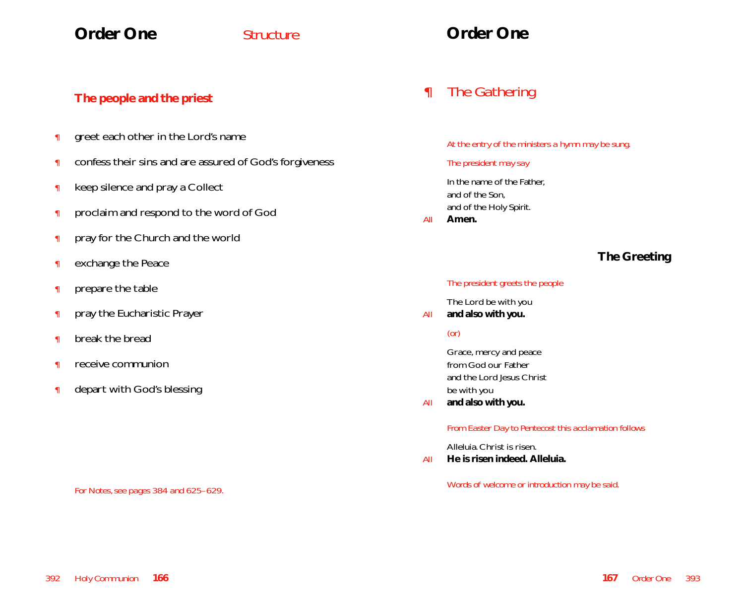# Order One

## Structure

### The people and the priest

¶ greet each other in the Lord's name

¶ confess their sins and are assured of God's forgiveness

¶ keep silence and pray a Collect

¶ proclaim and respond to the word of God

¶ pray for the Church and the world

¶ exchange the Peace

¶ prepare the table

¶ pray the Eucharistic Prayer

¶ break the bread

¶ receive communion

¶ depart with God's blessing

*For Notes, see pages 384 and 625–629.*

# Order One

## ¶ The Gathering

*At the entry of the ministers a hymn may be sung.*

*The president may say*

In the name of the Father,
and of the Son,
and of the Holy Spirit.

*All* **Amen.**

### The Greeting

*The president greets the people*

The Lord be with you

*All* **and also with you.**

*(or)*

Grace, mercy and peace
from God our Father
and the Lord Jesus Christ
be with you

*All* **and also with you.**

*From Easter Day to Pentecost this acclamation follows*

Alleluia. Christ is risen.

*All* **He is risen indeed. Alleluia.**

*Words of welcome or introduction may be said.*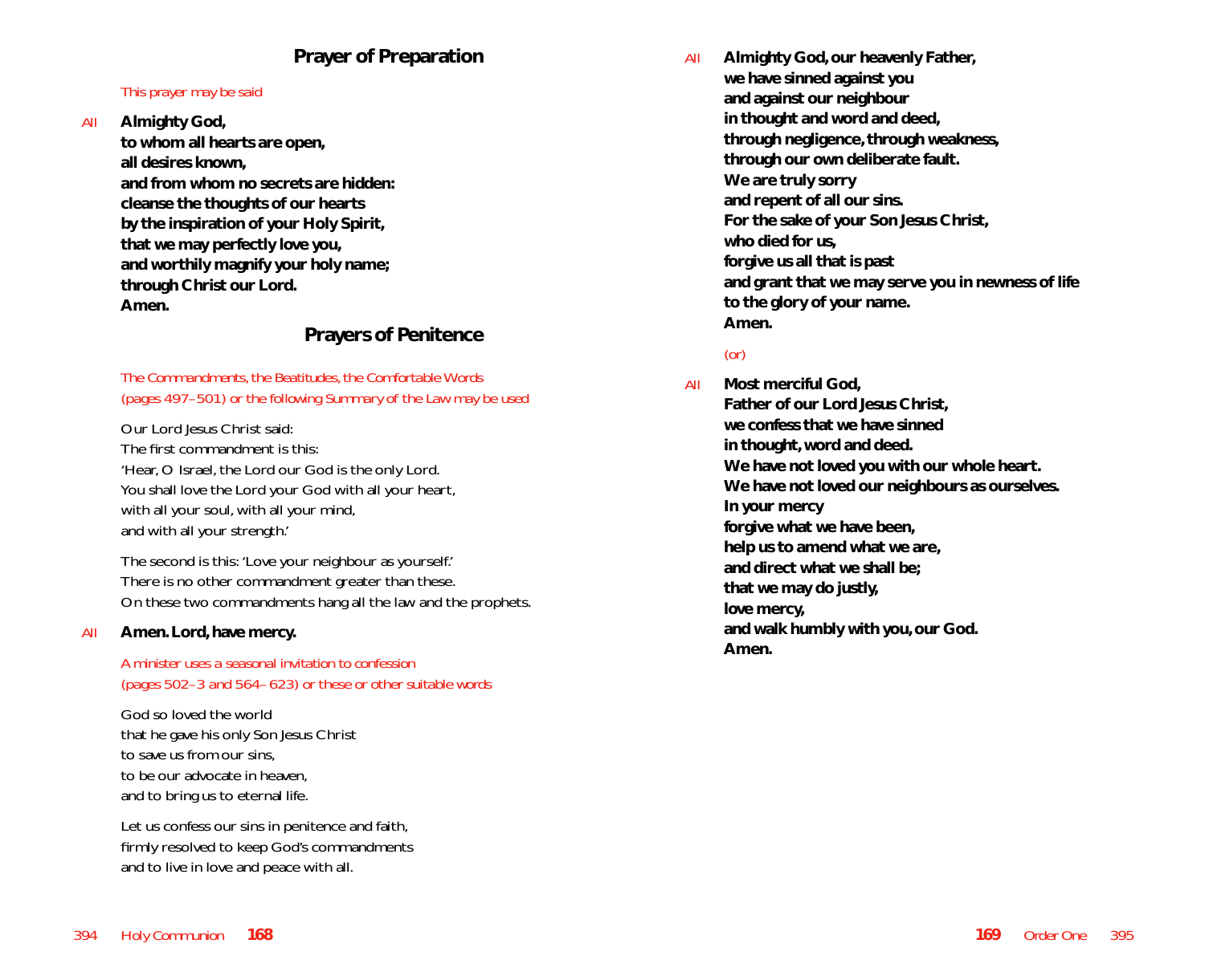## Prayer of Preparation

*This prayer may be said*

*All* **Almighty God,**
**to whom all hearts are open,**
**all desires known,**
**and from whom no secrets are hidden:**
**cleanse the thoughts of our hearts**
**by the inspiration of your Holy Spirit,**
**that we may perfectly love you,**
**and worthily magnify your holy name;**
**through Christ our Lord.**
**Amen.**

## Prayers of Penitence

*The Commandments, the Beatitudes, the Comfortable Words (pages 497–501) or the following Summary of the Law may be used*

Our Lord Jesus Christ said:
The first commandment is this:
'Hear, O Israel, the Lord our God is the only Lord.
You shall love the Lord your God with all your heart,
with all your soul, with all your mind,
and with all your strength.'

The second is this: 'Love your neighbour as yourself.'
There is no other commandment greater than these.
On these two commandments hang all the law and the prophets.

*All* **Amen. Lord, have mercy.**

*A minister uses a seasonal invitation to confession (pages 502–3 and 564–623) or these or other suitable words*

God so loved the world
that he gave his only Son Jesus Christ
to save us from our sins,
to be our advocate in heaven,
and to bring us to eternal life.

Let us confess our sins in penitence and faith,
firmly resolved to keep God's commandments
and to live in love and peace with all.

*All* **Almighty God, our heavenly Father,**
**we have sinned against you**
**and against our neighbour**
**in thought and word and deed,**
**through negligence, through weakness,**
**through our own deliberate fault.**
**We are truly sorry**
**and repent of all our sins.**
**For the sake of your Son Jesus Christ,**
**who died for us,**
**forgive us all that is past**
**and grant that we may serve you in newness of life**
**to the glory of your name.**
**Amen.**

*(or)*

*All* **Most merciful God,**
**Father of our Lord Jesus Christ,**
**we confess that we have sinned**
**in thought, word and deed.**
**We have not loved you with our whole heart.**
**We have not loved our neighbours as ourselves.**
**In your mercy**
**forgive what we have been,**
**help us to amend what we are,**
**and direct what we shall be;**
**that we may do justly,**
**love mercy,**
**and walk humbly with you, our God.**
**Amen.**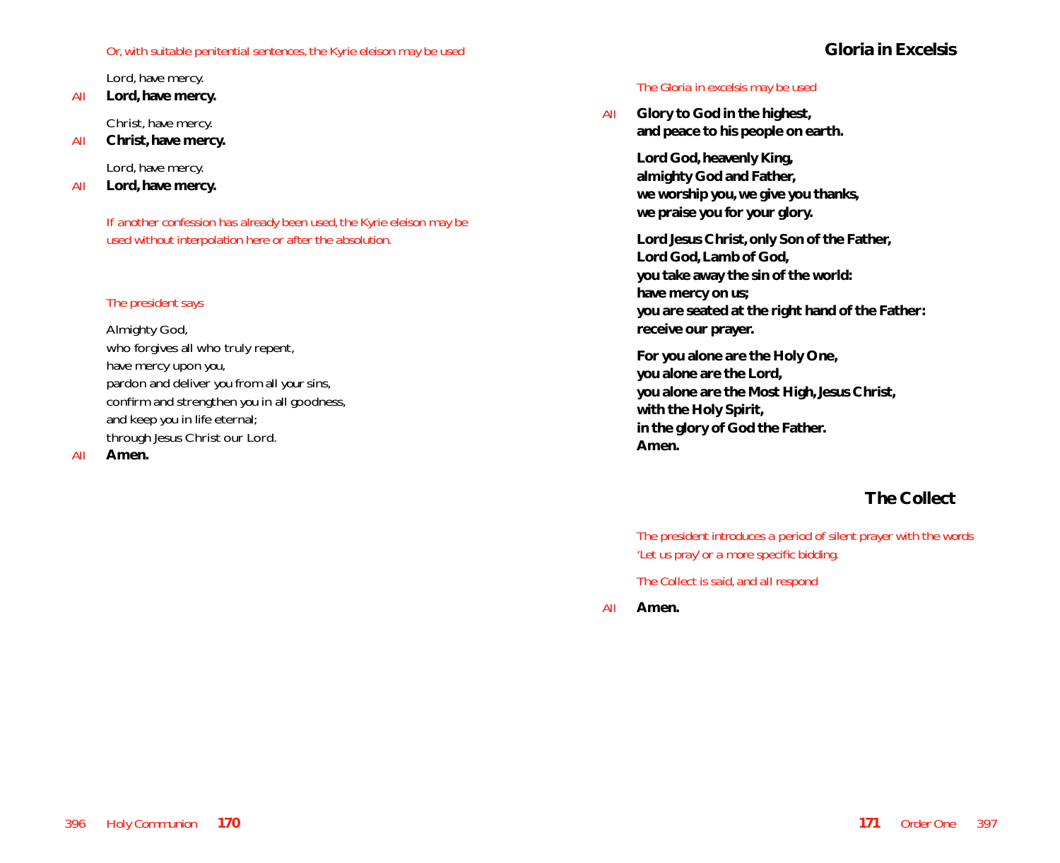*Or, with suitable penitential sentences, the Kyrie eleison may be used*

Lord, have mercy.

*All* **Lord, have mercy.**

Christ, have mercy.

*All* **Christ, have mercy.**

Lord, have mercy.

*All* **Lord, have mercy.**

*If another confession has already been used, the Kyrie eleison may be used without interpolation here or after the absolution.*

*The president says*

Almighty God,
who forgives all who truly repent,
have mercy upon you,
pardon and deliver you from all your sins,
confirm and strengthen you in all goodness,
and keep you in life eternal;
through Jesus Christ our Lord.

*All* **Amen.**

## Gloria in Excelsis

*The Gloria in excelsis may be used*

*All* **Glory to God in the highest,
and peace to his people on earth.**

**Lord God, heavenly King,
almighty God and Father,
we worship you, we give you thanks,
we praise you for your glory.**

**Lord Jesus Christ, only Son of the Father,
Lord God, Lamb of God,
you take away the sin of the world:
have mercy on us;
you are seated at the right hand of the Father:
receive our prayer.**

**For you alone are the Holy One,
you alone are the Lord,
you alone are the Most High, Jesus Christ,
with the Holy Spirit,
in the glory of God the Father.
Amen.**

## The Collect

*The president introduces a period of silent prayer with the words 'Let us pray' or a more specific bidding.*

*The Collect is said, and all respond*

*All* **Amen.**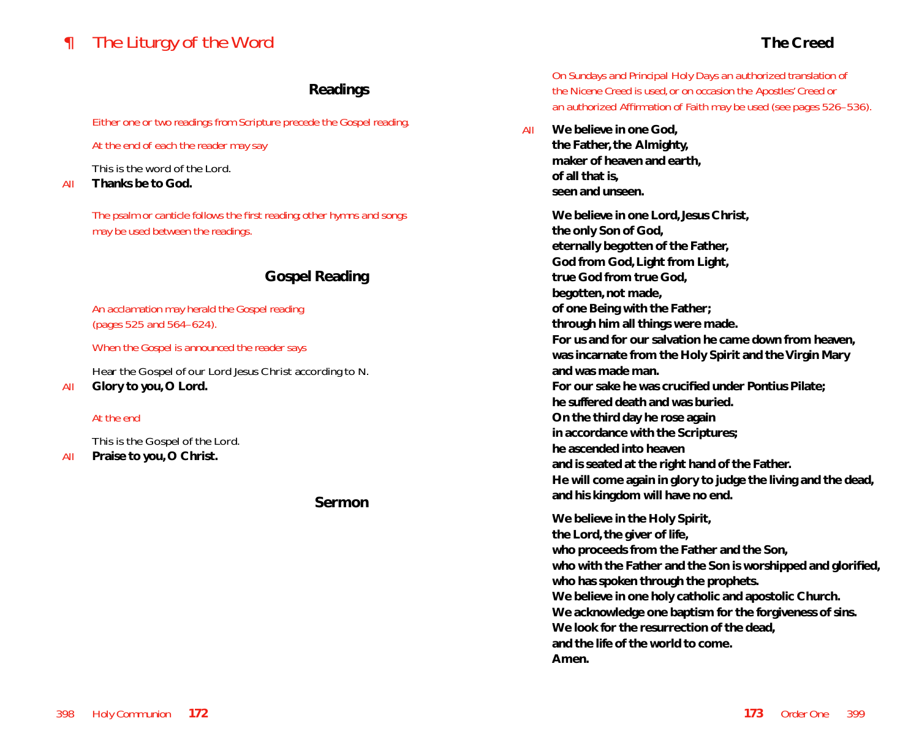## ¶ The Liturgy of the Word

### Readings

*Either one or two readings from Scripture precede the Gospel reading.*

*At the end of each the reader may say*

This is the word of the Lord.

*All* **Thanks be to God.**

*The psalm or canticle follows the first reading; other hymns and songs may be used between the readings.*

### Gospel Reading

*An acclamation may herald the Gospel reading (pages 525 and 564–624).*

*When the Gospel is announced the reader says*

Hear the Gospel of our Lord Jesus Christ according to N.

*All* **Glory to you, O Lord.**

*At the end*

This is the Gospel of the Lord.

*All* **Praise to you, O Christ.**

### Sermon

### The Creed

*On Sundays and Principal Holy Days an authorized translation of the Nicene Creed is used, or on occasion the Apostles' Creed or an authorized Affirmation of Faith may be used (see pages 526–536).*

*All* **We believe in one God,**
**the Father, the Almighty,**
**maker of heaven and earth,**
**of all that is,**
**seen and unseen.**

**We believe in one Lord, Jesus Christ,**
**the only Son of God,**
**eternally begotten of the Father,**
**God from God, Light from Light,**
**true God from true God,**
**begotten, not made,**
**of one Being with the Father;**
**through him all things were made.**
**For us and for our salvation he came down from heaven,**
**was incarnate from the Holy Spirit and the Virgin Mary**
**and was made man.**
**For our sake he was crucified under Pontius Pilate;**
**he suffered death and was buried.**
**On the third day he rose again**
**in accordance with the Scriptures;**
**he ascended into heaven**
**and is seated at the right hand of the Father.**
**He will come again in glory to judge the living and the dead,**
**and his kingdom will have no end.**

**We believe in the Holy Spirit,**
**the Lord, the giver of life,**
**who proceeds from the Father and the Son,**
**who with the Father and the Son is worshipped and glorified,**
**who has spoken through the prophets.**
**We believe in one holy catholic and apostolic Church.**
**We acknowledge one baptism for the forgiveness of sins.**
**We look for the resurrection of the dead,**
**and the life of the world to come.**
**Amen.**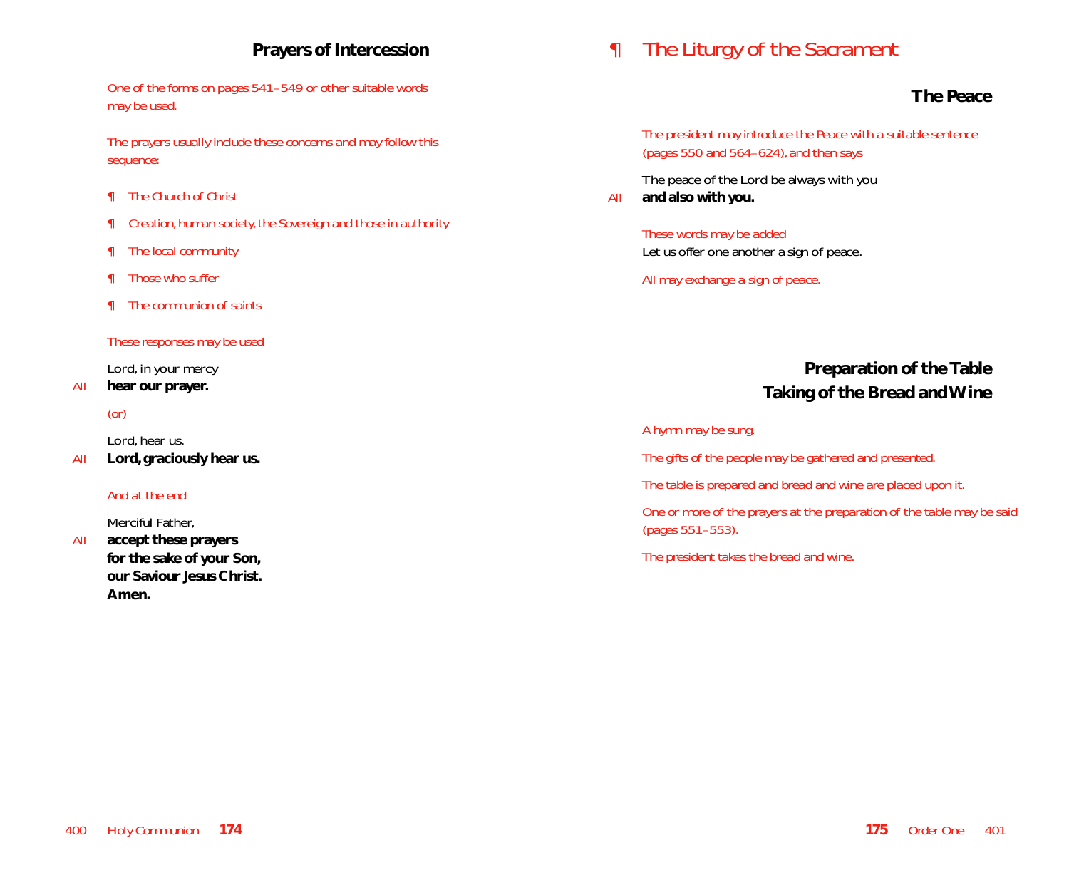## Prayers of Intercession

*One of the forms on pages 541–549 or other suitable words may be used.*

*The prayers usually include these concerns and may follow this sequence:*

- *The Church of Christ*
- *Creation, human society, the Sovereign and those in authority*
- *The local community*
- *Those who suffer*
- *The communion of saints*

*These responses may be used*

Lord, in your mercy

*All* **hear our prayer.**

*(or)*

Lord, hear us.

*All* **Lord, graciously hear us.**

*And at the end*

Merciful Father,

*All* **accept these prayers**
**for the sake of your Son,**
**our Saviour Jesus Christ.**
**Amen.**

# ¶ The Liturgy of the Sacrament

## The Peace

*The president may introduce the Peace with a suitable sentence (pages 550 and 564–624), and then says*

The peace of the Lord be always with you

*All* **and also with you.**

*These words may be added*

Let us offer one another a sign of peace.

*All may exchange a sign of peace.*

## Preparation of the Table
## Taking of the Bread and Wine

*A hymn may be sung.*

*The gifts of the people may be gathered and presented.*

*The table is prepared and bread and wine are placed upon it.*

*One or more of the prayers at the preparation of the table may be said (pages 551–553).*

*The president takes the bread and wine.*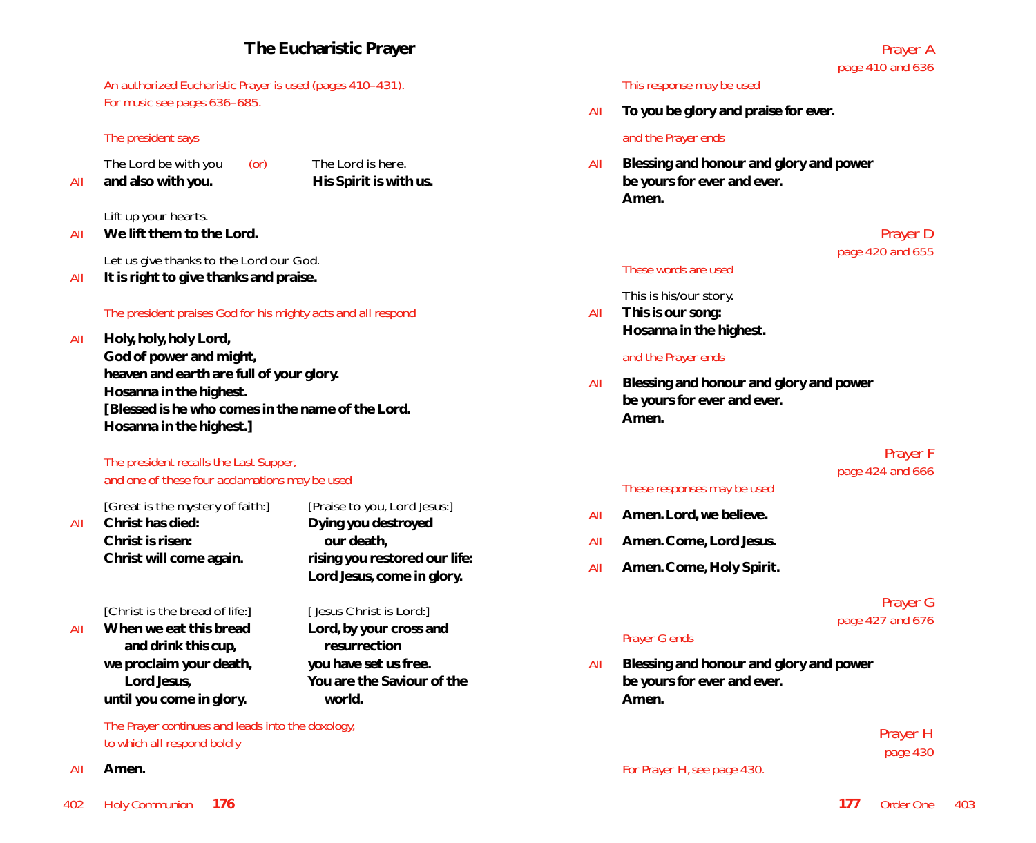## The Eucharistic Prayer

*An authorized Eucharistic Prayer is used (pages 410–431).*
*For music see pages 636–685.*

*The president says*

The Lord be with you *(or)* The Lord is here.

*All* **and also with you.** **His Spirit is with us.**

Lift up your hearts.

*All* **We lift them to the Lord.**

Let us give thanks to the Lord our God.

*All* **It is right to give thanks and praise.**

*The president praises God for his mighty acts and all respond*

*All* **Holy, holy, holy Lord,**
**God of power and might,**
**heaven and earth are full of your glory.**
**Hosanna in the highest.**
**[Blessed is he who comes in the name of the Lord.**
**Hosanna in the highest.]**

*The president recalls the Last Supper,*
*and one of these four acclamations may be used*

[Great is the mystery of faith:]

*All* **Christ has died:**
**Christ is risen:**
**Christ will come again.**

[Praise to you, Lord Jesus:]

**Dying you destroyed our death,**
**rising you restored our life:**
**Lord Jesus, come in glory.**

[Christ is the bread of life:]

*All* **When we eat this bread and drink this cup,**
**we proclaim your death, Lord Jesus,**
**until you come in glory.**

[ Jesus Christ is Lord:]

**Lord, by your cross and resurrection**
**you have set us free.**
**You are the Saviour of the world.**

*The Prayer continues and leads into the doxology,*
*to which all respond boldly*

*All* **Amen.**

*Prayer A*
*page 410 and 636*

*This response may be used*

*All* **To you be glory and praise for ever.**

*and the Prayer ends*

*All* **Blessing and honour and glory and power**
**be yours for ever and ever.**
**Amen.**

*Prayer D*
*page 420 and 655*

*These words are used*

This is his/our story.

*All* **This is our song:**
**Hosanna in the highest.**

*and the Prayer ends*

*All* **Blessing and honour and glory and power**
**be yours for ever and ever.**
**Amen.**

*Prayer F*
*page 424 and 666*

*These responses may be used*

*All* **Amen. Lord, we believe.**

*All* **Amen. Come, Lord Jesus.**

*All* **Amen. Come, Holy Spirit.**

*Prayer G*
*page 427 and 676*

*Prayer G ends*

*All* **Blessing and honour and glory and power**
**be yours for ever and ever.**
**Amen.**

*Prayer H*
*page 430*

*For Prayer H, see page 430.*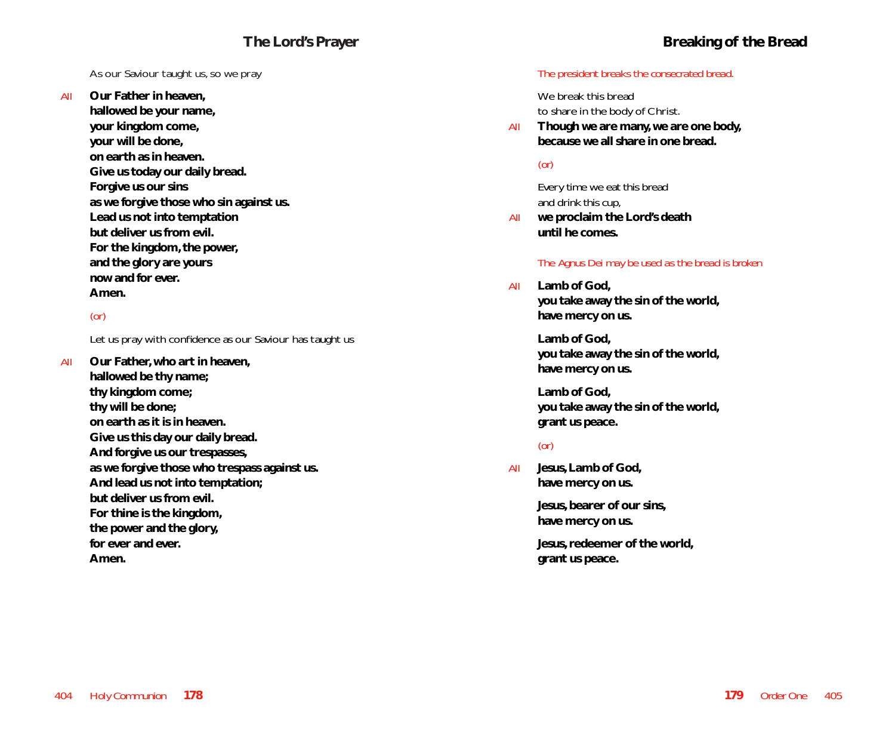## The Lord's Prayer

As our Saviour taught us, so we pray

All **Our Father in heaven,**
**hallowed be your name,**
**your kingdom come,**
**your will be done,**
**on earth as in heaven.**
**Give us today our daily bread.**
**Forgive us our sins**
**as we forgive those who sin against us.**
**Lead us not into temptation**
**but deliver us from evil.**
**For the kingdom, the power,**
**and the glory are yours**
**now and for ever.**
**Amen.**

*(or)*

Let us pray with confidence as our Saviour has taught us

All **Our Father, who art in heaven,**
**hallowed be thy name;**
**thy kingdom come;**
**thy will be done;**
**on earth as it is in heaven.**
**Give us this day our daily bread.**
**And forgive us our trespasses,**
**as we forgive those who trespass against us.**
**And lead us not into temptation;**
**but deliver us from evil.**
**For thine is the kingdom,**
**the power and the glory,**
**for ever and ever.**
**Amen.**

## Breaking of the Bread

*The president breaks the consecrated bread.*

We break this bread
to share in the body of Christ.

All **Though we are many, we are one body,**
**because we all share in one bread.**

*(or)*

Every time we eat this bread
and drink this cup,

All **we proclaim the Lord's death**
**until he comes.**

*The Agnus Dei may be used as the bread is broken*

All **Lamb of God,**
**you take away the sin of the world,**
**have mercy on us.**

**Lamb of God,**
**you take away the sin of the world,**
**have mercy on us.**

**Lamb of God,**
**you take away the sin of the world,**
**grant us peace.**

*(or)*

All **Jesus, Lamb of God,**
**have mercy on us.**

**Jesus, bearer of our sins,**
**have mercy on us.**

**Jesus, redeemer of the world,**
**grant us peace.**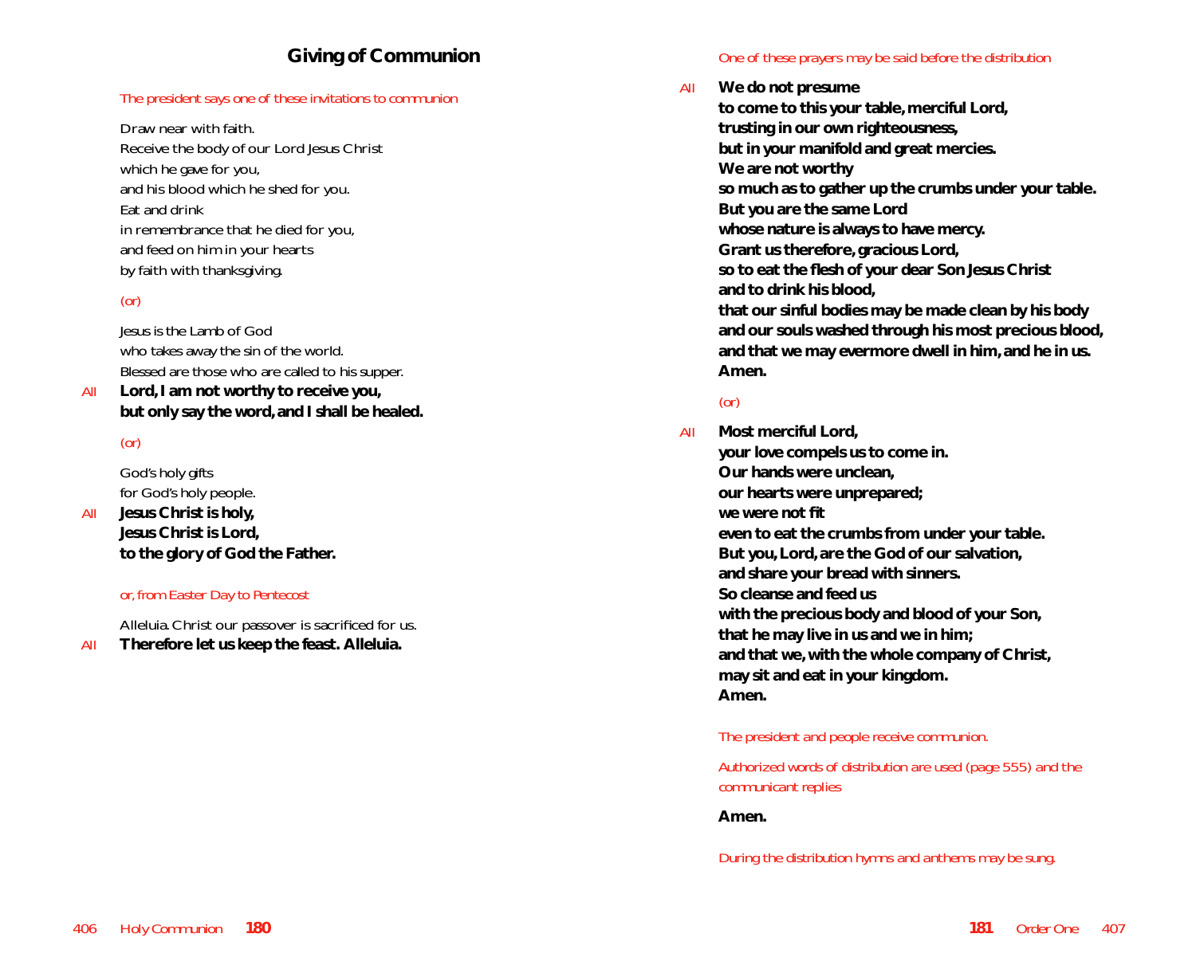## Giving of Communion

*The president says one of these invitations to communion*

Draw near with faith.
Receive the body of our Lord Jesus Christ
which he gave for you,
and his blood which he shed for you.
Eat and drink
in remembrance that he died for you,
and feed on him in your hearts
by faith with thanksgiving.

*(or)*

Jesus is the Lamb of God
who takes away the sin of the world.
Blessed are those who are called to his supper.

*All* **Lord, I am not worthy to receive you,
but only say the word, and I shall be healed.**

*(or)*

God's holy gifts
for God's holy people.

*All* **Jesus Christ is holy,
Jesus Christ is Lord,
to the glory of God the Father.**

*or, from Easter Day to Pentecost*

Alleluia. Christ our passover is sacrificed for us.

*All* **Therefore let us keep the feast. Alleluia.**

*One of these prayers may be said before the distribution*

*All* **We do not presume
to come to this your table, merciful Lord,
trusting in our own righteousness,
but in your manifold and great mercies.
We are not worthy
so much as to gather up the crumbs under your table.
But you are the same Lord
whose nature is always to have mercy.
Grant us therefore, gracious Lord,
so to eat the flesh of your dear Son Jesus Christ
and to drink his blood,
that our sinful bodies may be made clean by his body
and our souls washed through his most precious blood,
and that we may evermore dwell in him, and he in us.
Amen.**

*(or)*

*All* **Most merciful Lord,
your love compels us to come in.
Our hands were unclean,
our hearts were unprepared;
we were not fit
even to eat the crumbs from under your table.
But you, Lord, are the God of our salvation,
and share your bread with sinners.
So cleanse and feed us
with the precious body and blood of your Son,
that he may live in us and we in him;
and that we, with the whole company of Christ,
may sit and eat in your kingdom.
Amen.**

*The president and people receive communion.*

*Authorized words of distribution are used (page 555) and the communicant replies*

**Amen.**

*During the distribution hymns and anthems may be sung.*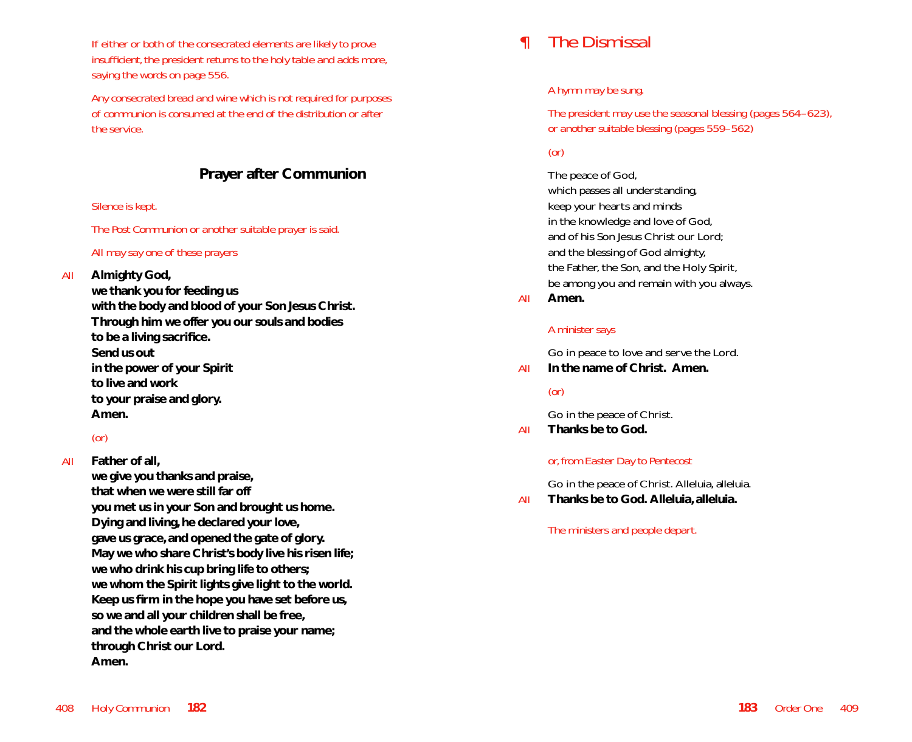*If either or both of the consecrated elements are likely to prove insufficient, the president returns to the holy table and adds more, saying the words on page 556.*

*Any consecrated bread and wine which is not required for purposes of communion is consumed at the end of the distribution or after the service.*

## Prayer after Communion

*Silence is kept.*

*The Post Communion or another suitable prayer is said.*

*All may say one of these prayers*

*All* **Almighty God,**
**we thank you for feeding us**
**with the body and blood of your Son Jesus Christ.**
**Through him we offer you our souls and bodies**
**to be a living sacrifice.**
**Send us out**
**in the power of your Spirit**
**to live and work**
**to your praise and glory.**
**Amen.**

*(or)*

*All* **Father of all,**
**we give you thanks and praise,**
**that when we were still far off**
**you met us in your Son and brought us home.**
**Dying and living, he declared your love,**
**gave us grace, and opened the gate of glory.**
**May we who share Christ's body live his risen life;**
**we who drink his cup bring life to others;**
**we whom the Spirit lights give light to the world.**
**Keep us firm in the hope you have set before us,**
**so we and all your children shall be free,**
**and the whole earth live to praise your name;**
**through Christ our Lord.**
**Amen.**

## ¶ The Dismissal

*A hymn may be sung.*

*The president may use the seasonal blessing (pages 564–623), or another suitable blessing (pages 559–562)*

*(or)*

The peace of God,
which passes all understanding,
keep your hearts and minds
in the knowledge and love of God,
and of his Son Jesus Christ our Lord;
and the blessing of God almighty,
the Father, the Son, and the Holy Spirit,
be among you and remain with you always.

*All* **Amen.**

*A minister says*

Go in peace to love and serve the Lord.

*All* **In the name of Christ. Amen.**

*(or)*

Go in the peace of Christ.

*All* **Thanks be to God.**

*or, from Easter Day to Pentecost*

Go in the peace of Christ. Alleluia, alleluia.

*All* **Thanks be to God. Alleluia, alleluia.**

*The ministers and people depart.*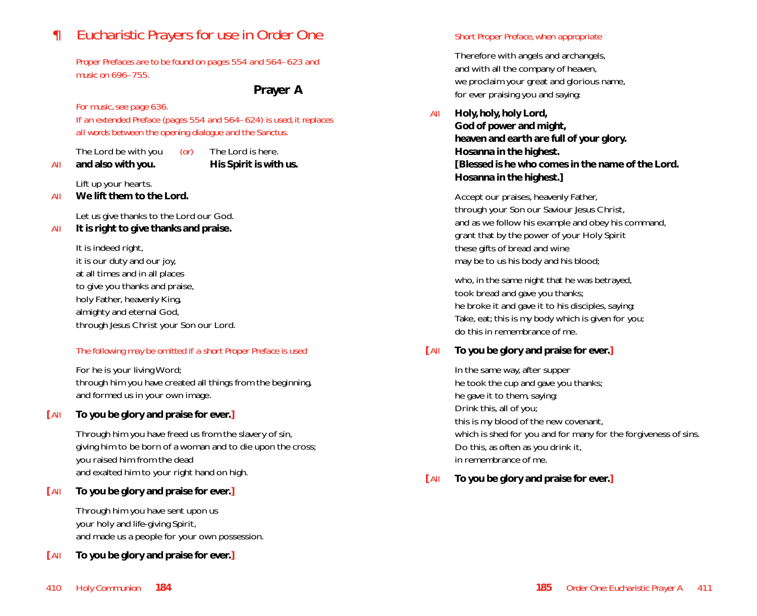# ¶ Eucharistic Prayers for use in Order One

*Proper Prefaces are to be found on pages 554 and 564–623 and music on 696–755.*

## Prayer A

*For music, see page 636.*

*If an extended Preface (pages 554 and 564–624) is used, it replaces all words between the opening dialogue and the Sanctus.*

The Lord be with you *(or)* The Lord is here.

*All* **and also with you.** **His Spirit is with us.**

Lift up your hearts.

*All* **We lift them to the Lord.**

Let us give thanks to the Lord our God.

*All* **It is right to give thanks and praise.**

It is indeed right,
it is our duty and our joy,
at all times and in all places
to give you thanks and praise,
holy Father, heavenly King,
almighty and eternal God,
through Jesus Christ your Son our Lord.

*The following may be omitted if a short Proper Preface is used*

For he is your living Word;
through him you have created all things from the beginning,
and formed us in your own image.

[*All* **To you be glory and praise for ever.**]

Through him you have freed us from the slavery of sin,
giving him to be born of a woman and to die upon the cross;
you raised him from the dead
and exalted him to your right hand on high.

[*All* **To you be glory and praise for ever.**]

Through him you have sent upon us
your holy and life-giving Spirit,
and made us a people for your own possession.

[*All* **To you be glory and praise for ever.**]

*Short Proper Preface, when appropriate*

Therefore with angels and archangels,
and with all the company of heaven,
we proclaim your great and glorious name,
for ever praising you and saying:

*All* **Holy, holy, holy Lord,**
**God of power and might,**
**heaven and earth are full of your glory.**
**Hosanna in the highest.**
**[Blessed is he who comes in the name of the Lord.**
**Hosanna in the highest.]**

Accept our praises, heavenly Father,
through your Son our Saviour Jesus Christ,
and as we follow his example and obey his command,
grant that by the power of your Holy Spirit
these gifts of bread and wine
may be to us his body and his blood;

who, in the same night that he was betrayed,
took bread and gave you thanks;
he broke it and gave it to his disciples, saying:
Take, eat; this is my body which is given for you;
do this in remembrance of me.

[*All* **To you be glory and praise for ever.**]

In the same way, after supper
he took the cup and gave you thanks;
he gave it to them, saying:
Drink this, all of you;
this is my blood of the new covenant,
which is shed for you and for many for the forgiveness of sins.
Do this, as often as you drink it,
in remembrance of me.

[*All* **To you be glory and praise for ever.**]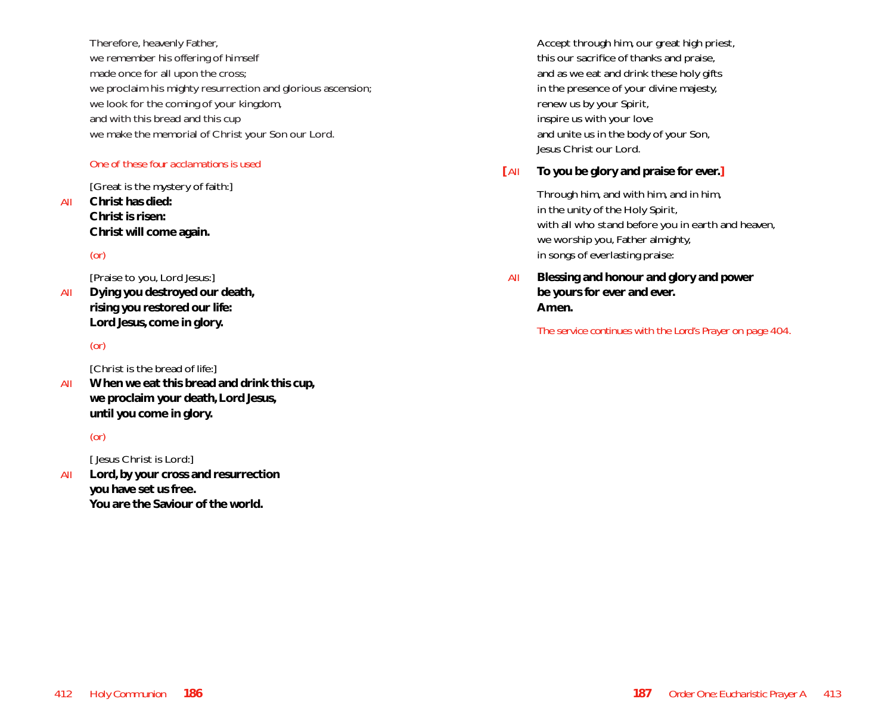Therefore, heavenly Father,
we remember his offering of himself
made once for all upon the cross;
we proclaim his mighty resurrection and glorious ascension;
we look for the coming of your kingdom,
and with this bread and this cup
we make the memorial of Christ your Son our Lord.

*One of these four acclamations is used*

[Great is the mystery of faith:]

All **Christ has died:**
**Christ is risen:**
**Christ will come again.**

*(or)*

[Praise to you, Lord Jesus:]

All **Dying you destroyed our death,**
**rising you restored our life:**
**Lord Jesus, come in glory.**

*(or)*

[Christ is the bread of life:]

All **When we eat this bread and drink this cup,**
**we proclaim your death, Lord Jesus,**
**until you come in glory.**

*(or)*

[ Jesus Christ is Lord:]

All **Lord, by your cross and resurrection**
**you have set us free.**
**You are the Saviour of the world.**

Accept through him, our great high priest,
this our sacrifice of thanks and praise,
and as we eat and drink these holy gifts
in the presence of your divine majesty,
renew us by your Spirit,
inspire us with your love
and unite us in the body of your Son,
Jesus Christ our Lord.

[ All **To you be glory and praise for ever.** ]

Through him, and with him, and in him,
in the unity of the Holy Spirit,
with all who stand before you in earth and heaven,
we worship you, Father almighty,
in songs of everlasting praise:

All **Blessing and honour and glory and power**
**be yours for ever and ever.**
**Amen.**

*The service continues with the Lord's Prayer on page 404.*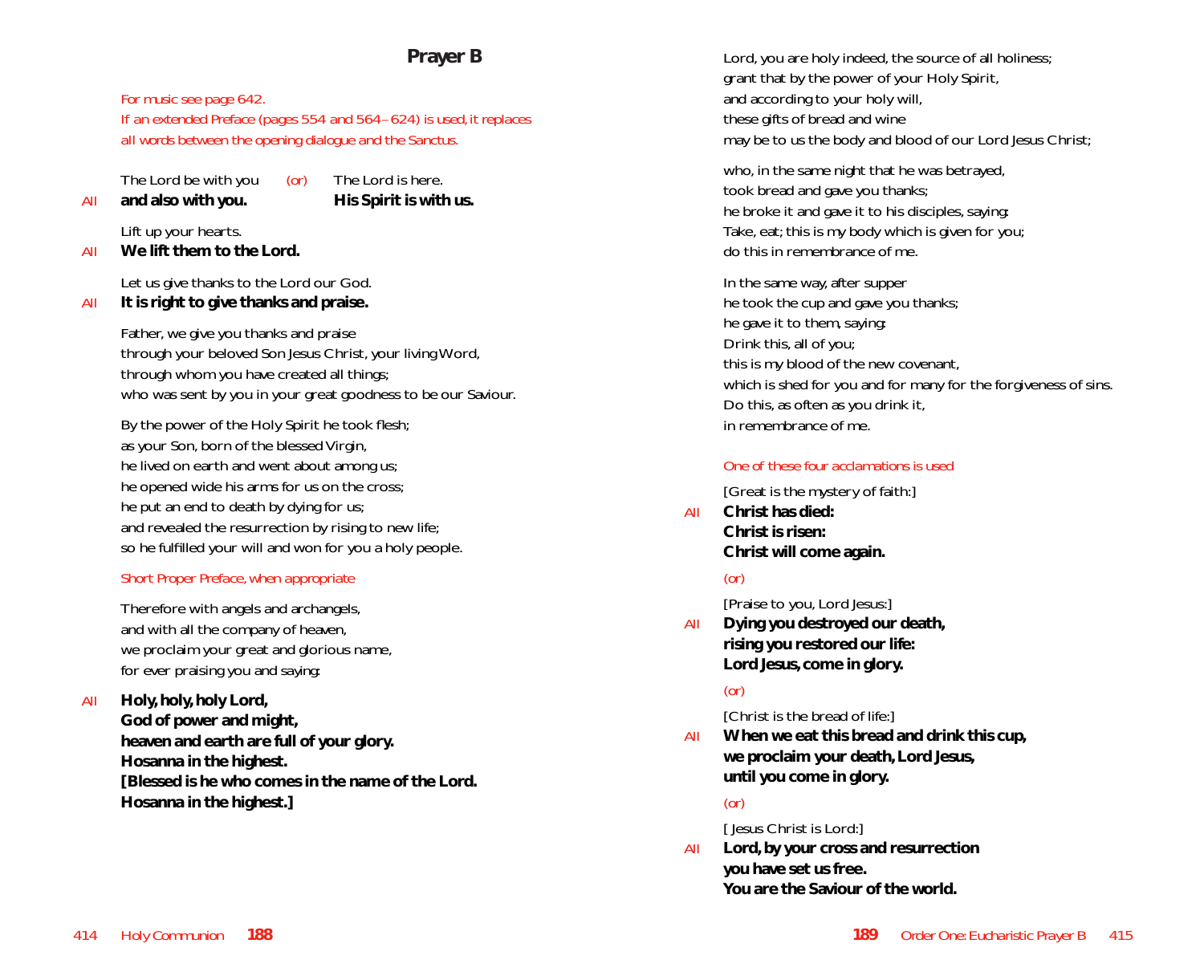## Prayer B

*For music see page 642.*
*If an extended Preface (pages 554 and 564–624) is used, it replaces all words between the opening dialogue and the Sanctus.*

The Lord be with you (or) The Lord is here.
*All* **and also with you.** **His Spirit is with us.**

Lift up your hearts.
*All* **We lift them to the Lord.**

Let us give thanks to the Lord our God.
*All* **It is right to give thanks and praise.**

Father, we give you thanks and praise
through your beloved Son Jesus Christ, your living Word,
through whom you have created all things;
who was sent by you in your great goodness to be our Saviour.

By the power of the Holy Spirit he took flesh;
as your Son, born of the blessed Virgin,
he lived on earth and went about among us;
he opened wide his arms for us on the cross;
he put an end to death by dying for us;
and revealed the resurrection by rising to new life;
so he fulfilled your will and won for you a holy people.

*Short Proper Preface, when appropriate*

Therefore with angels and archangels,
and with all the company of heaven,
we proclaim your great and glorious name,
for ever praising you and saying:

*All* **Holy, holy, holy Lord,**
**God of power and might,**
**heaven and earth are full of your glory.**
**Hosanna in the highest.**
**[Blessed is he who comes in the name of the Lord.**
**Hosanna in the highest.]**

Lord, you are holy indeed, the source of all holiness;
grant that by the power of your Holy Spirit,
and according to your holy will,
these gifts of bread and wine
may be to us the body and blood of our Lord Jesus Christ;

who, in the same night that he was betrayed,
took bread and gave you thanks;
he broke it and gave it to his disciples, saying:
Take, eat; this is my body which is given for you;
do this in remembrance of me.

In the same way, after supper
he took the cup and gave you thanks;
he gave it to them, saying:
Drink this, all of you;
this is my blood of the new covenant,
which is shed for you and for many for the forgiveness of sins.
Do this, as often as you drink it,
in remembrance of me.

*One of these four acclamations is used*

[Great is the mystery of faith:]
*All* **Christ has died:**
**Christ is risen:**
**Christ will come again.**

*(or)*

[Praise to you, Lord Jesus:]
*All* **Dying you destroyed our death,**
**rising you restored our life:**
**Lord Jesus, come in glory.**

*(or)*

[Christ is the bread of life:]
*All* **When we eat this bread and drink this cup,**
**we proclaim your death, Lord Jesus,**
**until you come in glory.**

*(or)*

[Jesus Christ is Lord:]
*All* **Lord, by your cross and resurrection**
**you have set us free.**
**You are the Saviour of the world.**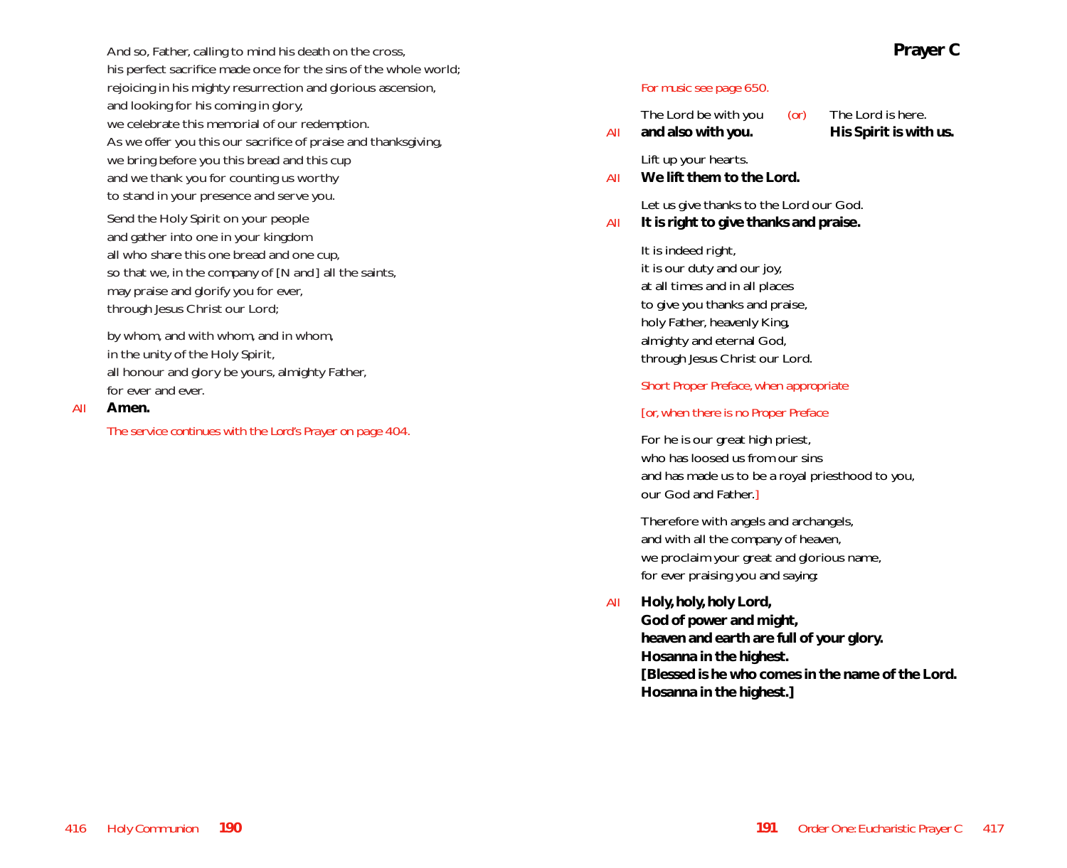And so, Father, calling to mind his death on the cross,
his perfect sacrifice made once for the sins of the whole world;
rejoicing in his mighty resurrection and glorious ascension,
and looking for his coming in glory,
we celebrate this memorial of our redemption.
As we offer you this our sacrifice of praise and thanksgiving,
we bring before you this bread and this cup
and we thank you for counting us worthy
to stand in your presence and serve you.

Send the Holy Spirit on your people
and gather into one in your kingdom
all who share this one bread and one cup,
so that we, in the company of [N and] all the saints,
may praise and glorify you for ever,
through Jesus Christ our Lord;

by whom, and with whom, and in whom,
in the unity of the Holy Spirit,
all honour and glory be yours, almighty Father,
for ever and ever.

*All* **Amen.**

*The service continues with the Lord's Prayer on page 404.*

## Prayer C

*For music see page 650.*

The Lord be with you *(or)* The Lord is here.
*All* **and also with you.** **His Spirit is with us.**

Lift up your hearts.
*All* **We lift them to the Lord.**

Let us give thanks to the Lord our God.
*All* **It is right to give thanks and praise.**

It is indeed right,
it is our duty and our joy,
at all times and in all places
to give you thanks and praise,
holy Father, heavenly King,
almighty and eternal God,
through Jesus Christ our Lord.

*Short Proper Preface, when appropriate*

*[or, when there is no Proper Preface*

For he is our great high priest,
who has loosed us from our sins
and has made us to be a royal priesthood to you,
our God and Father.]

Therefore with angels and archangels,
and with all the company of heaven,
we proclaim your great and glorious name,
for ever praising you and saying:

*All* **Holy, holy, holy Lord,**
**God of power and might,**
**heaven and earth are full of your glory.**
**Hosanna in the highest.**
**[Blessed is he who comes in the name of the Lord.**
**Hosanna in the highest.]**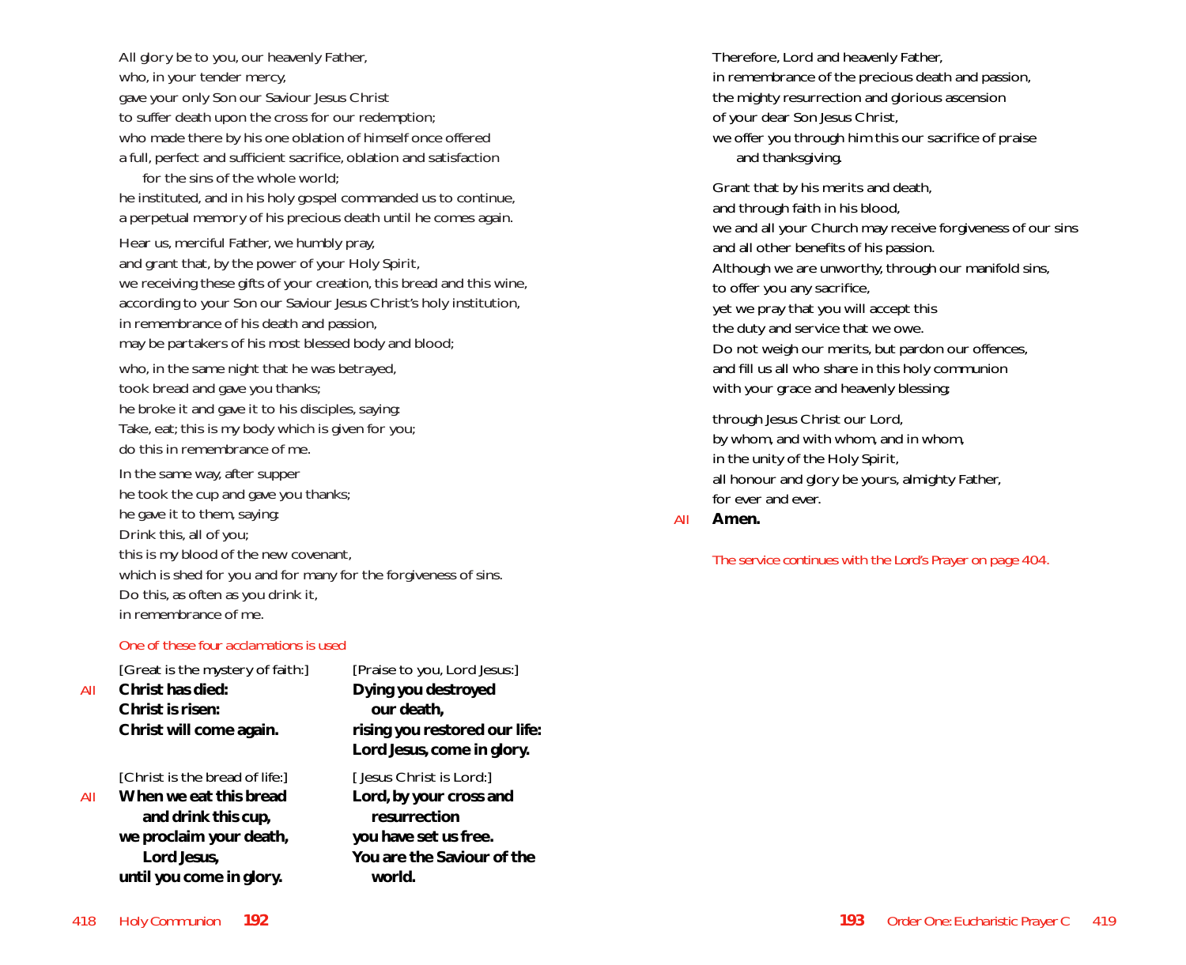All glory be to you, our heavenly Father,
who, in your tender mercy,
gave your only Son our Saviour Jesus Christ
to suffer death upon the cross for our redemption;
who made there by his one oblation of himself once offered
a full, perfect and sufficient sacrifice, oblation and satisfaction
for the sins of the whole world;
he instituted, and in his holy gospel commanded us to continue,
a perpetual memory of his precious death until he comes again.

Hear us, merciful Father, we humbly pray,
and grant that, by the power of your Holy Spirit,
we receiving these gifts of your creation, this bread and this wine,
according to your Son our Saviour Jesus Christ's holy institution,
in remembrance of his death and passion,
may be partakers of his most blessed body and blood;

who, in the same night that he was betrayed,
took bread and gave you thanks;
he broke it and gave it to his disciples, saying:
Take, eat; this is my body which is given for you;
do this in remembrance of me.

In the same way, after supper
he took the cup and gave you thanks;
he gave it to them, saying:
Drink this, all of you;
this is my blood of the new covenant,
which is shed for you and for many for the forgiveness of sins.
Do this, as often as you drink it,
in remembrance of me.

*One of these four acclamations is used*

[Great is the mystery of faith:]
All **Christ has died:
Christ is risen:
Christ will come again.**

[Praise to you, Lord Jesus:]
**Dying you destroyed our death,
rising you restored our life:
Lord Jesus, come in glory.**

[Christ is the bread of life:]
All **When we eat this bread and drink this cup,
we proclaim your death, Lord Jesus,
until you come in glory.**

[Jesus Christ is Lord:]
**Lord, by your cross and resurrection
you have set us free.
You are the Saviour of the world.**

Therefore, Lord and heavenly Father,
in remembrance of the precious death and passion,
the mighty resurrection and glorious ascension
of your dear Son Jesus Christ,
we offer you through him this our sacrifice of praise
and thanksgiving.

Grant that by his merits and death,
and through faith in his blood,
we and all your Church may receive forgiveness of our sins
and all other benefits of his passion.
Although we are unworthy, through our manifold sins,
to offer you any sacrifice,
yet we pray that you will accept this
the duty and service that we owe.
Do not weigh our merits, but pardon our offences,
and fill us all who share in this holy communion
with your grace and heavenly blessing;

through Jesus Christ our Lord,
by whom, and with whom, and in whom,
in the unity of the Holy Spirit,
all honour and glory be yours, almighty Father,
for ever and ever.

All **Amen.**

*The service continues with the Lord's Prayer on page 404.*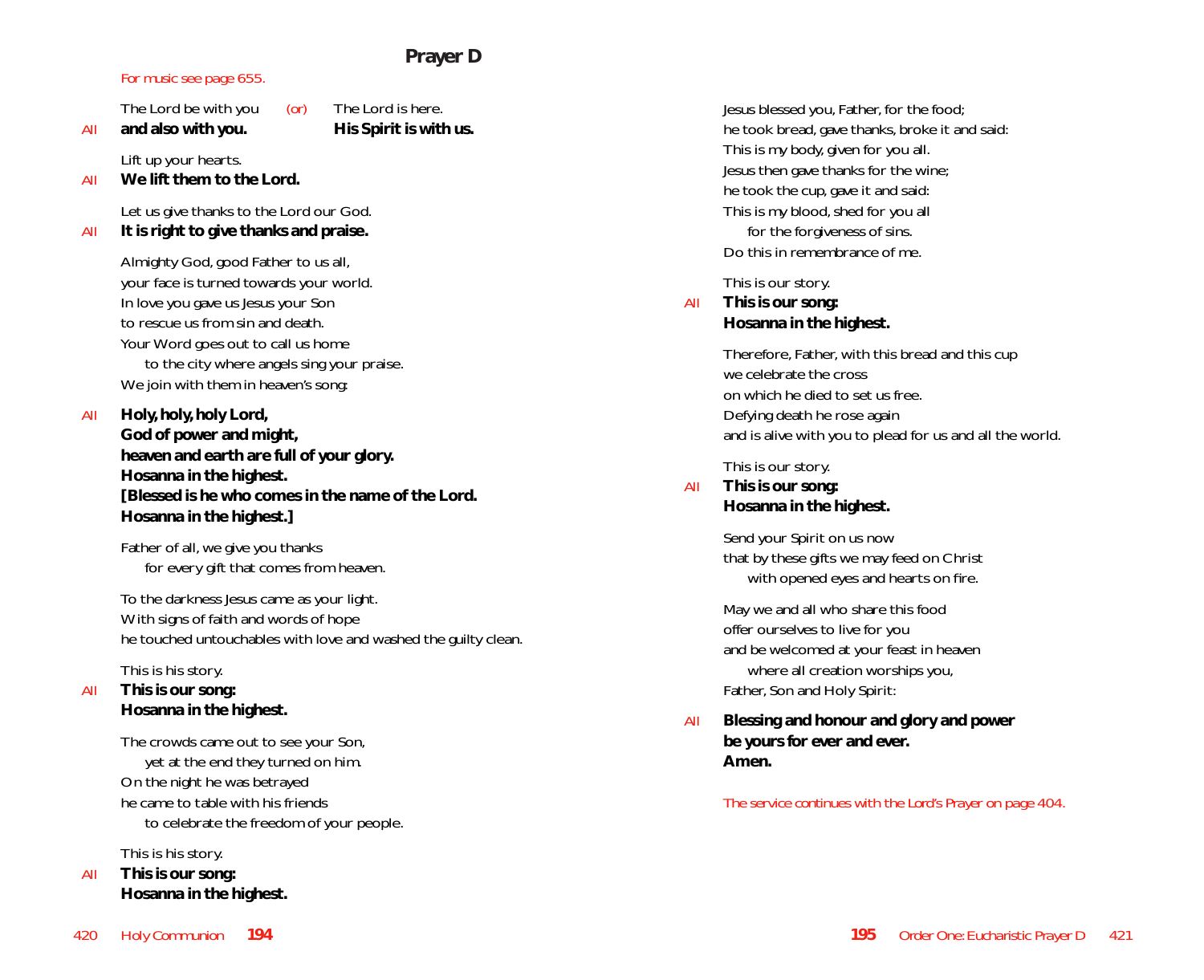## Prayer D

*For music see page 655.*

The Lord be with you (or) The Lord is here.
All **and also with you.** **His Spirit is with us.**

Lift up your hearts.
All **We lift them to the Lord.**

Let us give thanks to the Lord our God.
All **It is right to give thanks and praise.**

Almighty God, good Father to us all,
your face is turned towards your world.
In love you gave us Jesus your Son
to rescue us from sin and death.
Your Word goes out to call us home
to the city where angels sing your praise.
We join with them in heaven's song:

All **Holy, holy, holy Lord,**
**God of power and might,**
**heaven and earth are full of your glory.**
**Hosanna in the highest.**
**[Blessed is he who comes in the name of the Lord.**
**Hosanna in the highest.]**

Father of all, we give you thanks
for every gift that comes from heaven.

To the darkness Jesus came as your light.
With signs of faith and words of hope
he touched untouchables with love and washed the guilty clean.

This is his story.
All **This is our song:**
**Hosanna in the highest.**

The crowds came out to see your Son,
yet at the end they turned on him.
On the night he was betrayed
he came to table with his friends
to celebrate the freedom of your people.

This is his story.
All **This is our song:**
**Hosanna in the highest.**

Jesus blessed you, Father, for the food;
he took bread, gave thanks, broke it and said:
This is my body, given for you all.
Jesus then gave thanks for the wine;
he took the cup, gave it and said:
This is my blood, shed for you all
for the forgiveness of sins.
Do this in remembrance of me.

This is our story.
All **This is our song:**
**Hosanna in the highest.**

Therefore, Father, with this bread and this cup
we celebrate the cross
on which he died to set us free.
Defying death he rose again
and is alive with you to plead for us and all the world.

This is our story.
All **This is our song:**
**Hosanna in the highest.**

Send your Spirit on us now
that by these gifts we may feed on Christ
with opened eyes and hearts on fire.

May we and all who share this food
offer ourselves to live for you
and be welcomed at your feast in heaven
where all creation worships you,
Father, Son and Holy Spirit:

All **Blessing and honour and glory and power**
**be yours for ever and ever.**
**Amen.**

*The service continues with the Lord's Prayer on page 404.*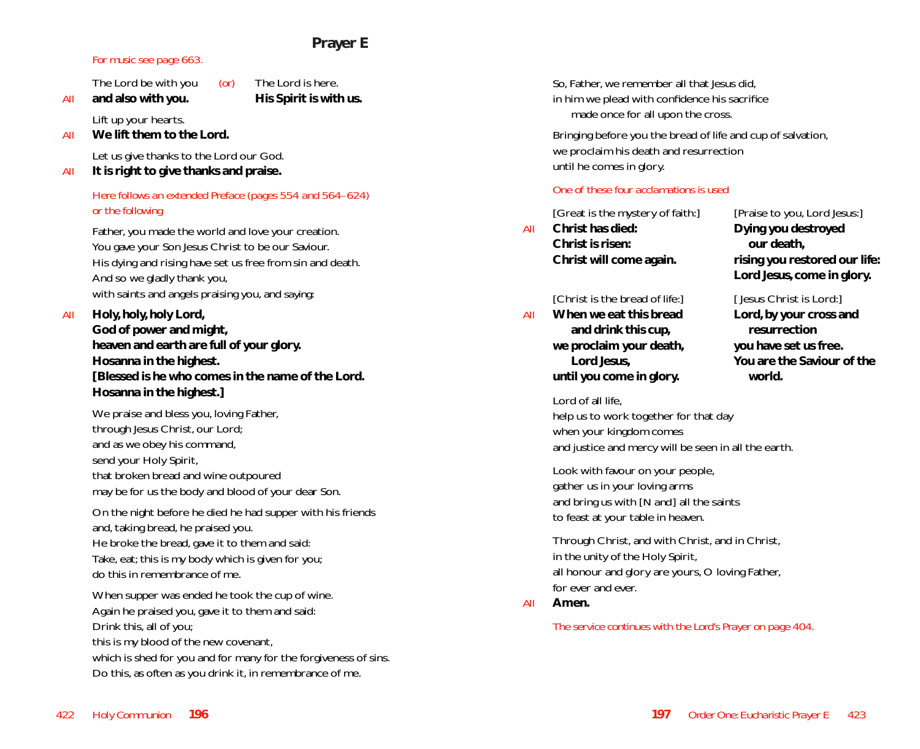## Prayer E

*For music see page 663.*

The Lord be with you *(or)* The Lord is here.

*All* **and also with you.** **His Spirit is with us.**

Lift up your hearts.

*All* **We lift them to the Lord.**

Let us give thanks to the Lord our God.

*All* **It is right to give thanks and praise.**

*Here follows an extended Preface (pages 554 and 564–624) or the following*

Father, you made the world and love your creation.
You gave your Son Jesus Christ to be our Saviour.
His dying and rising have set us free from sin and death.
And so we gladly thank you,
with saints and angels praising you, and saying:

*All* **Holy, holy, holy Lord,**
**God of power and might,**
**heaven and earth are full of your glory.**
**Hosanna in the highest.**
**[Blessed is he who comes in the name of the Lord.**
**Hosanna in the highest.]**

We praise and bless you, loving Father,
through Jesus Christ, our Lord;
and as we obey his command,
send your Holy Spirit,
that broken bread and wine outpoured
may be for us the body and blood of your dear Son.

On the night before he died he had supper with his friends
and, taking bread, he praised you.
He broke the bread, gave it to them and said:
Take, eat; this is my body which is given for you;
do this in remembrance of me.

When supper was ended he took the cup of wine.
Again he praised you, gave it to them and said:
Drink this, all of you;
this is my blood of the new covenant,
which is shed for you and for many for the forgiveness of sins.
Do this, as often as you drink it, in remembrance of me.

So, Father, we remember all that Jesus did,
in him we plead with confidence his sacrifice
made once for all upon the cross.

Bringing before you the bread of life and cup of salvation,
we proclaim his death and resurrection
until he comes in glory.

*One of these four acclamations is used*

[Great is the mystery of faith:]

*All* **Christ has died:**
**Christ is risen:**
**Christ will come again.**

[Praise to you, Lord Jesus:]

**Dying you destroyed our death,**
**rising you restored our life:**
**Lord Jesus, come in glory.**

[Christ is the bread of life:]

*All* **When we eat this bread and drink this cup,**
**we proclaim your death, Lord Jesus,**
**until you come in glory.**

[Jesus Christ is Lord:]

**Lord, by your cross and resurrection**
**you have set us free.**
**You are the Saviour of the world.**

Lord of all life,
help us to work together for that day
when your kingdom comes
and justice and mercy will be seen in all the earth.

Look with favour on your people,
gather us in your loving arms
and bring us with [N and] all the saints
to feast at your table in heaven.

Through Christ, and with Christ, and in Christ,
in the unity of the Holy Spirit,
all honour and glory are yours, O loving Father,
for ever and ever.

*All* **Amen.**

*The service continues with the Lord's Prayer on page 404.*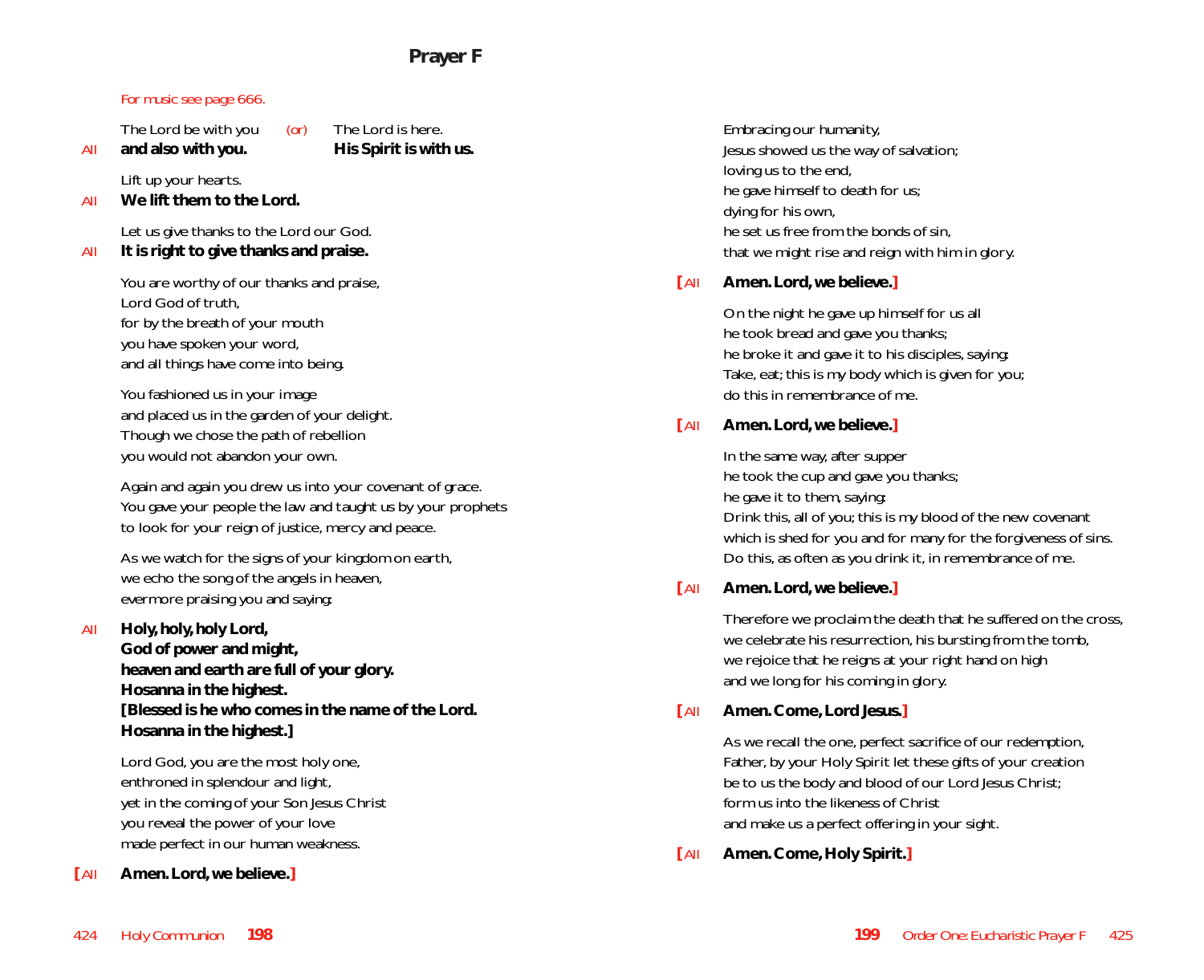## Prayer F

*For music see page 666.*

The Lord be with you (or) The Lord is here.

All **and also with you.** **His Spirit is with us.**

Lift up your hearts.

All **We lift them to the Lord.**

Let us give thanks to the Lord our God.

All **It is right to give thanks and praise.**

You are worthy of our thanks and praise,
Lord God of truth,
for by the breath of your mouth
you have spoken your word,
and all things have come into being.

You fashioned us in your image
and placed us in the garden of your delight.
Though we chose the path of rebellion
you would not abandon your own.

Again and again you drew us into your covenant of grace.
You gave your people the law and taught us by your prophets
to look for your reign of justice, mercy and peace.

As we watch for the signs of your kingdom on earth,
we echo the song of the angels in heaven,
evermore praising you and saying:

All **Holy, holy, holy Lord,**
**God of power and might,**
**heaven and earth are full of your glory.**
**Hosanna in the highest.**
**[Blessed is he who comes in the name of the Lord.**
**Hosanna in the highest.]**

Lord God, you are the most holy one,
enthroned in splendour and light,
yet in the coming of your Son Jesus Christ
you reveal the power of your love
made perfect in our human weakness.

[All **Amen. Lord, we believe.**]

Embracing our humanity,
Jesus showed us the way of salvation;
loving us to the end,
he gave himself to death for us;
dying for his own,
he set us free from the bonds of sin,
that we might rise and reign with him in glory.

[All **Amen. Lord, we believe.**]

On the night he gave up himself for us all
he took bread and gave you thanks;
he broke it and gave it to his disciples, saying:
Take, eat; this is my body which is given for you;
do this in remembrance of me.

[All **Amen. Lord, we believe.**]

In the same way, after supper
he took the cup and gave you thanks;
he gave it to them, saying:
Drink this, all of you; this is my blood of the new covenant
which is shed for you and for many for the forgiveness of sins.
Do this, as often as you drink it, in remembrance of me.

[All **Amen. Lord, we believe.**]

Therefore we proclaim the death that he suffered on the cross,
we celebrate his resurrection, his bursting from the tomb,
we rejoice that he reigns at your right hand on high
and we long for his coming in glory.

[All **Amen. Come, Lord Jesus.**]

As we recall the one, perfect sacrifice of our redemption,
Father, by your Holy Spirit let these gifts of your creation
be to us the body and blood of our Lord Jesus Christ;
form us into the likeness of Christ
and make us a perfect offering in your sight.

[All **Amen. Come, Holy Spirit.**]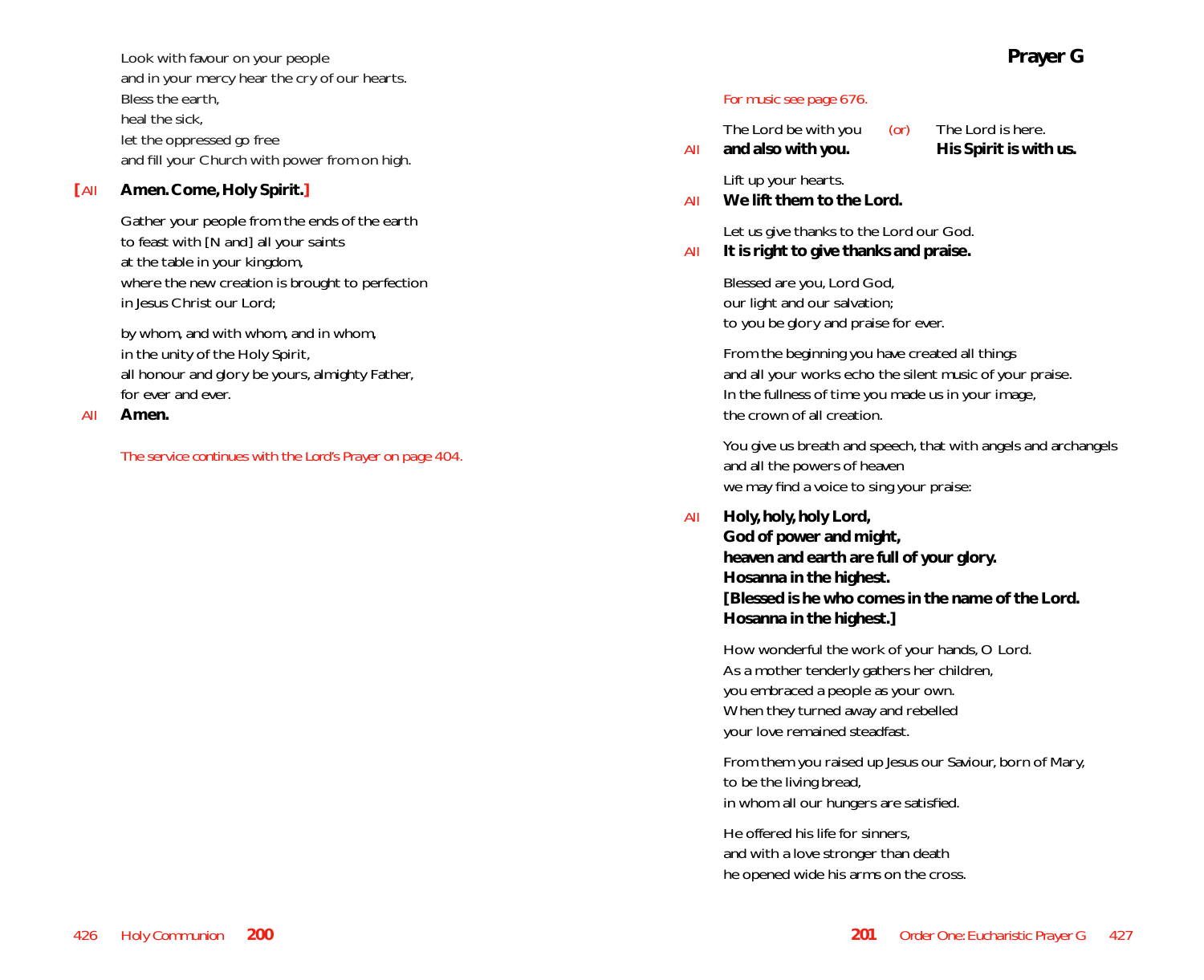Look with favour on your people
and in your mercy hear the cry of our hearts.
Bless the earth,
heal the sick,
let the oppressed go free
and fill your Church with power from on high.

[*All* **Amen. Come, Holy Spirit.**]

Gather your people from the ends of the earth
to feast with [N and] all your saints
at the table in your kingdom,
where the new creation is brought to perfection
in Jesus Christ our Lord;

by whom, and with whom, and in whom,
in the unity of the Holy Spirit,
all honour and glory be yours, almighty Father,
for ever and ever.

*All* **Amen.**

*The service continues with the Lord's Prayer on page 404.*

## Prayer G

*For music see page 676.*

The Lord be with you *(or)* The Lord is here.
*All* **and also with you.** **His Spirit is with us.**

Lift up your hearts.
*All* **We lift them to the Lord.**

Let us give thanks to the Lord our God.
*All* **It is right to give thanks and praise.**

Blessed are you, Lord God,
our light and our salvation;
to you be glory and praise for ever.

From the beginning you have created all things
and all your works echo the silent music of your praise.
In the fullness of time you made us in your image,
the crown of all creation.

You give us breath and speech, that with angels and archangels
and all the powers of heaven
we may find a voice to sing your praise:

*All* **Holy, holy, holy Lord,**
**God of power and might,**
**heaven and earth are full of your glory.**
**Hosanna in the highest.**
**[Blessed is he who comes in the name of the Lord.**
**Hosanna in the highest.]**

How wonderful the work of your hands, O Lord.
As a mother tenderly gathers her children,
you embraced a people as your own.
When they turned away and rebelled
your love remained steadfast.

From them you raised up Jesus our Saviour, born of Mary,
to be the living bread,
in whom all our hungers are satisfied.

He offered his life for sinners,
and with a love stronger than death
he opened wide his arms on the cross.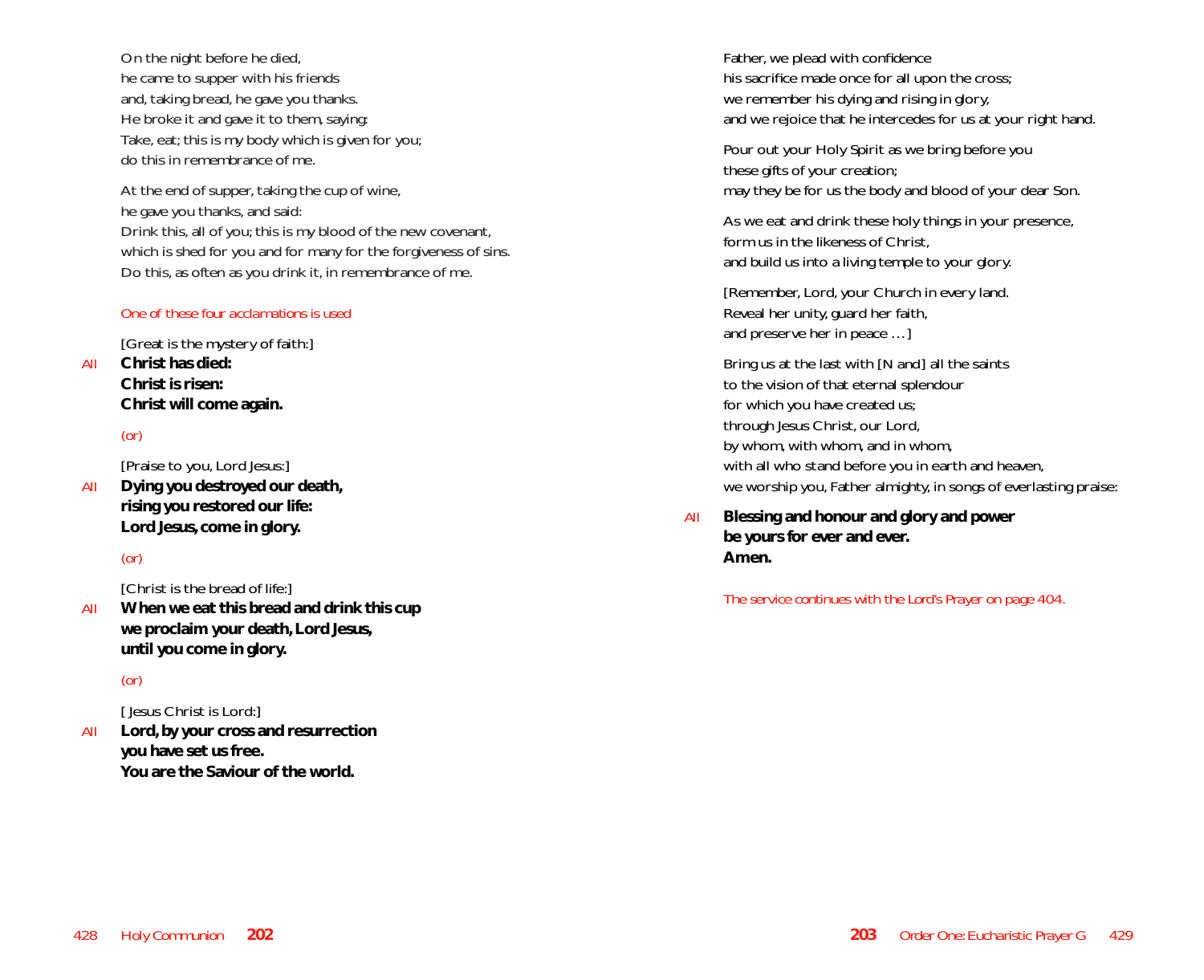On the night before he died,
he came to supper with his friends
and, taking bread, he gave you thanks.
He broke it and gave it to them, saying:
Take, eat; this is my body which is given for you;
do this in remembrance of me.

At the end of supper, taking the cup of wine,
he gave you thanks, and said:
Drink this, all of you; this is my blood of the new covenant,
which is shed for you and for many for the forgiveness of sins.
Do this, as often as you drink it, in remembrance of me.

*One of these four acclamations is used*

[Great is the mystery of faith:]

*All* **Christ has died:**
**Christ is risen:**
**Christ will come again.**

*(or)*

[Praise to you, Lord Jesus:]

*All* **Dying you destroyed our death,**
**rising you restored our life:**
**Lord Jesus, come in glory.**

*(or)*

[Christ is the bread of life:]

*All* **When we eat this bread and drink this cup**
**we proclaim your death, Lord Jesus,**
**until you come in glory.**

*(or)*

[Jesus Christ is Lord:]

*All* **Lord, by your cross and resurrection**
**you have set us free.**
**You are the Saviour of the world.**

Father, we plead with confidence
his sacrifice made once for all upon the cross;
we remember his dying and rising in glory,
and we rejoice that he intercedes for us at your right hand.

Pour out your Holy Spirit as we bring before you
these gifts of your creation;
may they be for us the body and blood of your dear Son.

As we eat and drink these holy things in your presence,
form us in the likeness of Christ,
and build us into a living temple to your glory.

[Remember, Lord, your Church in every land.
Reveal her unity, guard her faith,
and preserve her in peace …]

Bring us at the last with [N and] all the saints
to the vision of that eternal splendour
for which you have created us;
through Jesus Christ, our Lord,
by whom, with whom, and in whom,
with all who stand before you in earth and heaven,
we worship you, Father almighty, in songs of everlasting praise:

*All* **Blessing and honour and glory and power**
**be yours for ever and ever.**
**Amen.**

*The service continues with the Lord's Prayer on page 404.*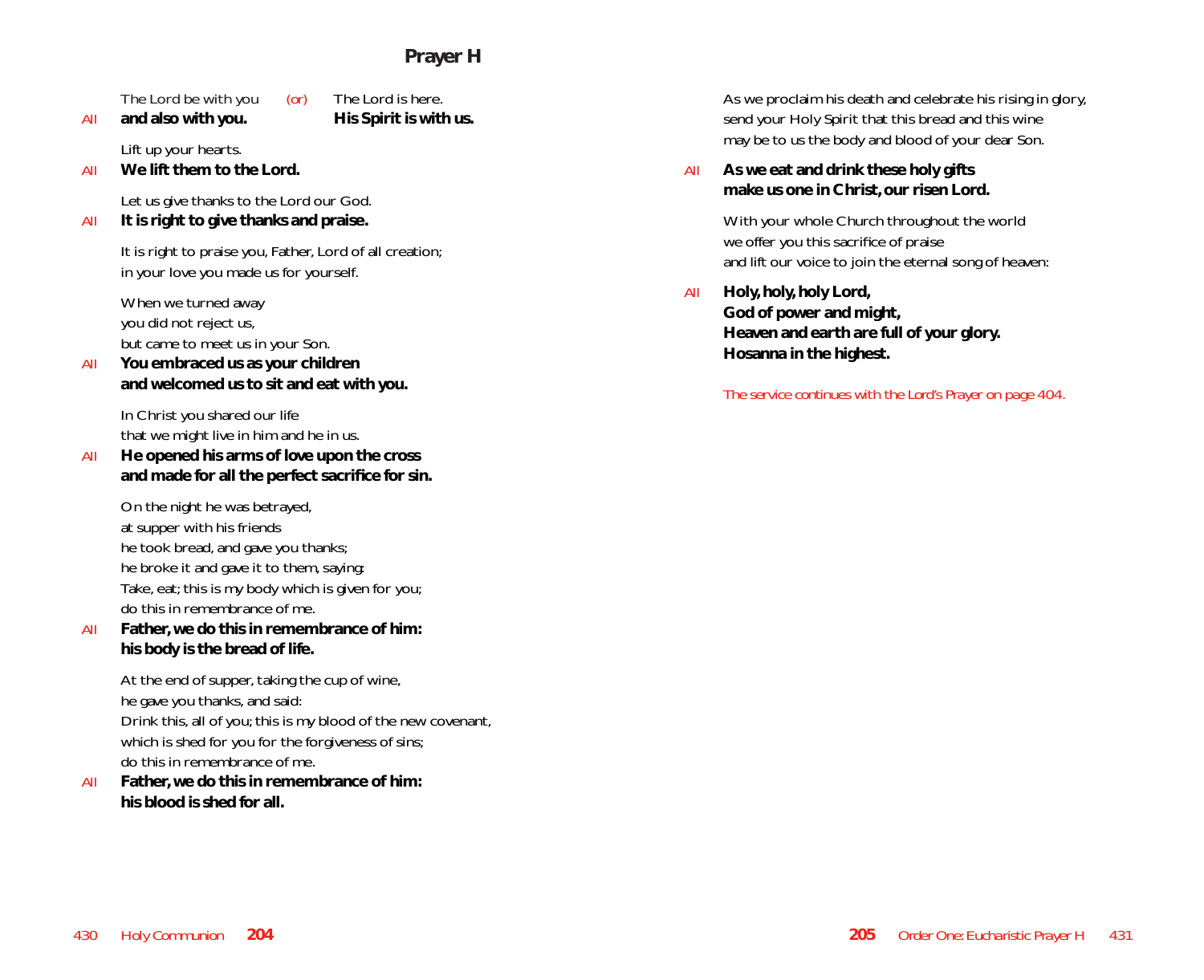## Prayer H

The Lord be with you (or) The Lord is here.

*All* **and also with you.** **His Spirit is with us.**

Lift up your hearts.

*All* **We lift them to the Lord.**

Let us give thanks to the Lord our God.

*All* **It is right to give thanks and praise.**

It is right to praise you, Father, Lord of all creation;
in your love you made us for yourself.

When we turned away
you did not reject us,
but came to meet us in your Son.

*All* **You embraced us as your children**
**and welcomed us to sit and eat with you.**

In Christ you shared our life
that we might live in him and he in us.

*All* **He opened his arms of love upon the cross**
**and made for all the perfect sacrifice for sin.**

On the night he was betrayed,
at supper with his friends
he took bread, and gave you thanks;
he broke it and gave it to them, saying:
Take, eat; this is my body which is given for you;
do this in remembrance of me.

*All* **Father, we do this in remembrance of him:**
**his body is the bread of life.**

At the end of supper, taking the cup of wine,
he gave you thanks, and said:
Drink this, all of you; this is my blood of the new covenant,
which is shed for you for the forgiveness of sins;
do this in remembrance of me.

*All* **Father, we do this in remembrance of him:**
**his blood is shed for all.**

As we proclaim his death and celebrate his rising in glory,
send your Holy Spirit that this bread and this wine
may be to us the body and blood of your dear Son.

*All* **As we eat and drink these holy gifts**
**make us one in Christ, our risen Lord.**

With your whole Church throughout the world
we offer you this sacrifice of praise
and lift our voice to join the eternal song of heaven:

*All* **Holy, holy, holy Lord,**
**God of power and might,**
**Heaven and earth are full of your glory.**
**Hosanna in the highest.**

*The service continues with the Lord's Prayer on page 404.*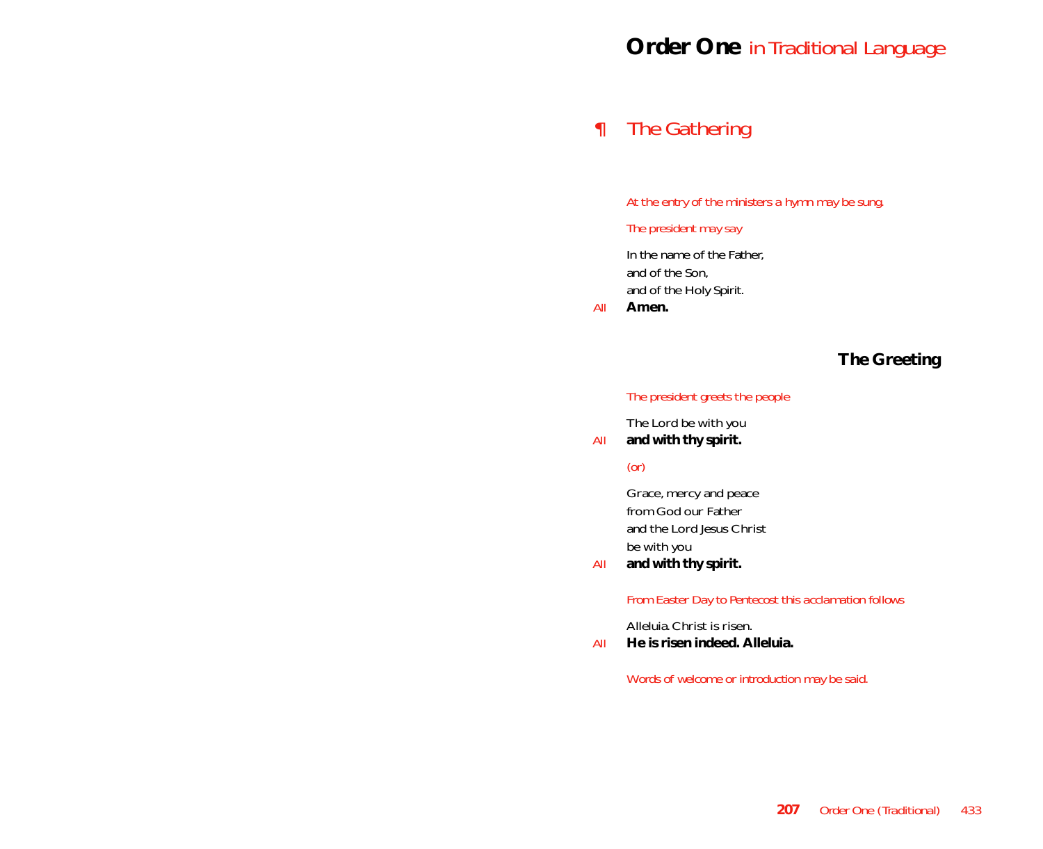# **Order One** *in Traditional Language*

## ¶ The Gathering

*At the entry of the ministers a hymn may be sung.*

*The president may say*

In the name of the Father,
and of the Son,
and of the Holy Spirit.

*All* **Amen.**

### The Greeting

*The president greets the people*

The Lord be with you

*All* **and with thy spirit.**

*(or)*

Grace, mercy and peace
from God our Father
and the Lord Jesus Christ
be with you

*All* **and with thy spirit.**

*From Easter Day to Pentecost this acclamation follows*

Alleluia. Christ is risen.

*All* **He is risen indeed. Alleluia.**

*Words of welcome or introduction may be said.*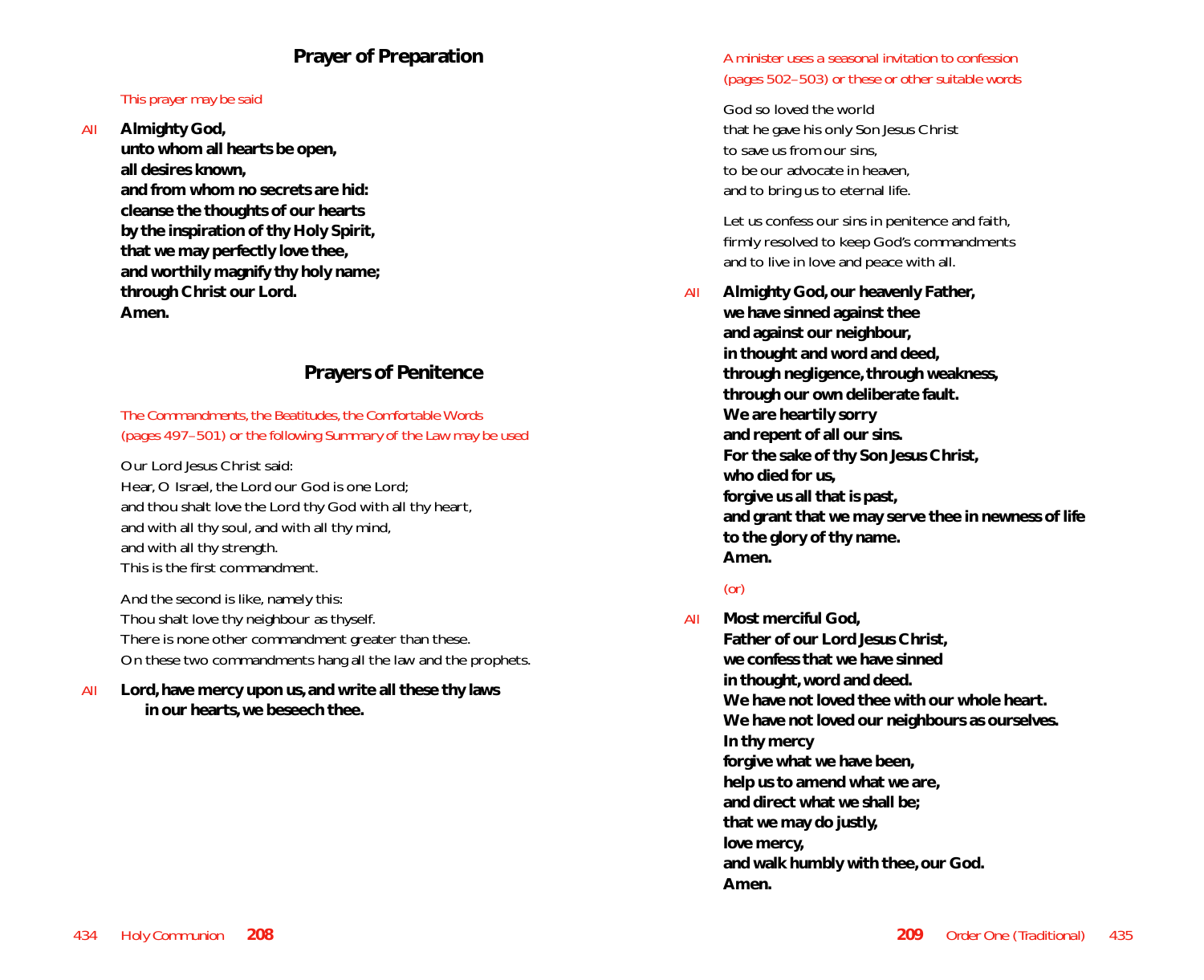## Prayer of Preparation

*This prayer may be said*

*All* **Almighty God,**
**unto whom all hearts be open,**
**all desires known,**
**and from whom no secrets are hid:**
**cleanse the thoughts of our hearts**
**by the inspiration of thy Holy Spirit,**
**that we may perfectly love thee,**
**and worthily magnify thy holy name;**
**through Christ our Lord.**
**Amen.**

## Prayers of Penitence

*The Commandments, the Beatitudes, the Comfortable Words (pages 497–501) or the following Summary of the Law may be used*

Our Lord Jesus Christ said:
Hear, O Israel, the Lord our God is one Lord;
and thou shalt love the Lord thy God with all thy heart,
and with all thy soul, and with all thy mind,
and with all thy strength.
This is the first commandment.

And the second is like, namely this:
Thou shalt love thy neighbour as thyself.
There is none other commandment greater than these.
On these two commandments hang all the law and the prophets.

*All* **Lord, have mercy upon us, and write all these thy laws in our hearts, we beseech thee.**

*A minister uses a seasonal invitation to confession (pages 502–503) or these or other suitable words*

God so loved the world
that he gave his only Son Jesus Christ
to save us from our sins,
to be our advocate in heaven,
and to bring us to eternal life.

Let us confess our sins in penitence and faith,
firmly resolved to keep God's commandments
and to live in love and peace with all.

*All* **Almighty God, our heavenly Father,**
**we have sinned against thee**
**and against our neighbour,**
**in thought and word and deed,**
**through negligence, through weakness,**
**through our own deliberate fault.**
**We are heartily sorry**
**and repent of all our sins.**
**For the sake of thy Son Jesus Christ,**
**who died for us,**
**forgive us all that is past,**
**and grant that we may serve thee in newness of life**
**to the glory of thy name.**
**Amen.**

*(or)*

*All* **Most merciful God,**
**Father of our Lord Jesus Christ,**
**we confess that we have sinned**
**in thought, word and deed.**
**We have not loved thee with our whole heart.**
**We have not loved our neighbours as ourselves.**
**In thy mercy**
**forgive what we have been,**
**help us to amend what we are,**
**and direct what we shall be;**
**that we may do justly,**
**love mercy,**
**and walk humbly with thee, our God.**
**Amen.**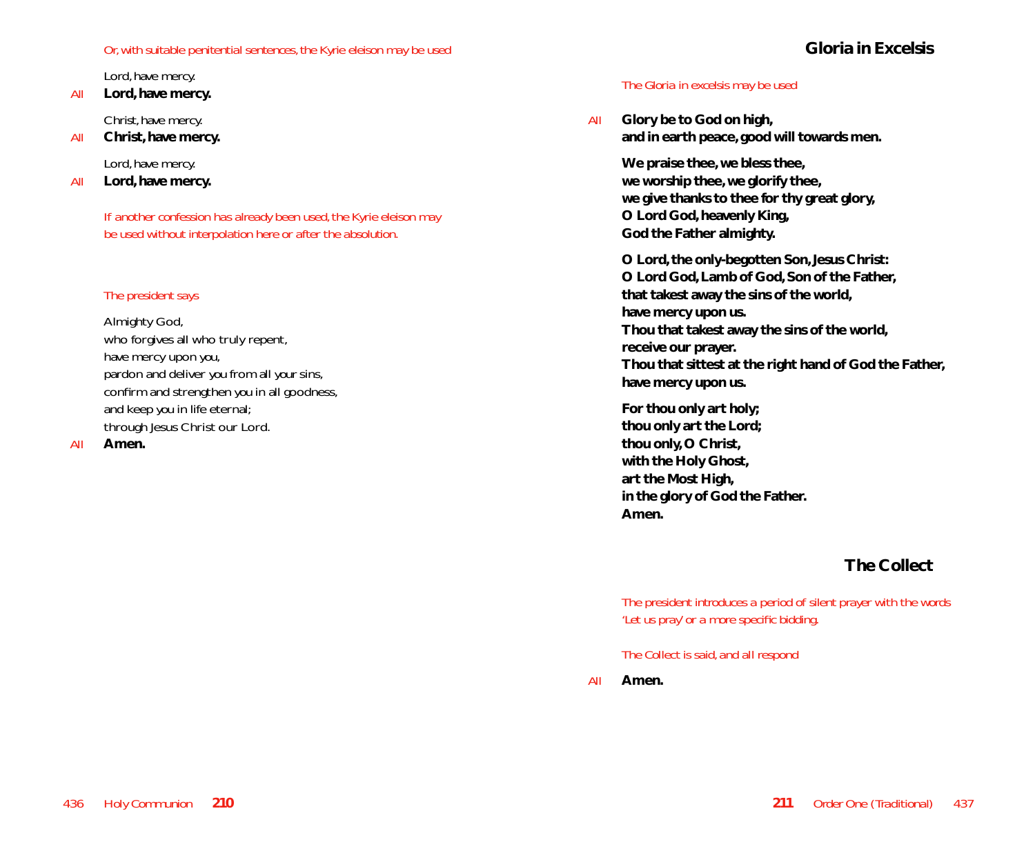*Or, with suitable penitential sentences, the Kyrie eleison may be used*

Lord, have mercy.

*All* **Lord, have mercy.**

Christ, have mercy.

*All* **Christ, have mercy.**

Lord, have mercy.

*All* **Lord, have mercy.**

*If another confession has already been used, the Kyrie eleison may be used without interpolation here or after the absolution.*

*The president says*

Almighty God,
who forgives all who truly repent,
have mercy upon you,
pardon and deliver you from all your sins,
confirm and strengthen you in all goodness,
and keep you in life eternal;
through Jesus Christ our Lord.

*All* **Amen.**

## Gloria in Excelsis

*The Gloria in excelsis may be used*

*All* **Glory be to God on high,**
**and in earth peace, good will towards men.**

**We praise thee, we bless thee,**
**we worship thee, we glorify thee,**
**we give thanks to thee for thy great glory,**
**O Lord God, heavenly King,**
**God the Father almighty.**

**O Lord, the only-begotten Son, Jesus Christ:**
**O Lord God, Lamb of God, Son of the Father,**
**that takest away the sins of the world,**
**have mercy upon us.**
**Thou that takest away the sins of the world,**
**receive our prayer.**
**Thou that sittest at the right hand of God the Father,**
**have mercy upon us.**

**For thou only art holy;**
**thou only art the Lord;**
**thou only, O Christ,**
**with the Holy Ghost,**
**art the Most High,**
**in the glory of God the Father.**
**Amen.**

## The Collect

*The president introduces a period of silent prayer with the words 'Let us pray' or a more specific bidding.*

*The Collect is said, and all respond*

*All* **Amen.**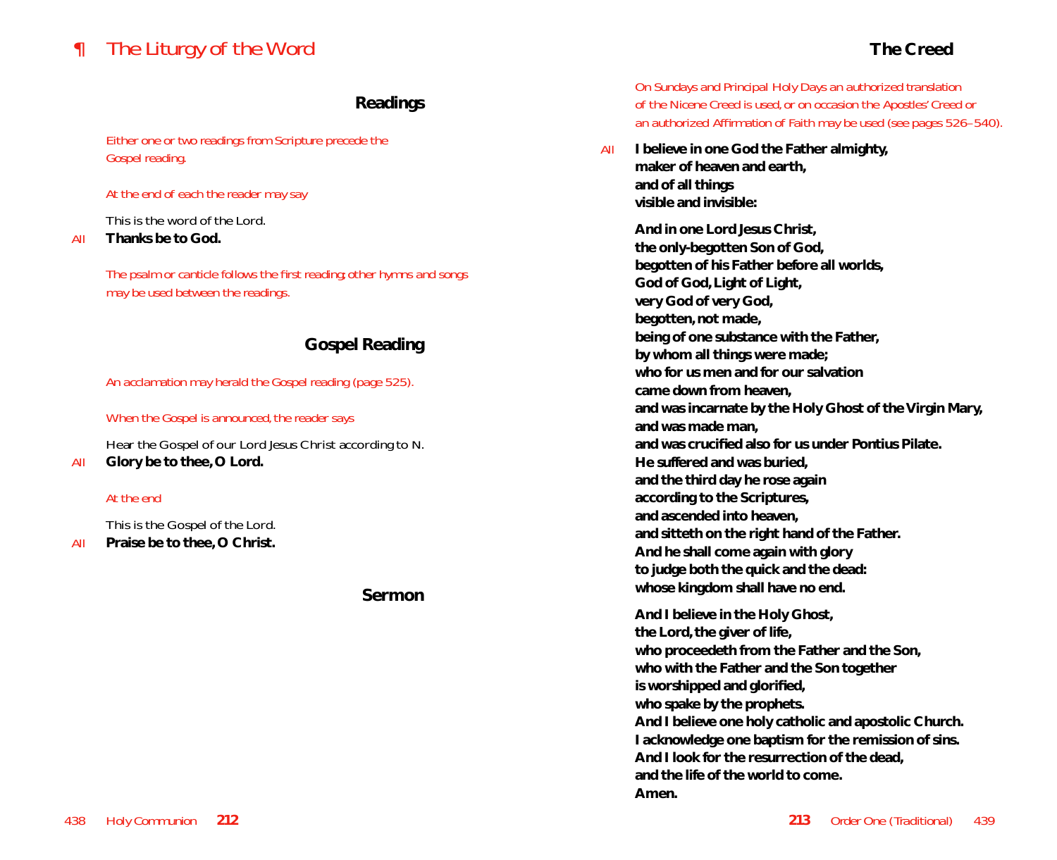# ¶ The Liturgy of the Word

## Readings

*Either one or two readings from Scripture precede the Gospel reading.*

*At the end of each the reader may say*

This is the word of the Lord.

*All* **Thanks be to God.**

*The psalm or canticle follows the first reading; other hymns and songs may be used between the readings.*

## Gospel Reading

*An acclamation may herald the Gospel reading (page 525).*

*When the Gospel is announced, the reader says*

Hear the Gospel of our Lord Jesus Christ according to N.

*All* **Glory be to thee, O Lord.**

*At the end*

This is the Gospel of the Lord.

*All* **Praise be to thee, O Christ.**

## Sermon

## The Creed

*On Sundays and Principal Holy Days an authorized translation of the Nicene Creed is used, or on occasion the Apostles' Creed or an authorized Affirmation of Faith may be used (see pages 526–540).*

*All* **I believe in one God the Father almighty,**
**maker of heaven and earth,**
**and of all things**
**visible and invisible:**

**And in one Lord Jesus Christ,**
**the only-begotten Son of God,**
**begotten of his Father before all worlds,**
**God of God, Light of Light,**
**very God of very God,**
**begotten, not made,**
**being of one substance with the Father,**
**by whom all things were made;**
**who for us men and for our salvation**
**came down from heaven,**
**and was incarnate by the Holy Ghost of the Virgin Mary,**
**and was made man,**
**and was crucified also for us under Pontius Pilate.**
**He suffered and was buried,**
**and the third day he rose again**
**according to the Scriptures,**
**and ascended into heaven,**
**and sitteth on the right hand of the Father.**
**And he shall come again with glory**
**to judge both the quick and the dead:**
**whose kingdom shall have no end.**

**And I believe in the Holy Ghost,**
**the Lord, the giver of life,**
**who proceedeth from the Father and the Son,**
**who with the Father and the Son together**
**is worshipped and glorified,**
**who spake by the prophets.**
**And I believe one holy catholic and apostolic Church.**
**I acknowledge one baptism for the remission of sins.**
**And I look for the resurrection of the dead,**
**and the life of the world to come.**
**Amen.**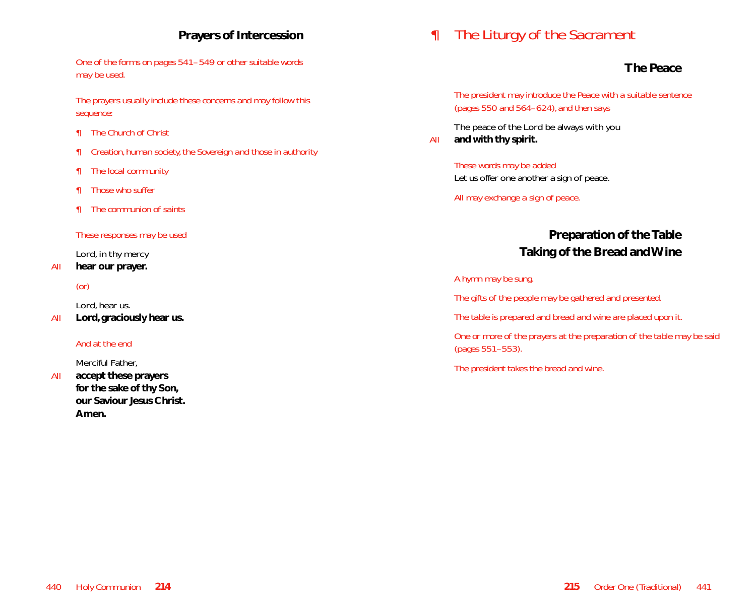## Prayers of Intercession

*One of the forms on pages 541–549 or other suitable words may be used.*

*The prayers usually include these concerns and may follow this sequence:*

- *The Church of Christ*
- *Creation, human society, the Sovereign and those in authority*
- *The local community*
- *Those who suffer*
- *The communion of saints*

*These responses may be used*

Lord, in thy mercy
*All* **hear our prayer.**

*(or)*

Lord, hear us.
*All* **Lord, graciously hear us.**

*And at the end*

Merciful Father,
*All* **accept these prayers**
**for the sake of thy Son,**
**our Saviour Jesus Christ.**
**Amen.**

# ¶ The Liturgy of the Sacrament

## The Peace

*The president may introduce the Peace with a suitable sentence (pages 550 and 564–624), and then says*

The peace of the Lord be always with you
*All* **and with thy spirit.**

*These words may be added*
Let us offer one another a sign of peace.

*All may exchange a sign of peace.*

## Preparation of the Table
## Taking of the Bread and Wine

*A hymn may be sung.*

*The gifts of the people may be gathered and presented.*

*The table is prepared and bread and wine are placed upon it.*

*One or more of the prayers at the preparation of the table may be said (pages 551–553).*

*The president takes the bread and wine.*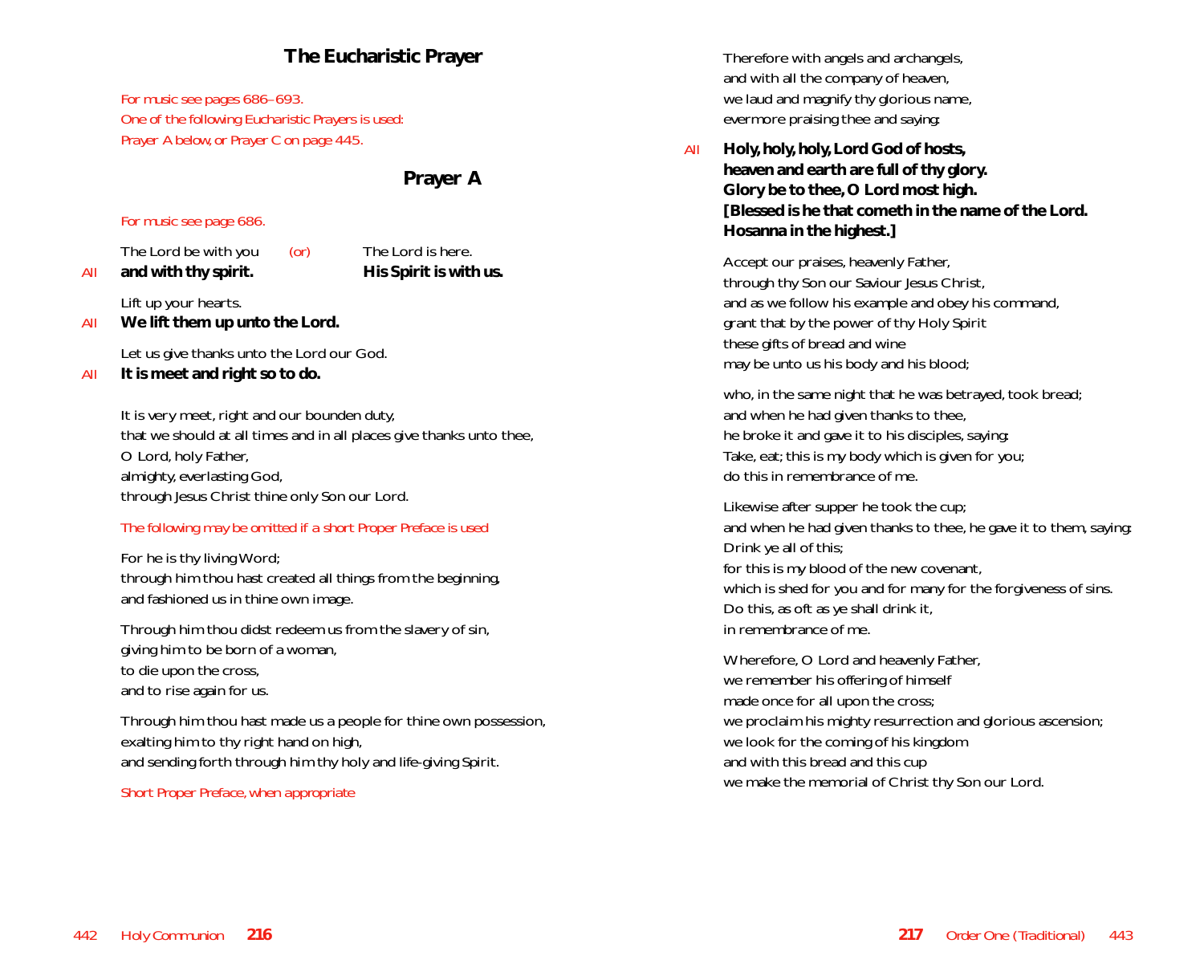## The Eucharistic Prayer

*For music see pages 686–693.*
*One of the following Eucharistic Prayers is used:*
*Prayer A below, or Prayer C on page 445.*

### Prayer A

*For music see page 686.*

The Lord be with you *(or)* The Lord is here.
*All* **and with thy spirit.** **His Spirit is with us.**

Lift up your hearts.
*All* **We lift them up unto the Lord.**

Let us give thanks unto the Lord our God.
*All* **It is meet and right so to do.**

It is very meet, right and our bounden duty,
that we should at all times and in all places give thanks unto thee,
O Lord, holy Father,
almighty, everlasting God,
through Jesus Christ thine only Son our Lord.

*The following may be omitted if a short Proper Preface is used*

For he is thy living Word;
through him thou hast created all things from the beginning,
and fashioned us in thine own image.

Through him thou didst redeem us from the slavery of sin,
giving him to be born of a woman,
to die upon the cross,
and to rise again for us.

Through him thou hast made us a people for thine own possession,
exalting him to thy right hand on high,
and sending forth through him thy holy and life-giving Spirit.

*Short Proper Preface, when appropriate*

Therefore with angels and archangels,
and with all the company of heaven,
we laud and magnify thy glorious name,
evermore praising thee and saying:

*All* **Holy, holy, holy, Lord God of hosts,**
**heaven and earth are full of thy glory.**
**Glory be to thee, O Lord most high.**
**[Blessed is he that cometh in the name of the Lord.**
**Hosanna in the highest.]**

Accept our praises, heavenly Father,
through thy Son our Saviour Jesus Christ,
and as we follow his example and obey his command,
grant that by the power of thy Holy Spirit
these gifts of bread and wine
may be unto us his body and his blood;

who, in the same night that he was betrayed, took bread;
and when he had given thanks to thee,
he broke it and gave it to his disciples, saying:
Take, eat; this is my body which is given for you;
do this in remembrance of me.

Likewise after supper he took the cup;
and when he had given thanks to thee, he gave it to them, saying:
Drink ye all of this;
for this is my blood of the new covenant,
which is shed for you and for many for the forgiveness of sins.
Do this, as oft as ye shall drink it,
in remembrance of me.

Wherefore, O Lord and heavenly Father,
we remember his offering of himself
made once for all upon the cross;
we proclaim his mighty resurrection and glorious ascension;
we look for the coming of his kingdom
and with this bread and this cup
we make the memorial of Christ thy Son our Lord.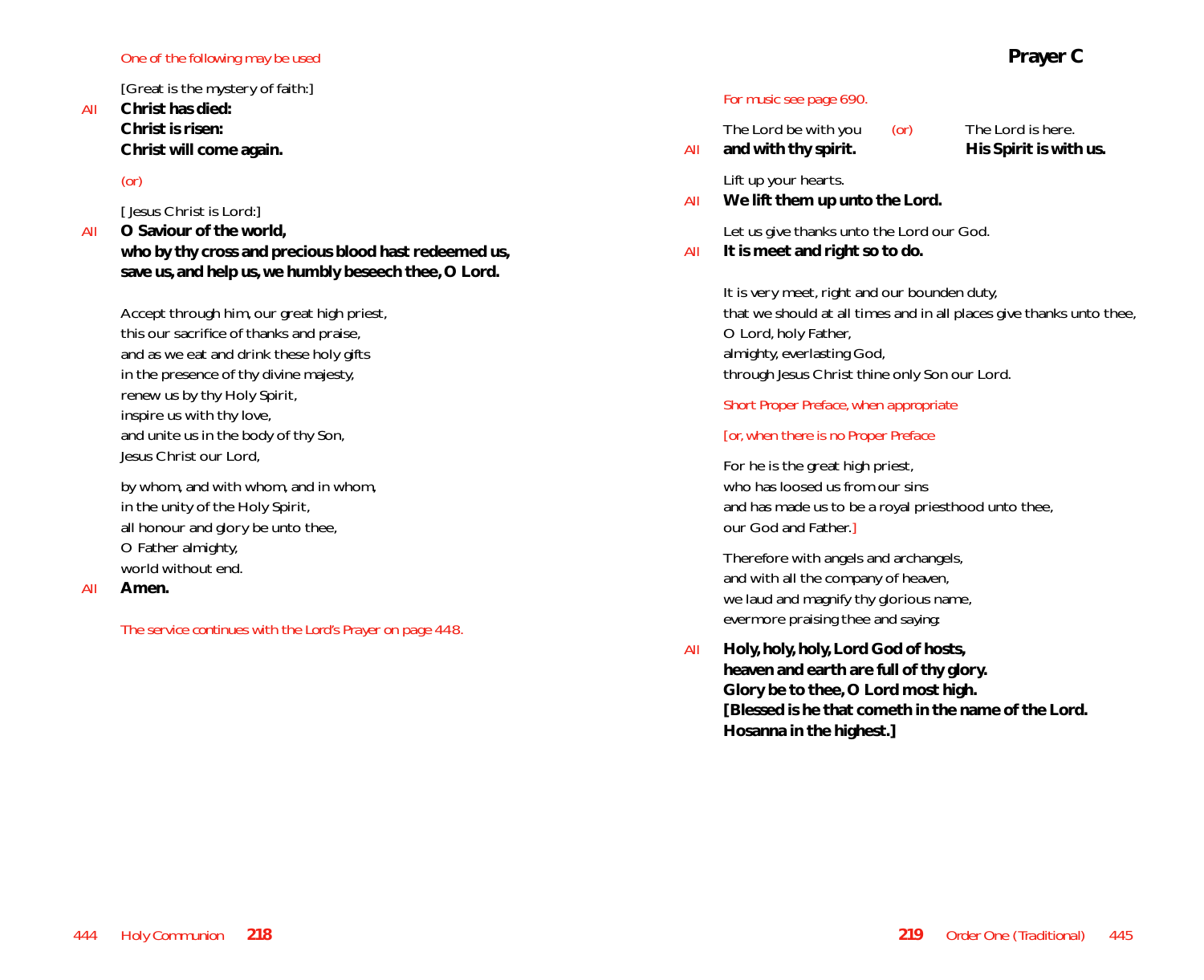*One of the following may be used*

[Great is the mystery of faith:]

*All* **Christ has died:**
**Christ is risen:**
**Christ will come again.**

*(or)*

[ Jesus Christ is Lord:]

*All* **O Saviour of the world,**
**who by thy cross and precious blood hast redeemed us,**
**save us, and help us, we humbly beseech thee, O Lord.**

Accept through him, our great high priest,
this our sacrifice of thanks and praise,
and as we eat and drink these holy gifts
in the presence of thy divine majesty,
renew us by thy Holy Spirit,
inspire us with thy love,
and unite us in the body of thy Son,
Jesus Christ our Lord,

by whom, and with whom, and in whom,
in the unity of the Holy Spirit,
all honour and glory be unto thee,
O Father almighty,
world without end.

*All* **Amen.**

*The service continues with the Lord's Prayer on page 448.*

## Prayer C

*For music see page 690.*

The Lord be with you *(or)* The Lord is here.
*All* **and with thy spirit.** **His Spirit is with us.**

Lift up your hearts.
*All* **We lift them up unto the Lord.**

Let us give thanks unto the Lord our God.
*All* **It is meet and right so to do.**

It is very meet, right and our bounden duty,
that we should at all times and in all places give thanks unto thee,
O Lord, holy Father,
almighty, everlasting God,
through Jesus Christ thine only Son our Lord.

*Short Proper Preface, when appropriate*

*[or, when there is no Proper Preface*

For he is the great high priest,
who has loosed us from our sins
and has made us to be a royal priesthood unto thee,
our God and Father.]

Therefore with angels and archangels,
and with all the company of heaven,
we laud and magnify thy glorious name,
evermore praising thee and saying:

*All* **Holy, holy, holy, Lord God of hosts,**
**heaven and earth are full of thy glory.**
**Glory be to thee, O Lord most high.**
**[Blessed is he that cometh in the name of the Lord.**
**Hosanna in the highest.]**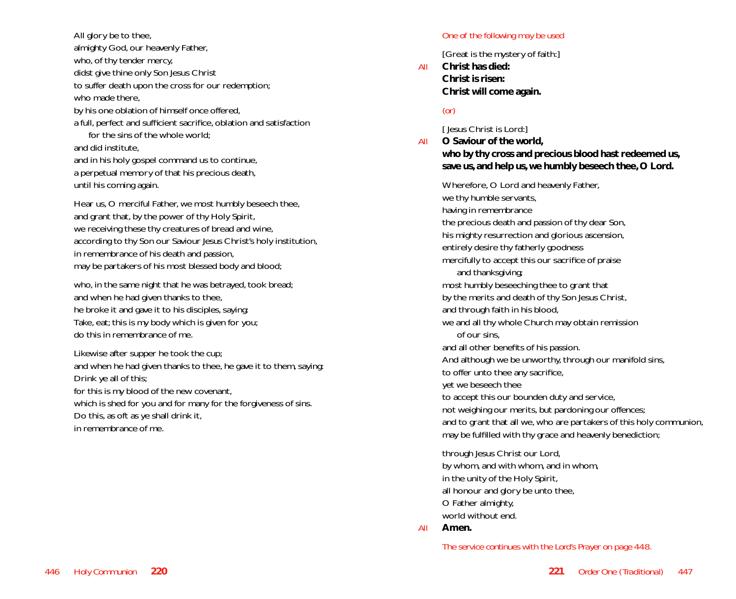All glory be to thee,
almighty God, our heavenly Father,
who, of thy tender mercy,
didst give thine only Son Jesus Christ
to suffer death upon the cross for our redemption;
who made there,
by his one oblation of himself once offered,
a full, perfect and sufficient sacrifice, oblation and satisfaction
for the sins of the whole world;
and did institute,
and in his holy gospel command us to continue,
a perpetual memory of that his precious death,
until his coming again.

Hear us, O merciful Father, we most humbly beseech thee,
and grant that, by the power of thy Holy Spirit,
we receiving these thy creatures of bread and wine,
according to thy Son our Saviour Jesus Christ's holy institution,
in remembrance of his death and passion,
may be partakers of his most blessed body and blood;

who, in the same night that he was betrayed, took bread;
and when he had given thanks to thee,
he broke it and gave it to his disciples, saying:
Take, eat; this is my body which is given for you;
do this in remembrance of me.

Likewise after supper he took the cup;
and when he had given thanks to thee, he gave it to them, saying:
Drink ye all of this;
for this is my blood of the new covenant,
which is shed for you and for many for the forgiveness of sins.
Do this, as oft as ye shall drink it,
in remembrance of me.

*One of the following may be used*

[Great is the mystery of faith:]

*All* **Christ has died:**
**Christ is risen:**
**Christ will come again.**

*(or)*

[ Jesus Christ is Lord:]

*All* **O Saviour of the world,**
**who by thy cross and precious blood hast redeemed us,**
**save us, and help us, we humbly beseech thee, O Lord.**

Wherefore, O Lord and heavenly Father,
we thy humble servants,
having in remembrance
the precious death and passion of thy dear Son,
his mighty resurrection and glorious ascension,
entirely desire thy fatherly goodness
mercifully to accept this our sacrifice of praise
and thanksgiving;
most humbly beseeching thee to grant that
by the merits and death of thy Son Jesus Christ,
and through faith in his blood,
we and all thy whole Church may obtain remission
of our sins,
and all other benefits of his passion.
And although we be unworthy, through our manifold sins,
to offer unto thee any sacrifice,
yet we beseech thee
to accept this our bounden duty and service,
not weighing our merits, but pardoning our offences;
and to grant that all we, who are partakers of this holy communion,
may be fulfilled with thy grace and heavenly benediction;

through Jesus Christ our Lord,
by whom, and with whom, and in whom,
in the unity of the Holy Spirit,
all honour and glory be unto thee,
O Father almighty,
world without end.

*All* **Amen.**

*The service continues with the Lord's Prayer on page 448.*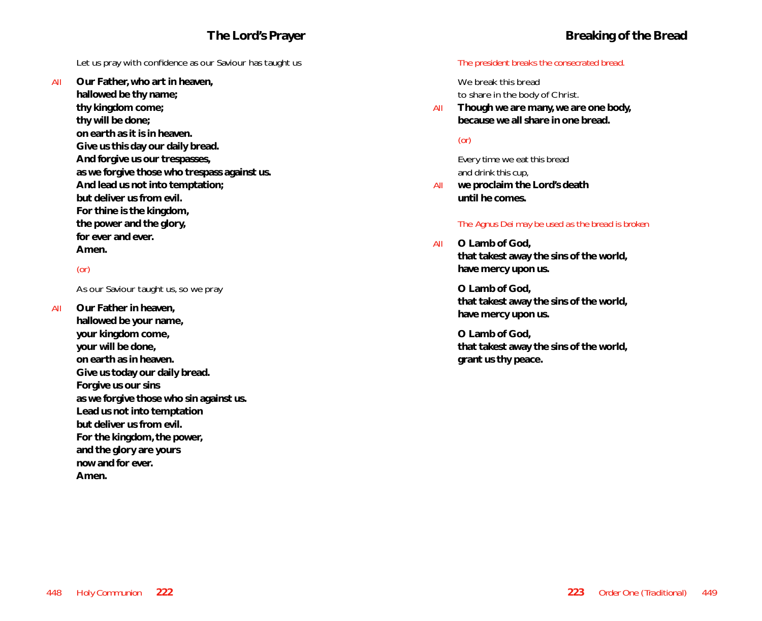## The Lord's Prayer

Let us pray with confidence as our Saviour has taught us

*All* **Our Father, who art in heaven,**
**hallowed be thy name;**
**thy kingdom come;**
**thy will be done;**
**on earth as it is in heaven.**
**Give us this day our daily bread.**
**And forgive us our trespasses,**
**as we forgive those who trespass against us.**
**And lead us not into temptation;**
**but deliver us from evil.**
**For thine is the kingdom,**
**the power and the glory,**
**for ever and ever.**
**Amen.**

*(or)*

As our Saviour taught us, so we pray

*All* **Our Father in heaven,**
**hallowed be your name,**
**your kingdom come,**
**your will be done,**
**on earth as in heaven.**
**Give us today our daily bread.**
**Forgive us our sins**
**as we forgive those who sin against us.**
**Lead us not into temptation**
**but deliver us from evil.**
**For the kingdom, the power,**
**and the glory are yours**
**now and for ever.**
**Amen.**

## Breaking of the Bread

*The president breaks the consecrated bread.*

We break this bread
to share in the body of Christ.

*All* **Though we are many, we are one body,**
**because we all share in one bread.**

*(or)*

Every time we eat this bread
and drink this cup,

*All* **we proclaim the Lord's death**
**until he comes.**

*The Agnus Dei may be used as the bread is broken*

*All* **O Lamb of God,**
**that takest away the sins of the world,**
**have mercy upon us.**

**O Lamb of God,**
**that takest away the sins of the world,**
**have mercy upon us.**

**O Lamb of God,**
**that takest away the sins of the world,**
**grant us thy peace.**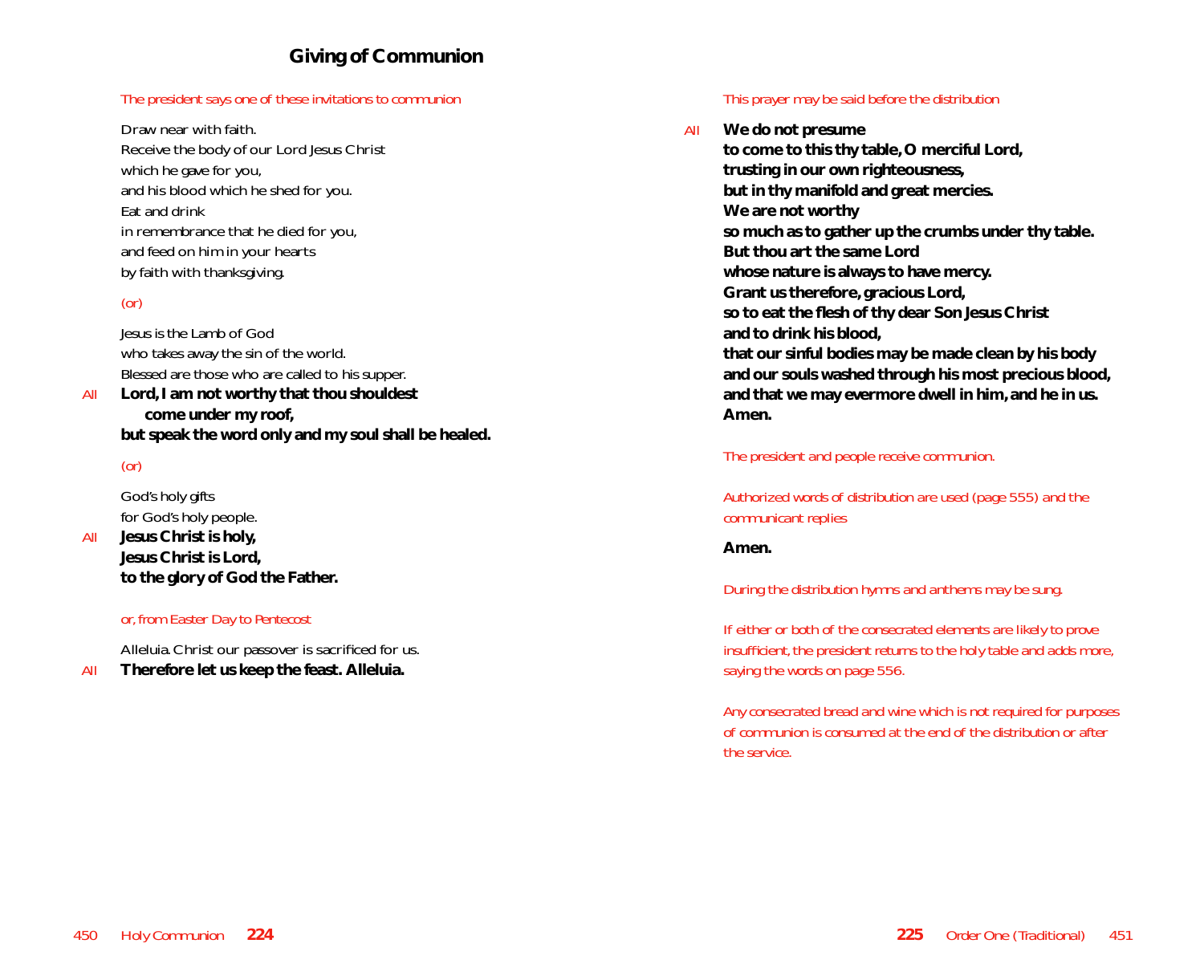## Giving of Communion

*The president says one of these invitations to communion*

Draw near with faith.
Receive the body of our Lord Jesus Christ
which he gave for you,
and his blood which he shed for you.
Eat and drink
in remembrance that he died for you,
and feed on him in your hearts
by faith with thanksgiving.

*(or)*

Jesus is the Lamb of God
who takes away the sin of the world.
Blessed are those who are called to his supper.

*All* **Lord, I am not worthy that thou shouldest come under my roof,
but speak the word only and my soul shall be healed.**

*(or)*

God's holy gifts
for God's holy people.

*All* **Jesus Christ is holy,
Jesus Christ is Lord,
to the glory of God the Father.**

*or, from Easter Day to Pentecost*

Alleluia. Christ our passover is sacrificed for us.

*All* **Therefore let us keep the feast. Alleluia.**

*This prayer may be said before the distribution*

*All* **We do not presume
to come to this thy table, O merciful Lord,
trusting in our own righteousness,
but in thy manifold and great mercies.
We are not worthy
so much as to gather up the crumbs under thy table.
But thou art the same Lord
whose nature is always to have mercy.
Grant us therefore, gracious Lord,
so to eat the flesh of thy dear Son Jesus Christ
and to drink his blood,
that our sinful bodies may be made clean by his body
and our souls washed through his most precious blood,
and that we may evermore dwell in him, and he in us.
Amen.**

*The president and people receive communion.*

*Authorized words of distribution are used (page 555) and the communicant replies*

**Amen.**

*During the distribution hymns and anthems may be sung.*

*If either or both of the consecrated elements are likely to prove insufficient, the president returns to the holy table and adds more, saying the words on page 556.*

*Any consecrated bread and wine which is not required for purposes of communion is consumed at the end of the distribution or after the service.*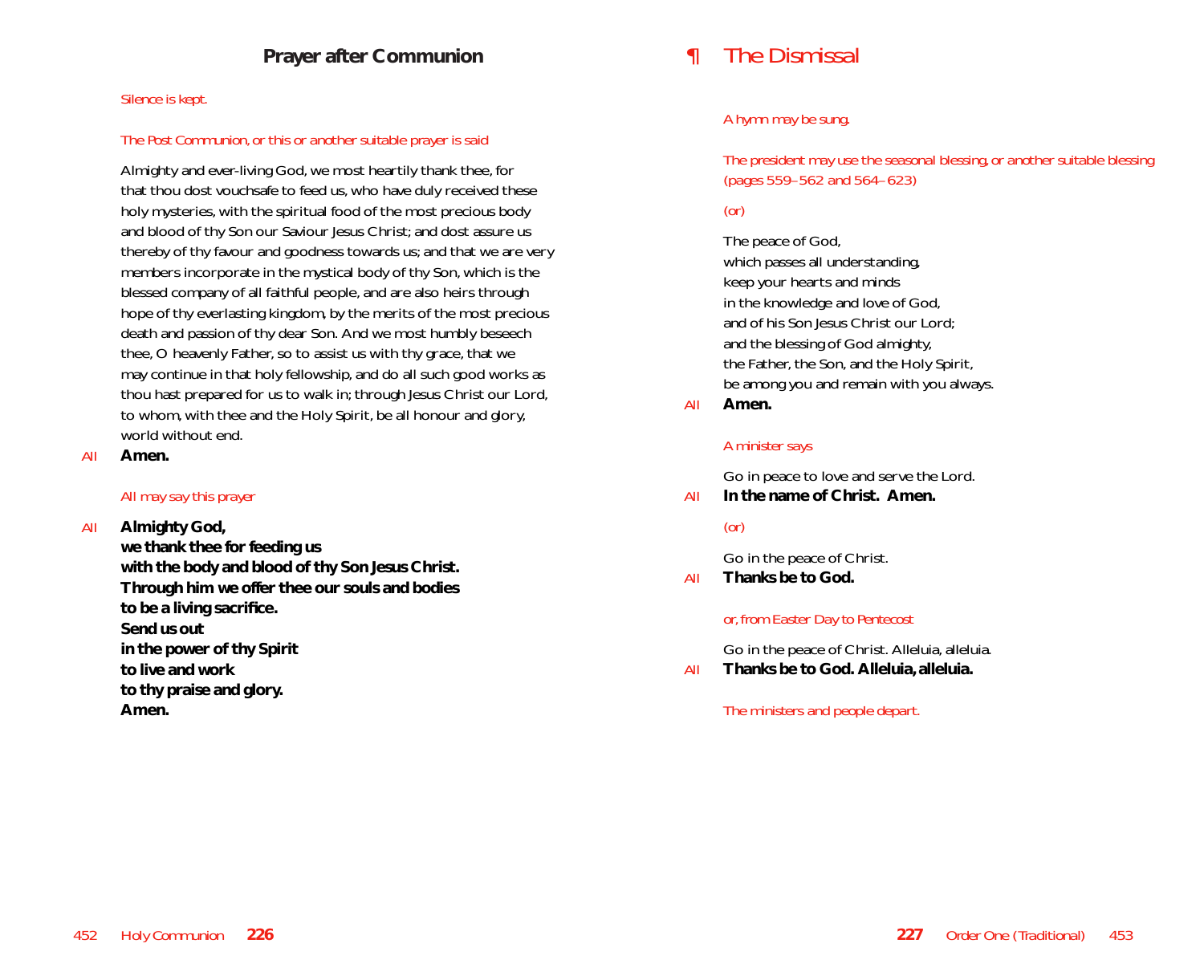## Prayer after Communion

*Silence is kept.*

*The Post Communion, or this or another suitable prayer is said*

Almighty and ever-living God, we most heartily thank thee, for that thou dost vouchsafe to feed us, who have duly received these holy mysteries, with the spiritual food of the most precious body and blood of thy Son our Saviour Jesus Christ; and dost assure us thereby of thy favour and goodness towards us; and that we are very members incorporate in the mystical body of thy Son, which is the blessed company of all faithful people, and are also heirs through hope of thy everlasting kingdom, by the merits of the most precious death and passion of thy dear Son. And we most humbly beseech thee, O heavenly Father, so to assist us with thy grace, that we may continue in that holy fellowship, and do all such good works as thou hast prepared for us to walk in; through Jesus Christ our Lord, to whom, with thee and the Holy Spirit, be all honour and glory, world without end.

*All* **Amen.**

*All may say this prayer*

*All* **Almighty God,**
**we thank thee for feeding us**
**with the body and blood of thy Son Jesus Christ.**
**Through him we offer thee our souls and bodies**
**to be a living sacrifice.**
**Send us out**
**in the power of thy Spirit**
**to live and work**
**to thy praise and glory.**
**Amen.**

## ¶ The Dismissal

*A hymn may be sung.*

*The president may use the seasonal blessing, or another suitable blessing (pages 559–562 and 564–623)*

*(or)*

The peace of God,
which passes all understanding,
keep your hearts and minds
in the knowledge and love of God,
and of his Son Jesus Christ our Lord;
and the blessing of God almighty,
the Father, the Son, and the Holy Spirit,
be among you and remain with you always.

*All* **Amen.**

*A minister says*

Go in peace to love and serve the Lord.

*All* **In the name of Christ. Amen.**

*(or)*

Go in the peace of Christ.

*All* **Thanks be to God.**

*or, from Easter Day to Pentecost*

Go in the peace of Christ. Alleluia, alleluia.

*All* **Thanks be to God. Alleluia, alleluia.**

*The ministers and people depart.*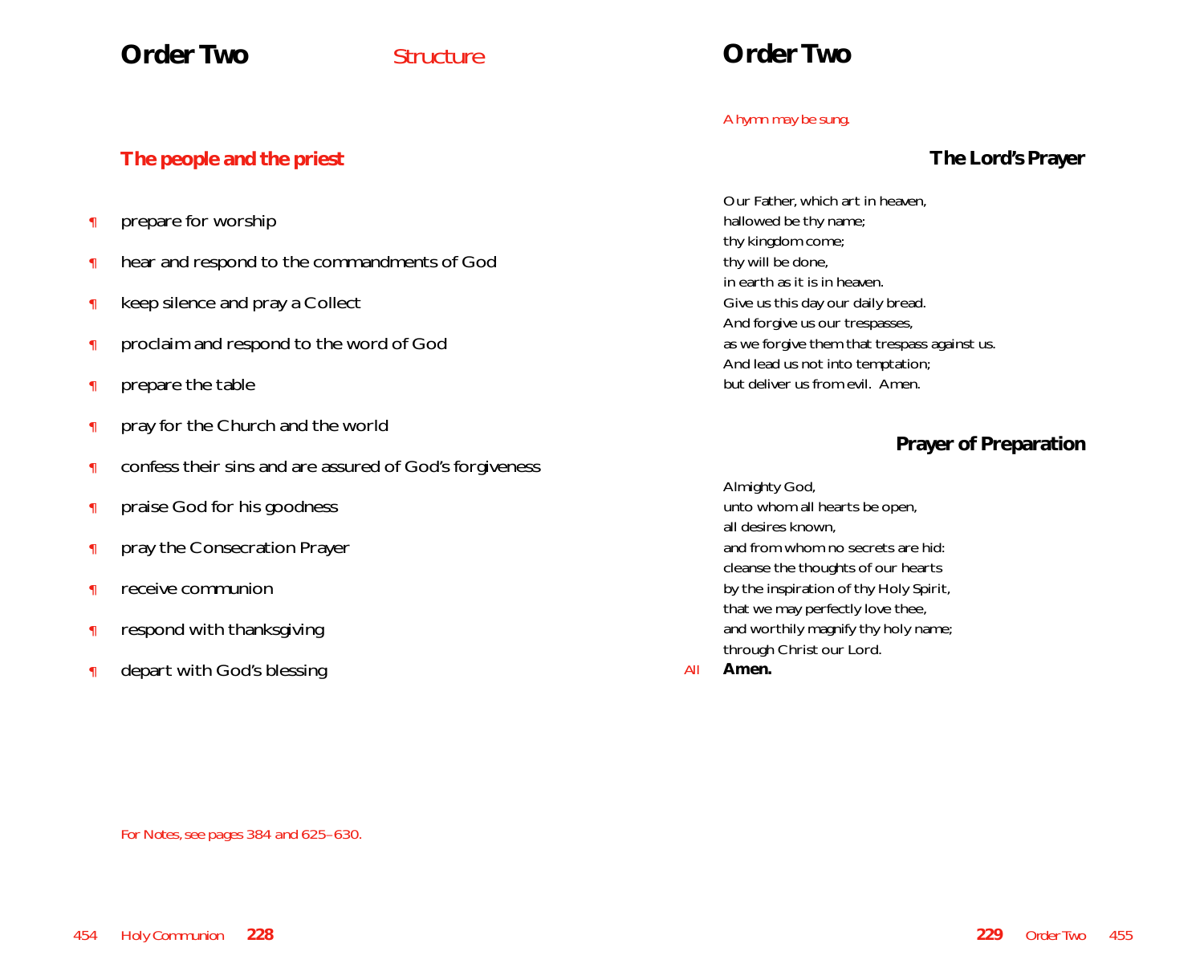# Order Two

## Structure

### The people and the priest

¶ prepare for worship

¶ hear and respond to the commandments of God

¶ keep silence and pray a Collect

¶ proclaim and respond to the word of God

¶ prepare the table

¶ pray for the Church and the world

¶ confess their sins and are assured of God's forgiveness

¶ praise God for his goodness

¶ pray the Consecration Prayer

¶ receive communion

¶ respond with thanksgiving

¶ depart with God's blessing

*For Notes, see pages 384 and 625–630.*

# Order Two

*A hymn may be sung.*

### The Lord's Prayer

Our Father, which art in heaven,
hallowed be thy name;
thy kingdom come;
thy will be done,
in earth as it is in heaven.
Give us this day our daily bread.
And forgive us our trespasses,
as we forgive them that trespass against us.
And lead us not into temptation;
but deliver us from evil. Amen.

### Prayer of Preparation

Almighty God,
unto whom all hearts be open,
all desires known,
and from whom no secrets are hid:
cleanse the thoughts of our hearts
by the inspiration of thy Holy Spirit,
that we may perfectly love thee,
and worthily magnify thy holy name;
through Christ our Lord.

*All* **Amen.**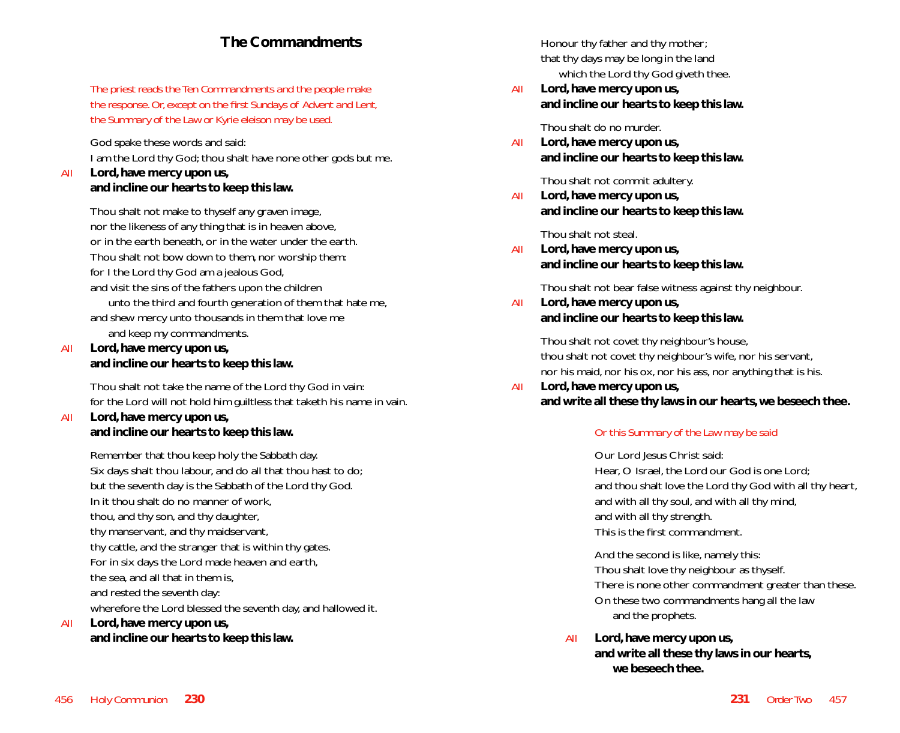# The Commandments

*The priest reads the Ten Commandments and the people make the response. Or, except on the first Sundays of Advent and Lent, the Summary of the Law or Kyrie eleison may be used.*

God spake these words and said:
I am the Lord thy God; thou shalt have none other gods but me.

*All* **Lord, have mercy upon us,
and incline our hearts to keep this law.**

Thou shalt not make to thyself any graven image,
nor the likeness of any thing that is in heaven above,
or in the earth beneath, or in the water under the earth.
Thou shalt not bow down to them, nor worship them:
for I the Lord thy God am a jealous God,
and visit the sins of the fathers upon the children
unto the third and fourth generation of them that hate me,
and shew mercy unto thousands in them that love me
and keep my commandments.

*All* **Lord, have mercy upon us,
and incline our hearts to keep this law.**

Thou shalt not take the name of the Lord thy God in vain:
for the Lord will not hold him guiltless that taketh his name in vain.

*All* **Lord, have mercy upon us,
and incline our hearts to keep this law.**

Remember that thou keep holy the Sabbath day.
Six days shalt thou labour, and do all that thou hast to do;
but the seventh day is the Sabbath of the Lord thy God.
In it thou shalt do no manner of work,
thou, and thy son, and thy daughter,
thy manservant, and thy maidservant,
thy cattle, and the stranger that is within thy gates.
For in six days the Lord made heaven and earth,
the sea, and all that in them is,
and rested the seventh day:
wherefore the Lord blessed the seventh day, and hallowed it.

*All* **Lord, have mercy upon us,
and incline our hearts to keep this law.**

Honour thy father and thy mother;
that thy days may be long in the land
which the Lord thy God giveth thee.

*All* **Lord, have mercy upon us,
and incline our hearts to keep this law.**

Thou shalt do no murder.

*All* **Lord, have mercy upon us,
and incline our hearts to keep this law.**

Thou shalt not commit adultery.

*All* **Lord, have mercy upon us,
and incline our hearts to keep this law.**

Thou shalt not steal.

*All* **Lord, have mercy upon us,
and incline our hearts to keep this law.**

Thou shalt not bear false witness against thy neighbour.

*All* **Lord, have mercy upon us,
and incline our hearts to keep this law.**

Thou shalt not covet thy neighbour's house,
thou shalt not covet thy neighbour's wife, nor his servant,
nor his maid, nor his ox, nor his ass, nor anything that is his.

*All* **Lord, have mercy upon us,
and write all these thy laws in our hearts, we beseech thee.**

*Or this Summary of the Law may be said*

Our Lord Jesus Christ said:
Hear, O Israel, the Lord our God is one Lord;
and thou shalt love the Lord thy God with all thy heart,
and with all thy soul, and with all thy mind,
and with all thy strength.
This is the first commandment.

And the second is like, namely this:
Thou shalt love thy neighbour as thyself.
There is none other commandment greater than these.
On these two commandments hang all the law
and the prophets.

*All* **Lord, have mercy upon us,
and write all these thy laws in our hearts,
we beseech thee.**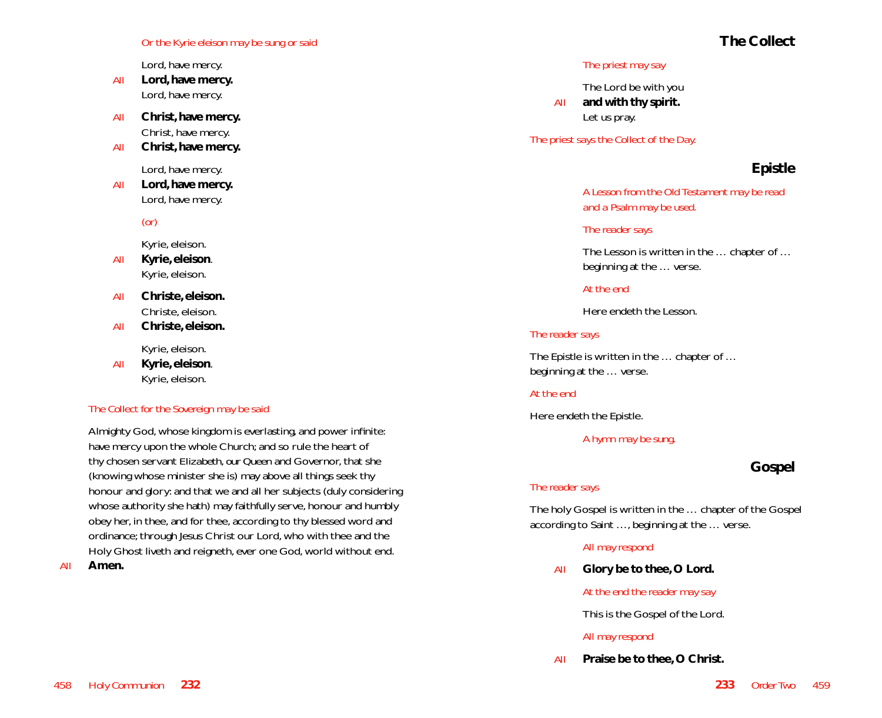*Or the Kyrie eleison may be sung or said*

Lord, have mercy.

*All* **Lord, have mercy.**
Lord, have mercy.

*All* **Christ, have mercy.**
Christ, have mercy.

*All* **Christ, have mercy.**

Lord, have mercy.

*All* **Lord, have mercy.**
Lord, have mercy.

*(or)*

Kyrie, eleison.

*All* **Kyrie, eleison**.
Kyrie, eleison.

*All* **Christe, eleison.**
Christe, eleison.

*All* **Christe, eleison.**

Kyrie, eleison.

*All* **Kyrie, eleison**.
Kyrie, eleison.

*The Collect for the Sovereign may be said*

Almighty God, whose kingdom is everlasting, and power infinite: have mercy upon the whole Church; and so rule the heart of thy chosen servant Elizabeth, our Queen and Governor, that she (knowing whose minister she is) may above all things seek thy honour and glory: and that we and all her subjects (duly considering whose authority she hath) may faithfully serve, honour and humbly obey her, in thee, and for thee, according to thy blessed word and ordinance; through Jesus Christ our Lord, who with thee and the Holy Ghost liveth and reigneth, ever one God, world without end.

*All* **Amen.**

## The Collect

*The priest may say*

The Lord be with you

*All* **and with thy spirit.**
Let us pray.

*The priest says the Collect of the Day.*

## Epistle

*A Lesson from the Old Testament may be read and a Psalm may be used.*

*The reader says*

The Lesson is written in the … chapter of … beginning at the … verse.

*At the end*

Here endeth the Lesson.

*The reader says*

The Epistle is written in the … chapter of … beginning at the … verse.

*At the end*

Here endeth the Epistle.

*A hymn may be sung.*

## Gospel

*The reader says*

The holy Gospel is written in the … chapter of the Gospel according to Saint …, beginning at the … verse.

*All may respond*

*All* **Glory be to thee, O Lord.**

*At the end the reader may say*

This is the Gospel of the Lord.

*All may respond*

*All* **Praise be to thee, O Christ.**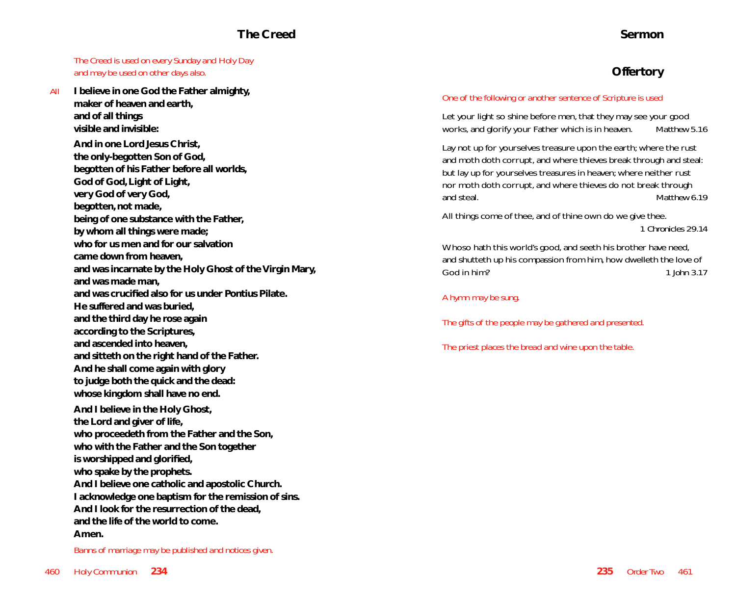## The Creed

*The Creed is used on every Sunday and Holy Day and may be used on other days also.*

*All* **I believe in one God the Father almighty,
maker of heaven and earth,
and of all things
visible and invisible:**

**And in one Lord Jesus Christ,
the only-begotten Son of God,
begotten of his Father before all worlds,
God of God, Light of Light,
very God of very God,
begotten, not made,
being of one substance with the Father,
by whom all things were made;
who for us men and for our salvation
came down from heaven,
and was incarnate by the Holy Ghost of the Virgin Mary,
and was made man,
and was crucified also for us under Pontius Pilate.
He suffered and was buried,
and the third day he rose again
according to the Scriptures,
and ascended into heaven,
and sitteth on the right hand of the Father.
And he shall come again with glory
to judge both the quick and the dead:
whose kingdom shall have no end.**

**And I believe in the Holy Ghost,
the Lord and giver of life,
who proceedeth from the Father and the Son,
who with the Father and the Son together
is worshipped and glorified,
who spake by the prophets.
And I believe one catholic and apostolic Church.
I acknowledge one baptism for the remission of sins.
And I look for the resurrection of the dead,
and the life of the world to come.
Amen.**

*Banns of marriage may be published and notices given.*

## Sermon

## Offertory

*One of the following or another sentence of Scripture is used*

Let your light so shine before men, that they may see your good works, and glorify your Father which is in heaven. *Matthew 5.16*

Lay not up for yourselves treasure upon the earth; where the rust and moth doth corrupt, and where thieves break through and steal: but lay up for yourselves treasures in heaven; where neither rust nor moth doth corrupt, and where thieves do not break through and steal. *Matthew 6.19*

All things come of thee, and of thine own do we give thee. *1 Chronicles 29.14*

Whoso hath this world's good, and seeth his brother have need, and shutteth up his compassion from him, how dwelleth the love of God in him? *1 John 3.17*

*A hymn may be sung.*

*The gifts of the people may be gathered and presented.*

*The priest places the bread and wine upon the table.*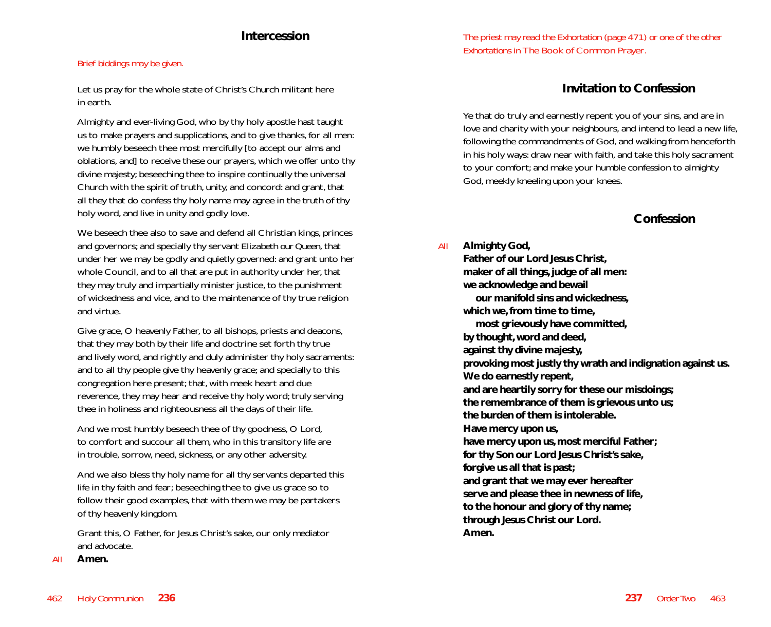## Intercession

*Brief biddings may be given.*

Let us pray for the whole state of Christ's Church militant here in earth.

Almighty and ever-living God, who by thy holy apostle hast taught us to make prayers and supplications, and to give thanks, for all men: we humbly beseech thee most mercifully [to accept our alms and oblations, and] to receive these our prayers, which we offer unto thy divine majesty; beseeching thee to inspire continually the universal Church with the spirit of truth, unity, and concord: and grant, that all they that do confess thy holy name may agree in the truth of thy holy word, and live in unity and godly love.

We beseech thee also to save and defend all Christian kings, princes and governors; and specially thy servant Elizabeth our Queen, that under her we may be godly and quietly governed: and grant unto her whole Council, and to all that are put in authority under her, that they may truly and impartially minister justice, to the punishment of wickedness and vice, and to the maintenance of thy true religion and virtue.

Give grace, O heavenly Father, to all bishops, priests and deacons, that they may both by their life and doctrine set forth thy true and lively word, and rightly and duly administer thy holy sacraments: and to all thy people give thy heavenly grace; and specially to this congregation here present; that, with meek heart and due reverence, they may hear and receive thy holy word; truly serving thee in holiness and righteousness all the days of their life.

And we most humbly beseech thee of thy goodness, O Lord, to comfort and succour all them, who in this transitory life are in trouble, sorrow, need, sickness, or any other adversity.

And we also bless thy holy name for all thy servants departed this life in thy faith and fear; beseeching thee to give us grace so to follow their good examples, that with them we may be partakers of thy heavenly kingdom.

Grant this, O Father, for Jesus Christ's sake, our only mediator and advocate.

*All* **Amen.**

*The priest may read the Exhortation (page 471) or one of the other Exhortations in The Book of Common Prayer.*

## Invitation to Confession

Ye that do truly and earnestly repent you of your sins, and are in love and charity with your neighbours, and intend to lead a new life, following the commandments of God, and walking from henceforth in his holy ways: draw near with faith, and take this holy sacrament to your comfort; and make your humble confession to almighty God, meekly kneeling upon your knees.

## Confession

*All* **Almighty God,**
**Father of our Lord Jesus Christ,**
**maker of all things, judge of all men:**
**we acknowledge and bewail**
**our manifold sins and wickedness,**
**which we, from time to time,**
**most grievously have committed,**
**by thought, word and deed,**
**against thy divine majesty,**
**provoking most justly thy wrath and indignation against us.**
**We do earnestly repent,**
**and are heartily sorry for these our misdoings;**
**the remembrance of them is grievous unto us;**
**the burden of them is intolerable.**
**Have mercy upon us,**
**have mercy upon us, most merciful Father;**
**for thy Son our Lord Jesus Christ's sake,**
**forgive us all that is past;**
**and grant that we may ever hereafter**
**serve and please thee in newness of life,**
**to the honour and glory of thy name;**
**through Jesus Christ our Lord.**
**Amen.**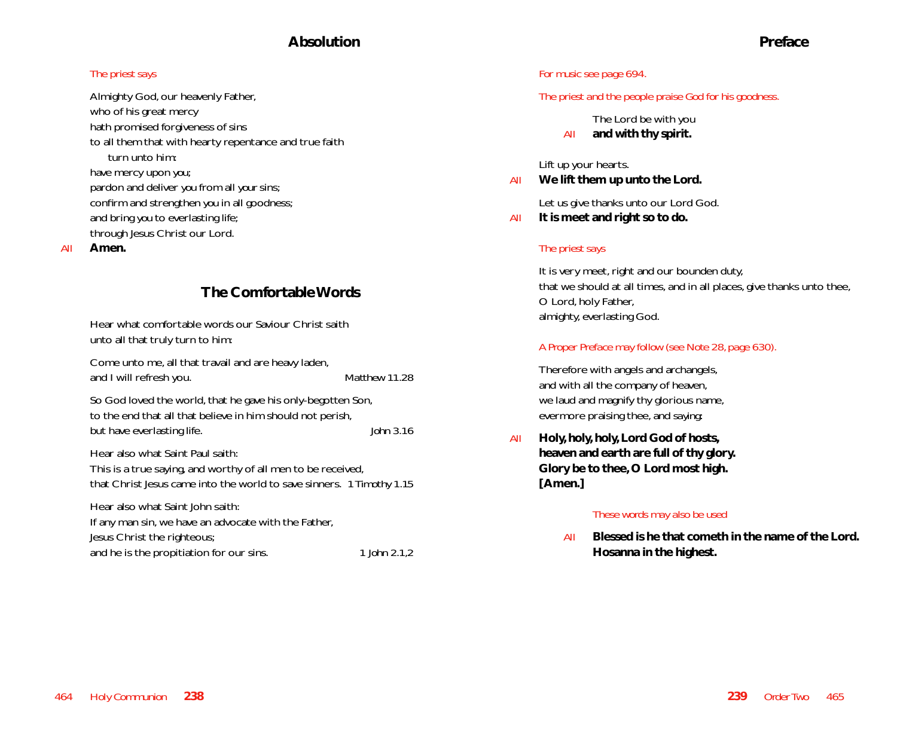## Absolution

*The priest says*

Almighty God, our heavenly Father,
who of his great mercy
hath promised forgiveness of sins
to all them that with hearty repentance and true faith
turn unto him:
have mercy upon you;
pardon and deliver you from all your sins;
confirm and strengthen you in all goodness;
and bring you to everlasting life;
through Jesus Christ our Lord.

*All* **Amen.**

## The Comfortable Words

Hear what comfortable words our Saviour Christ saith
unto all that truly turn to him:

Come unto me, all that travail and are heavy laden,
and I will refresh you. *Matthew 11.28*

So God loved the world, that he gave his only-begotten Son,
to the end that all that believe in him should not perish,
but have everlasting life. *John 3.16*

Hear also what Saint Paul saith:
This is a true saying, and worthy of all men to be received,
that Christ Jesus came into the world to save sinners. *1 Timothy 1.15*

Hear also what Saint John saith:
If any man sin, we have an advocate with the Father,
Jesus Christ the righteous;
and he is the propitiation for our sins. *1 John 2.1,2*

## Preface

*For music see page 694.*

*The priest and the people praise God for his goodness.*

The Lord be with you

*All* **and with thy spirit.**

Lift up your hearts.

*All* **We lift them up unto the Lord.**

Let us give thanks unto our Lord God.

*All* **It is meet and right so to do.**

*The priest says*

It is very meet, right and our bounden duty,
that we should at all times, and in all places, give thanks unto thee,
O Lord, holy Father,
almighty, everlasting God.

*A Proper Preface may follow (see Note 28, page 630).*

Therefore with angels and archangels,
and with all the company of heaven,
we laud and magnify thy glorious name,
evermore praising thee, and saying:

*All* **Holy, holy, holy, Lord God of hosts,**
**heaven and earth are full of thy glory.**
**Glory be to thee, O Lord most high.**
**[Amen.]**

*These words may also be used*

*All* **Blessed is he that cometh in the name of the Lord.**
**Hosanna in the highest.**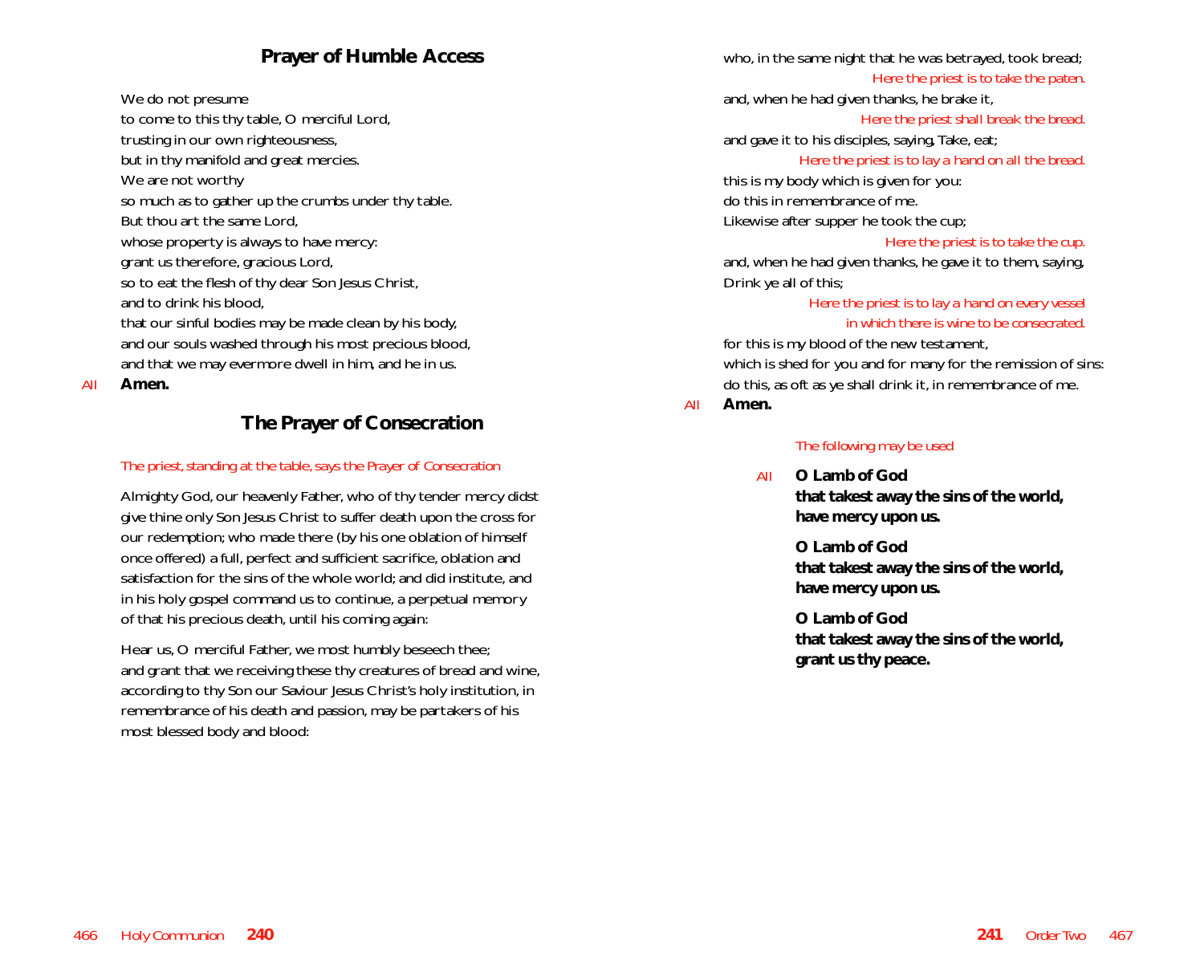## Prayer of Humble Access

We do not presume
to come to this thy table, O merciful Lord,
trusting in our own righteousness,
but in thy manifold and great mercies.
We are not worthy
so much as to gather up the crumbs under thy table.
But thou art the same Lord,
whose property is always to have mercy:
grant us therefore, gracious Lord,
so to eat the flesh of thy dear Son Jesus Christ,
and to drink his blood,
that our sinful bodies may be made clean by his body,
and our souls washed through his most precious blood,
and that we may evermore dwell in him, and he in us.

*All* **Amen.**

## The Prayer of Consecration

*The priest, standing at the table, says the Prayer of Consecration*

Almighty God, our heavenly Father, who of thy tender mercy didst give thine only Son Jesus Christ to suffer death upon the cross for our redemption; who made there (by his one oblation of himself once offered) a full, perfect and sufficient sacrifice, oblation and satisfaction for the sins of the whole world; and did institute, and in his holy gospel command us to continue, a perpetual memory of that his precious death, until his coming again:

Hear us, O merciful Father, we most humbly beseech thee; and grant that we receiving these thy creatures of bread and wine, according to thy Son our Saviour Jesus Christ's holy institution, in remembrance of his death and passion, may be partakers of his most blessed body and blood:

who, in the same night that he was betrayed, took bread;

*Here the priest is to take the paten.*

and, when he had given thanks, he brake it,

*Here the priest shall break the bread.*

and gave it to his disciples, saying, Take, eat;

*Here the priest is to lay a hand on all the bread.*

this is my body which is given for you:
do this in remembrance of me.
Likewise after supper he took the cup;

*Here the priest is to take the cup.*

and, when he had given thanks, he gave it to them, saying,
Drink ye all of this;

*Here the priest is to lay a hand on every vessel in which there is wine to be consecrated.*

for this is my blood of the new testament,
which is shed for you and for many for the remission of sins:
do this, as oft as ye shall drink it, in remembrance of me.

*All* **Amen.**

*The following may be used*

*All* **O Lamb of God**
**that takest away the sins of the world,**
**have mercy upon us.**

**O Lamb of God**
**that takest away the sins of the world,**
**have mercy upon us.**

**O Lamb of God**
**that takest away the sins of the world,**
**grant us thy peace.**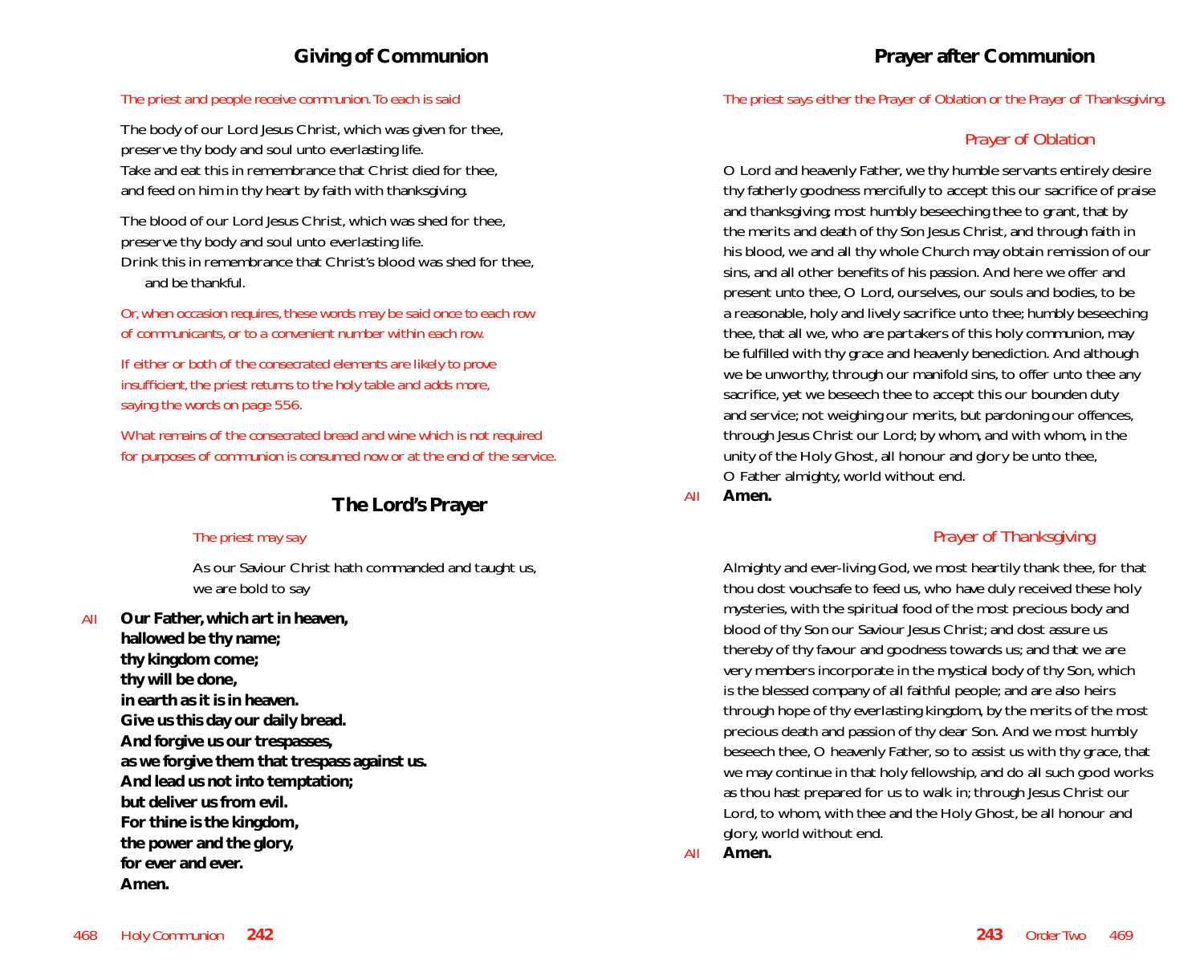## Giving of Communion

*The priest and people receive communion. To each is said*

The body of our Lord Jesus Christ, which was given for thee,
preserve thy body and soul unto everlasting life.
Take and eat this in remembrance that Christ died for thee,
and feed on him in thy heart by faith with thanksgiving.

The blood of our Lord Jesus Christ, which was shed for thee,
preserve thy body and soul unto everlasting life.
Drink this in remembrance that Christ's blood was shed for thee,
and be thankful.

*Or, when occasion requires, these words may be said once to each row of communicants, or to a convenient number within each row.*

*If either or both of the consecrated elements are likely to prove insufficient, the priest returns to the holy table and adds more, saying the words on page 556.*

*What remains of the consecrated bread and wine which is not required for purposes of communion is consumed now or at the end of the service.*

## The Lord's Prayer

*The priest may say*

As our Saviour Christ hath commanded and taught us,
we are bold to say

*All* **Our Father, which art in heaven,**
**hallowed be thy name;**
**thy kingdom come;**
**thy will be done,**
**in earth as it is in heaven.**
**Give us this day our daily bread.**
**And forgive us our trespasses,**
**as we forgive them that trespass against us.**
**And lead us not into temptation;**
**but deliver us from evil.**
**For thine is the kingdom,**
**the power and the glory,**
**for ever and ever.**
**Amen.**

## Prayer after Communion

*The priest says either the Prayer of Oblation or the Prayer of Thanksgiving.*

### *Prayer of Oblation*

O Lord and heavenly Father, we thy humble servants entirely desire thy fatherly goodness mercifully to accept this our sacrifice of praise and thanksgiving; most humbly beseeching thee to grant, that by the merits and death of thy Son Jesus Christ, and through faith in his blood, we and all thy whole Church may obtain remission of our sins, and all other benefits of his passion. And here we offer and present unto thee, O Lord, ourselves, our souls and bodies, to be a reasonable, holy and lively sacrifice unto thee; humbly beseeching thee, that all we, who are partakers of this holy communion, may be fulfilled with thy grace and heavenly benediction. And although we be unworthy, through our manifold sins, to offer unto thee any sacrifice, yet we beseech thee to accept this our bounden duty and service; not weighing our merits, but pardoning our offences, through Jesus Christ our Lord; by whom, and with whom, in the unity of the Holy Ghost, all honour and glory be unto thee, O Father almighty, world without end.

*All* **Amen.**

### *Prayer of Thanksgiving*

Almighty and ever-living God, we most heartily thank thee, for that thou dost vouchsafe to feed us, who have duly received these holy mysteries, with the spiritual food of the most precious body and blood of thy Son our Saviour Jesus Christ; and dost assure us thereby of thy favour and goodness towards us; and that we are very members incorporate in the mystical body of thy Son, which is the blessed company of all faithful people; and are also heirs through hope of thy everlasting kingdom, by the merits of the most precious death and passion of thy dear Son. And we most humbly beseech thee, O heavenly Father, so to assist us with thy grace, that we may continue in that holy fellowship, and do all such good works as thou hast prepared for us to walk in; through Jesus Christ our Lord, to whom, with thee and the Holy Ghost, be all honour and glory, world without end.

*All* **Amen.**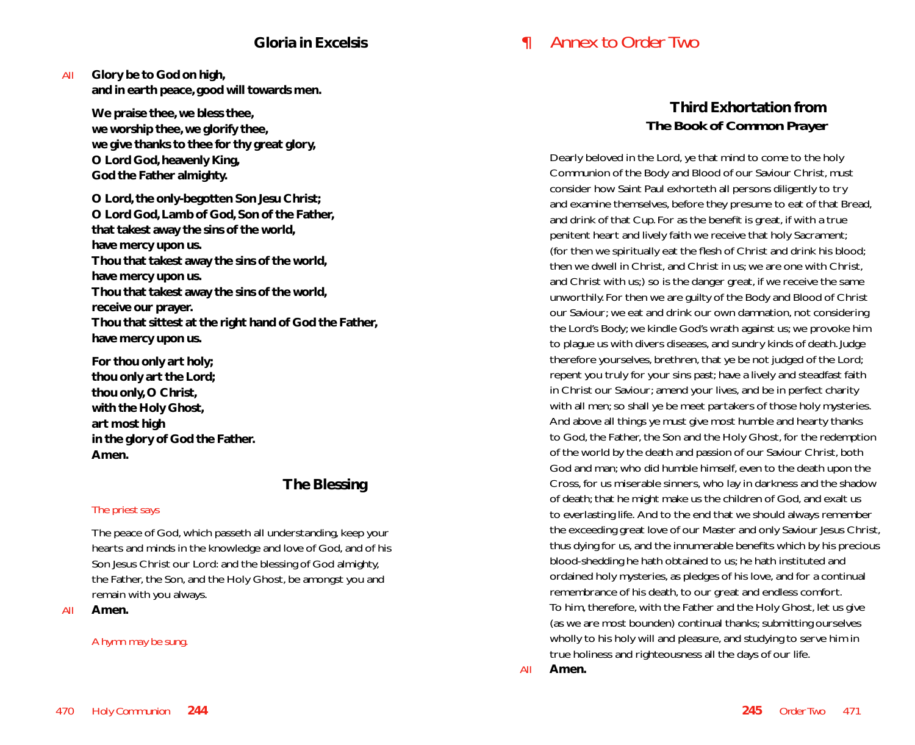## Gloria in Excelsis

*All* **Glory be to God on high,**
**and in earth peace, good will towards men.**

**We praise thee, we bless thee,**
**we worship thee, we glorify thee,**
**we give thanks to thee for thy great glory,**
**O Lord God, heavenly King,**
**God the Father almighty.**

**O Lord, the only-begotten Son Jesu Christ;**
**O Lord God, Lamb of God, Son of the Father,**
**that takest away the sins of the world,**
**have mercy upon us.**
**Thou that takest away the sins of the world,**
**have mercy upon us.**
**Thou that takest away the sins of the world,**
**receive our prayer.**
**Thou that sittest at the right hand of God the Father,**
**have mercy upon us.**

**For thou only art holy;**
**thou only art the Lord;**
**thou only, O Christ,**
**with the Holy Ghost,**
**art most high**
**in the glory of God the Father.**
**Amen.**

## The Blessing

*The priest says*

The peace of God, which passeth all understanding, keep your hearts and minds in the knowledge and love of God, and of his Son Jesus Christ our Lord: and the blessing of God almighty, the Father, the Son, and the Holy Ghost, be amongst you and remain with you always.

*All* **Amen.**

*A hymn may be sung.*

# ¶ Annex to Order Two

## Third Exhortation from
### The Book of Common Prayer

Dearly beloved in the Lord, ye that mind to come to the holy Communion of the Body and Blood of our Saviour Christ, must consider how Saint Paul exhorteth all persons diligently to try and examine themselves, before they presume to eat of that Bread, and drink of that Cup. For as the benefit is great, if with a true penitent heart and lively faith we receive that holy Sacrament; (for then we spiritually eat the flesh of Christ and drink his blood; then we dwell in Christ, and Christ in us; we are one with Christ, and Christ with us;) so is the danger great, if we receive the same unworthily. For then we are guilty of the Body and Blood of Christ our Saviour; we eat and drink our own damnation, not considering the Lord's Body; we kindle God's wrath against us; we provoke him to plague us with divers diseases, and sundry kinds of death. Judge therefore yourselves, brethren, that ye be not judged of the Lord; repent you truly for your sins past; have a lively and steadfast faith in Christ our Saviour; amend your lives, and be in perfect charity with all men; so shall ye be meet partakers of those holy mysteries. And above all things ye must give most humble and hearty thanks to God, the Father, the Son and the Holy Ghost, for the redemption of the world by the death and passion of our Saviour Christ, both God and man; who did humble himself, even to the death upon the Cross, for us miserable sinners, who lay in darkness and the shadow of death; that he might make us the children of God, and exalt us to everlasting life. And to the end that we should always remember the exceeding great love of our Master and only Saviour Jesus Christ, thus dying for us, and the innumerable benefits which by his precious blood-shedding he hath obtained to us; he hath instituted and ordained holy mysteries, as pledges of his love, and for a continual remembrance of his death, to our great and endless comfort. To him, therefore, with the Father and the Holy Ghost, let us give (as we are most bounden) continual thanks; submitting ourselves wholly to his holy will and pleasure, and studying to serve him in true holiness and righteousness all the days of our life.

*All* **Amen.**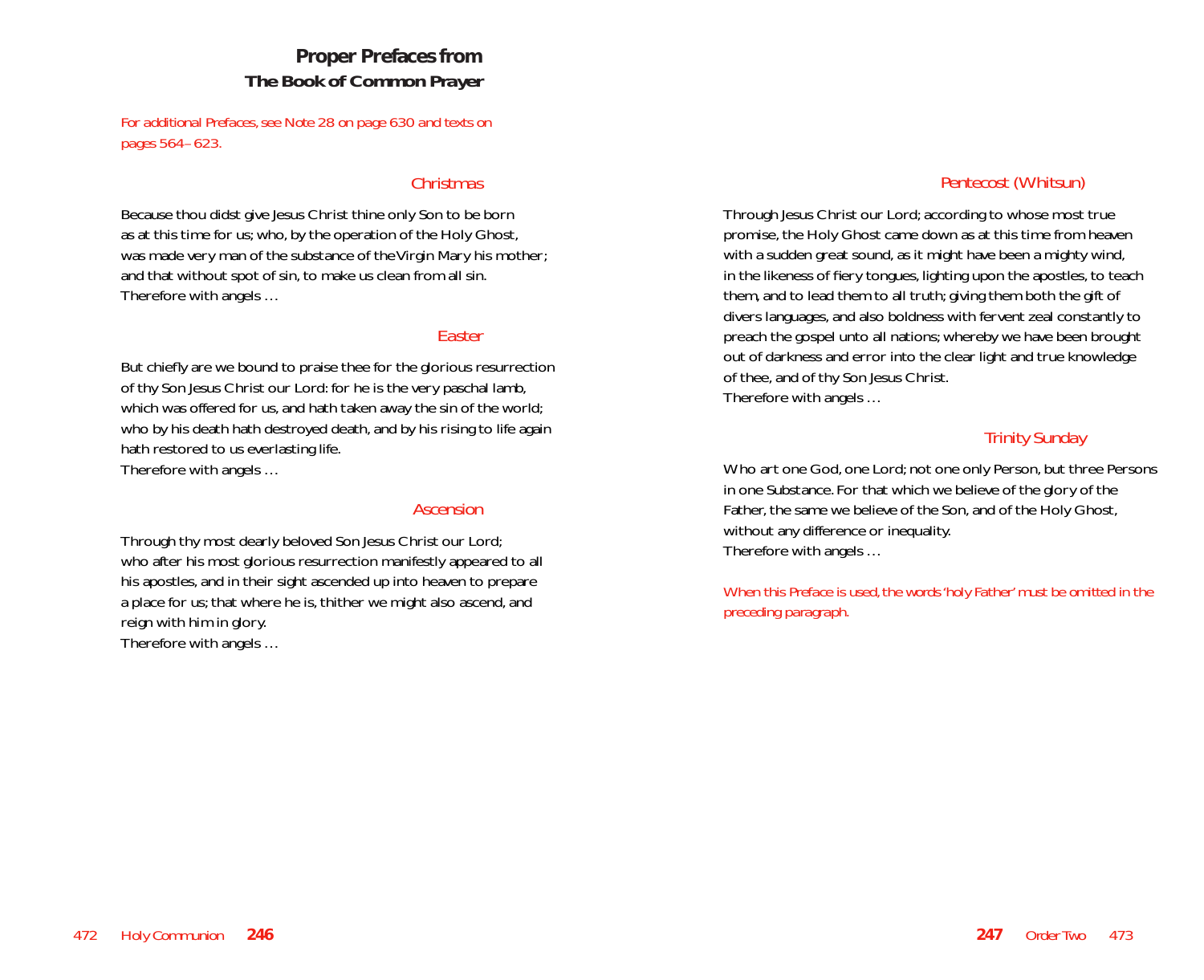## Proper Prefaces from
### The Book of Common Prayer

*For additional Prefaces, see Note 28 on page 630 and texts on pages 564–623.*

### Christmas

Because thou didst give Jesus Christ thine only Son to be born as at this time for us; who, by the operation of the Holy Ghost, was made very man of the substance of the Virgin Mary his mother; and that without spot of sin, to make us clean from all sin.
Therefore with angels …

### Easter

But chiefly are we bound to praise thee for the glorious resurrection of thy Son Jesus Christ our Lord: for he is the very paschal lamb, which was offered for us, and hath taken away the sin of the world; who by his death hath destroyed death, and by his rising to life again hath restored to us everlasting life.
Therefore with angels …

### Ascension

Through thy most dearly beloved Son Jesus Christ our Lord; who after his most glorious resurrection manifestly appeared to all his apostles, and in their sight ascended up into heaven to prepare a place for us; that where he is, thither we might also ascend, and reign with him in glory.
Therefore with angels …

### Pentecost (Whitsun)

Through Jesus Christ our Lord; according to whose most true promise, the Holy Ghost came down as at this time from heaven with a sudden great sound, as it might have been a mighty wind, in the likeness of fiery tongues, lighting upon the apostles, to teach them, and to lead them to all truth; giving them both the gift of divers languages, and also boldness with fervent zeal constantly to preach the gospel unto all nations; whereby we have been brought out of darkness and error into the clear light and true knowledge of thee, and of thy Son Jesus Christ.
Therefore with angels …

### Trinity Sunday

Who art one God, one Lord; not one only Person, but three Persons in one Substance. For that which we believe of the glory of the Father, the same we believe of the Son, and of the Holy Ghost, without any difference or inequality.
Therefore with angels …

*When this Preface is used, the words 'holy Father' must be omitted in the preceding paragraph.*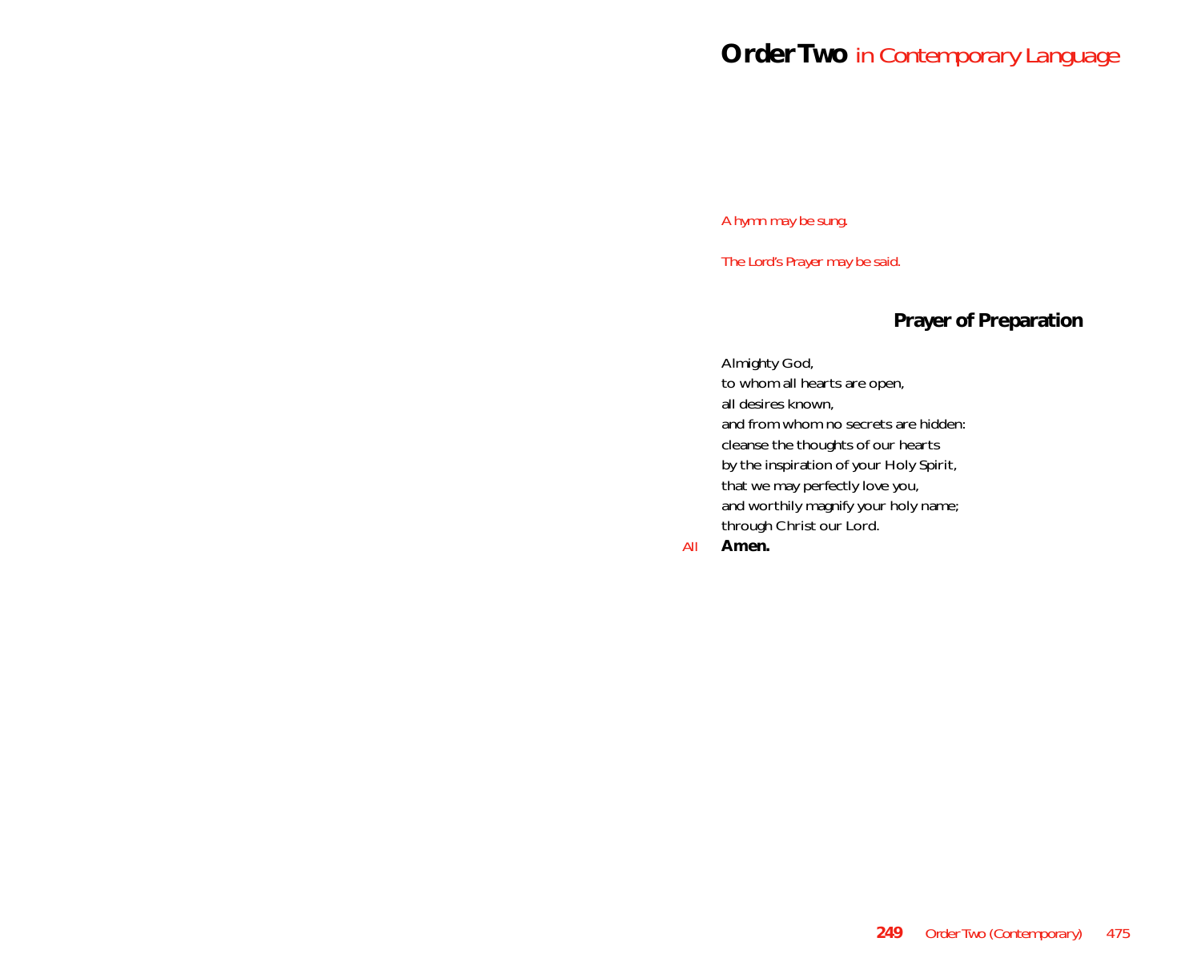# **Order Two** *in Contemporary Language*

*A hymn may be sung.*

*The Lord's Prayer may be said.*

## Prayer of Preparation

Almighty God,
to whom all hearts are open,
all desires known,
and from whom no secrets are hidden:
cleanse the thoughts of our hearts
by the inspiration of your Holy Spirit,
that we may perfectly love you,
and worthily magnify your holy name;
through Christ our Lord.

*All* **Amen.**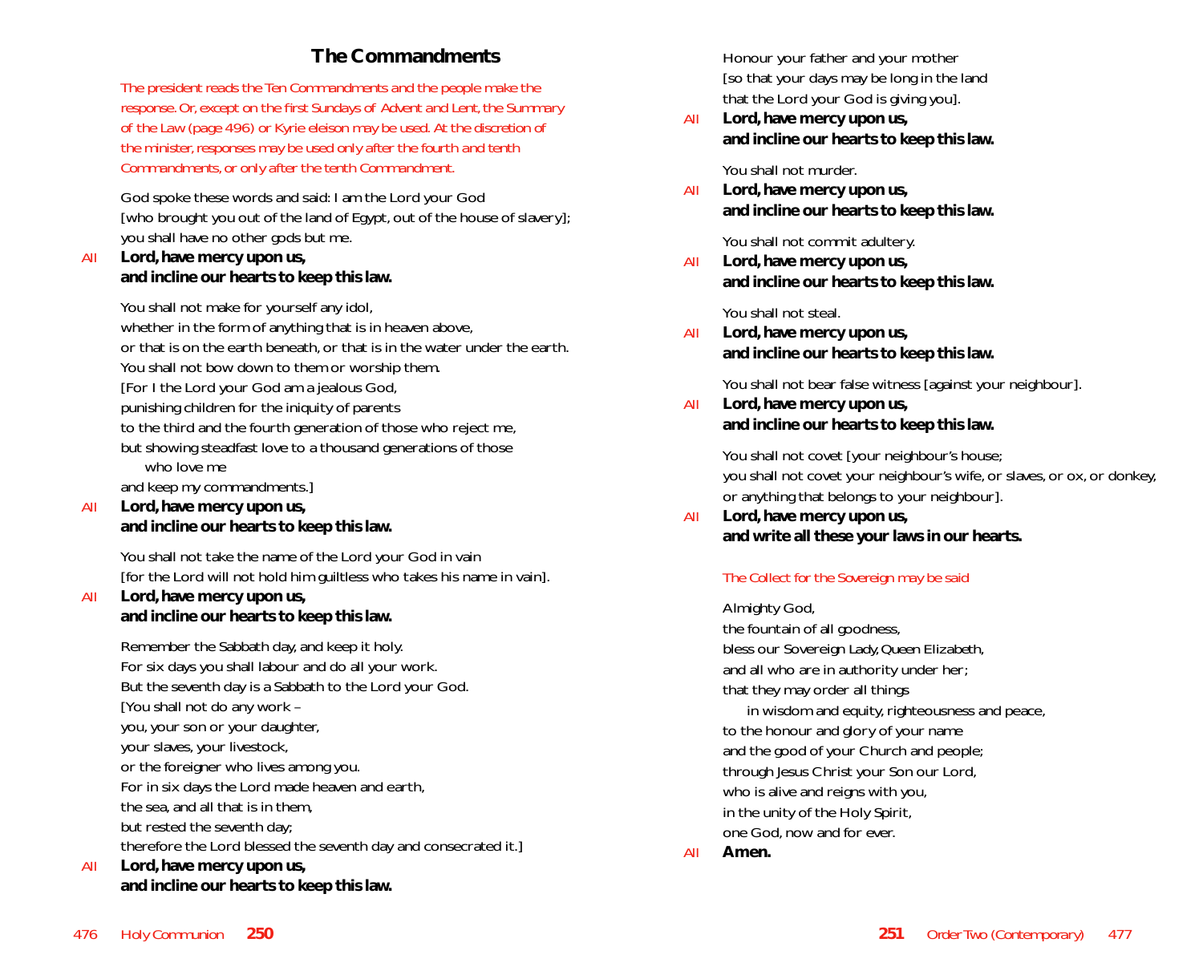## The Commandments

*The president reads the Ten Commandments and the people make the response. Or, except on the first Sundays of Advent and Lent, the Summary of the Law (page 496) or Kyrie eleison may be used. At the discretion of the minister, responses may be used only after the fourth and tenth Commandments, or only after the tenth Commandment.*

God spoke these words and said: I am the Lord your God
[who brought you out of the land of Egypt, out of the house of slavery];
you shall have no other gods but me.

*All* **Lord, have mercy upon us,**
**and incline our hearts to keep this law.**

You shall not make for yourself any idol,
whether in the form of anything that is in heaven above,
or that is on the earth beneath, or that is in the water under the earth.
You shall not bow down to them or worship them.
[For I the Lord your God am a jealous God,
punishing children for the iniquity of parents
to the third and the fourth generation of those who reject me,
but showing steadfast love to a thousand generations of those who love me
and keep my commandments.]

*All* **Lord, have mercy upon us,**
**and incline our hearts to keep this law.**

You shall not take the name of the Lord your God in vain
[for the Lord will not hold him guiltless who takes his name in vain].

*All* **Lord, have mercy upon us,**
**and incline our hearts to keep this law.**

Remember the Sabbath day, and keep it holy.
For six days you shall labour and do all your work.
But the seventh day is a Sabbath to the Lord your God.
[You shall not do any work –
you, your son or your daughter,
your slaves, your livestock,
or the foreigner who lives among you.
For in six days the Lord made heaven and earth,
the sea, and all that is in them,
but rested the seventh day;
therefore the Lord blessed the seventh day and consecrated it.]

*All* **Lord, have mercy upon us,**
**and incline our hearts to keep this law.**

Honour your father and your mother
[so that your days may be long in the land
that the Lord your God is giving you].

*All* **Lord, have mercy upon us,**
**and incline our hearts to keep this law.**

You shall not murder.

*All* **Lord, have mercy upon us,**
**and incline our hearts to keep this law.**

You shall not commit adultery.

*All* **Lord, have mercy upon us,**
**and incline our hearts to keep this law.**

You shall not steal.

*All* **Lord, have mercy upon us,**
**and incline our hearts to keep this law.**

You shall not bear false witness [against your neighbour].

*All* **Lord, have mercy upon us,**
**and incline our hearts to keep this law.**

You shall not covet [your neighbour's house;
you shall not covet your neighbour's wife, or slaves, or ox, or donkey,
or anything that belongs to your neighbour].

*All* **Lord, have mercy upon us,**
**and write all these your laws in our hearts.**

*The Collect for the Sovereign may be said*

Almighty God,
the fountain of all goodness,
bless our Sovereign Lady, Queen Elizabeth,
and all who are in authority under her;
that they may order all things
in wisdom and equity, righteousness and peace,
to the honour and glory of your name
and the good of your Church and people;
through Jesus Christ your Son our Lord,
who is alive and reigns with you,
in the unity of the Holy Spirit,
one God, now and for ever.

*All* **Amen.**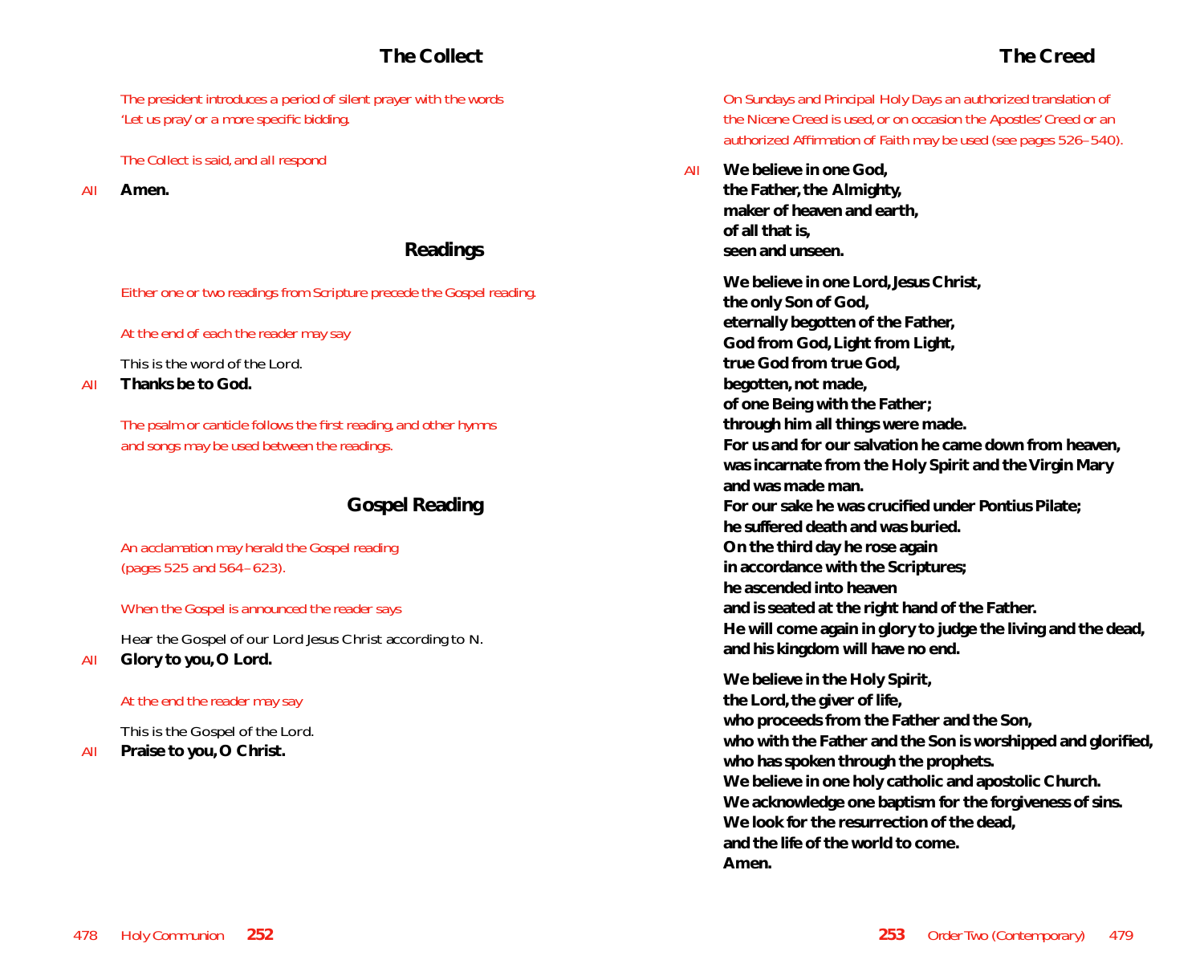## The Collect

*The president introduces a period of silent prayer with the words 'Let us pray' or a more specific bidding.*

*The Collect is said, and all respond*

*All* **Amen.**

## Readings

*Either one or two readings from Scripture precede the Gospel reading.*

*At the end of each the reader may say*

This is the word of the Lord.

*All* **Thanks be to God.**

*The psalm or canticle follows the first reading, and other hymns and songs may be used between the readings.*

## Gospel Reading

*An acclamation may herald the Gospel reading (pages 525 and 564–623).*

*When the Gospel is announced the reader says*

Hear the Gospel of our Lord Jesus Christ according to N.

*All* **Glory to you, O Lord.**

*At the end the reader may say*

This is the Gospel of the Lord.

*All* **Praise to you, O Christ.**

## The Creed

*On Sundays and Principal Holy Days an authorized translation of the Nicene Creed is used, or on occasion the Apostles' Creed or an authorized Affirmation of Faith may be used (see pages 526–540).*

*All* **We believe in one God,**
**the Father, the Almighty,**
**maker of heaven and earth,**
**of all that is,**
**seen and unseen.**

**We believe in one Lord, Jesus Christ,**
**the only Son of God,**
**eternally begotten of the Father,**
**God from God, Light from Light,**
**true God from true God,**
**begotten, not made,**
**of one Being with the Father;**
**through him all things were made.**
**For us and for our salvation he came down from heaven,**
**was incarnate from the Holy Spirit and the Virgin Mary**
**and was made man.**
**For our sake he was crucified under Pontius Pilate;**
**he suffered death and was buried.**
**On the third day he rose again**
**in accordance with the Scriptures;**
**he ascended into heaven**
**and is seated at the right hand of the Father.**
**He will come again in glory to judge the living and the dead,**
**and his kingdom will have no end.**

**We believe in the Holy Spirit,**
**the Lord, the giver of life,**
**who proceeds from the Father and the Son,**
**who with the Father and the Son is worshipped and glorified,**
**who has spoken through the prophets.**
**We believe in one holy catholic and apostolic Church.**
**We acknowledge one baptism for the forgiveness of sins.**
**We look for the resurrection of the dead,**
**and the life of the world to come.**
**Amen.**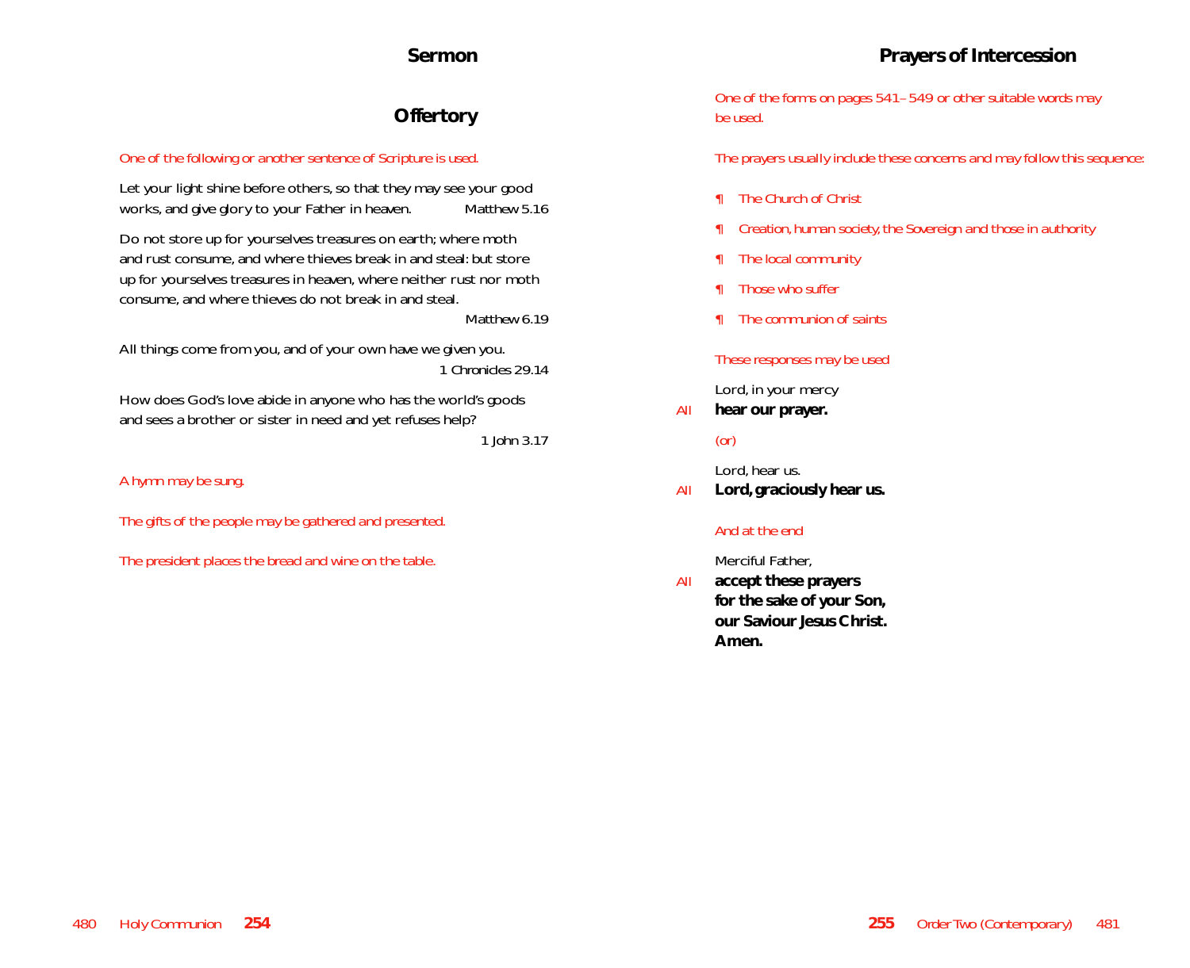## Sermon

## Offertory

*One of the following or another sentence of Scripture is used.*

Let your light shine before others, so that they may see your good works, and give glory to your Father in heaven. *Matthew 5.16*

Do not store up for yourselves treasures on earth; where moth and rust consume, and where thieves break in and steal: but store up for yourselves treasures in heaven, where neither rust nor moth consume, and where thieves do not break in and steal. *Matthew 6.19*

All things come from you, and of your own have we given you. *1 Chronicles 29.14*

How does God's love abide in anyone who has the world's goods and sees a brother or sister in need and yet refuses help? *1 John 3.17*

*A hymn may be sung.*

*The gifts of the people may be gathered and presented.*

*The president places the bread and wine on the table.*

## Prayers of Intercession

*One of the forms on pages 541–549 or other suitable words may be used.*

*The prayers usually include these concerns and may follow this sequence:*

- *¶ The Church of Christ*
- *¶ Creation, human society, the Sovereign and those in authority*
- *¶ The local community*
- *¶ Those who suffer*
- *¶ The communion of saints*

*These responses may be used*

Lord, in your mercy
*All* **hear our prayer.**

*(or)*

Lord, hear us.
*All* **Lord, graciously hear us.**

*And at the end*

Merciful Father,
*All* **accept these prayers**
**for the sake of your Son,**
**our Saviour Jesus Christ.**
**Amen.**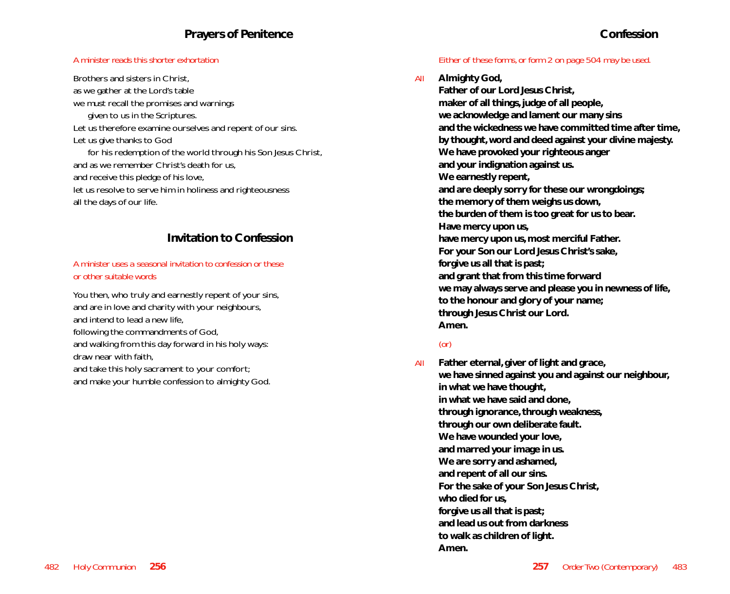## Prayers of Penitence

*A minister reads this shorter exhortation*

Brothers and sisters in Christ,
as we gather at the Lord's table
we must recall the promises and warnings
given to us in the Scriptures.
Let us therefore examine ourselves and repent of our sins.
Let us give thanks to God
for his redemption of the world through his Son Jesus Christ,
and as we remember Christ's death for us,
and receive this pledge of his love,
let us resolve to serve him in holiness and righteousness
all the days of our life.

## Invitation to Confession

*A minister uses a seasonal invitation to confession or these or other suitable words*

You then, who truly and earnestly repent of your sins,
and are in love and charity with your neighbours,
and intend to lead a new life,
following the commandments of God,
and walking from this day forward in his holy ways:
draw near with faith,
and take this holy sacrament to your comfort;
and make your humble confession to almighty God.

## Confession

*Either of these forms, or form 2 on page 504 may be used.*

*All* **Almighty God,
Father of our Lord Jesus Christ,
maker of all things, judge of all people,
we acknowledge and lament our many sins
and the wickedness we have committed time after time,
by thought, word and deed against your divine majesty.
We have provoked your righteous anger
and your indignation against us.
We earnestly repent,
and are deeply sorry for these our wrongdoings;
the memory of them weighs us down,
the burden of them is too great for us to bear.
Have mercy upon us,
have mercy upon us, most merciful Father.
For your Son our Lord Jesus Christ's sake,
forgive us all that is past;
and grant that from this time forward
we may always serve and please you in newness of life,
to the honour and glory of your name;
through Jesus Christ our Lord.
Amen.**

*(or)*

*All* **Father eternal, giver of light and grace,
we have sinned against you and against our neighbour,
in what we have thought,
in what we have said and done,
through ignorance, through weakness,
through our own deliberate fault.
We have wounded your love,
and marred your image in us.
We are sorry and ashamed,
and repent of all our sins.
For the sake of your Son Jesus Christ,
who died for us,
forgive us all that is past;
and lead us out from darkness
to walk as children of light.
Amen.**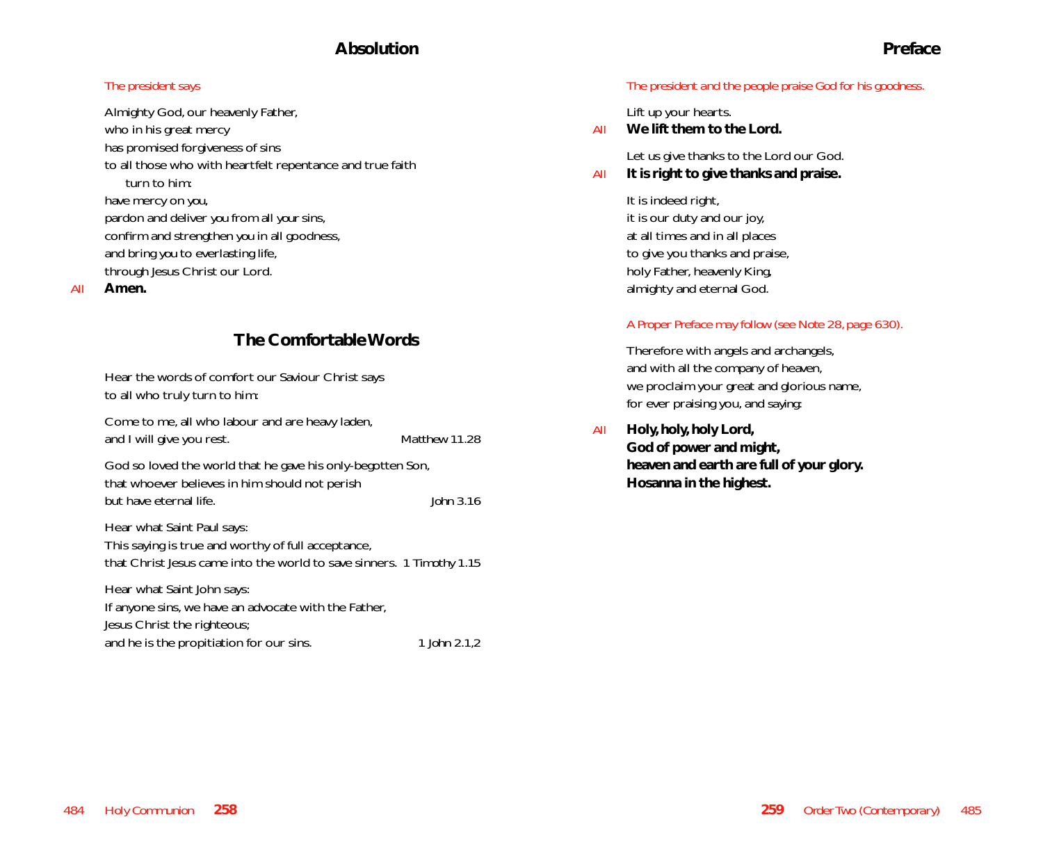## Absolution

*The president says*

Almighty God, our heavenly Father,
who in his great mercy
has promised forgiveness of sins
to all those who with heartfelt repentance and true faith
turn to him:
have mercy on you,
pardon and deliver you from all your sins,
confirm and strengthen you in all goodness,
and bring you to everlasting life,
through Jesus Christ our Lord.

*All* **Amen.**

## The Comfortable Words

Hear the words of comfort our Saviour Christ says
to all who truly turn to him:

Come to me, all who labour and are heavy laden,
and I will give you rest. *Matthew 11.28*

God so loved the world that he gave his only-begotten Son,
that whoever believes in him should not perish
but have eternal life. *John 3.16*

Hear what Saint Paul says:
This saying is true and worthy of full acceptance,
that Christ Jesus came into the world to save sinners. *1 Timothy 1.15*

Hear what Saint John says:
If anyone sins, we have an advocate with the Father,
Jesus Christ the righteous;
and he is the propitiation for our sins. *1 John 2.1,2*

## Preface

*The president and the people praise God for his goodness.*

Lift up your hearts.

*All* **We lift them to the Lord.**

Let us give thanks to the Lord our God.

*All* **It is right to give thanks and praise.**

It is indeed right,
it is our duty and our joy,
at all times and in all places
to give you thanks and praise,
holy Father, heavenly King,
almighty and eternal God.

*A Proper Preface may follow (see Note 28, page 630).*

Therefore with angels and archangels,
and with all the company of heaven,
we proclaim your great and glorious name,
for ever praising you, and saying:

*All* **Holy, holy, holy Lord,**
**God of power and might,**
**heaven and earth are full of your glory.**
**Hosanna in the highest.**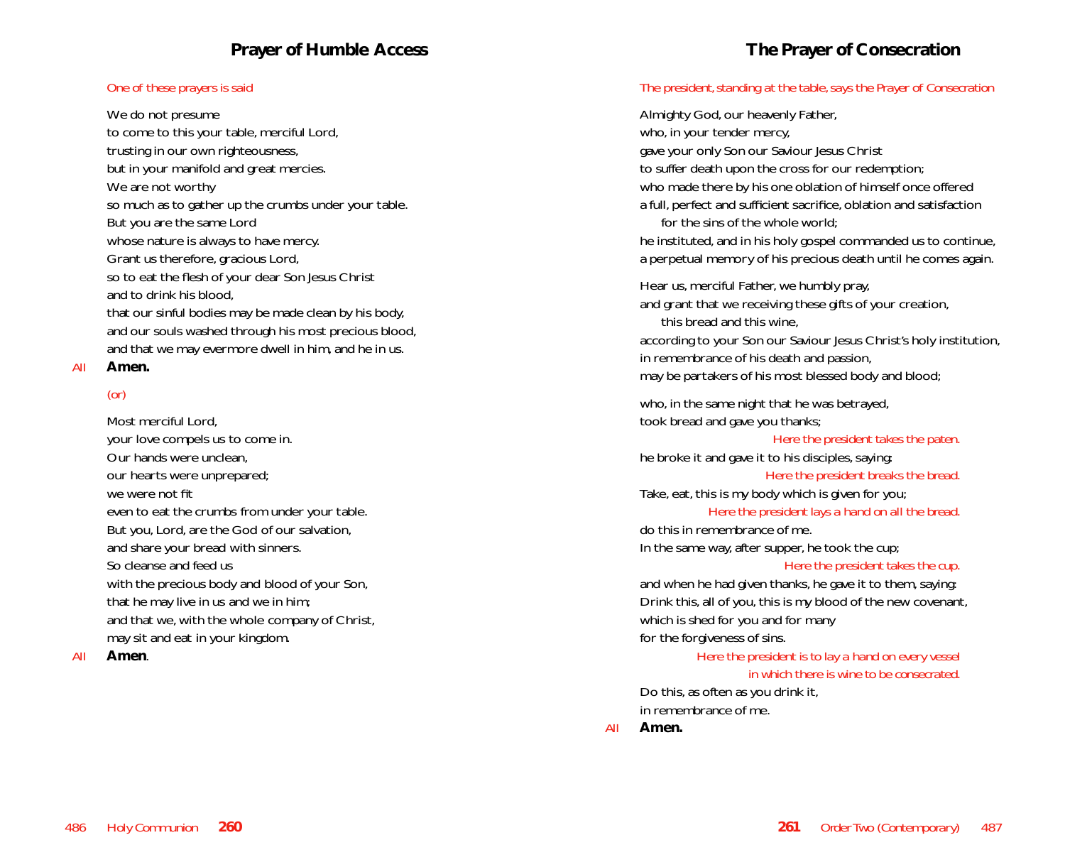## Prayer of Humble Access

*One of these prayers is said*

We do not presume
to come to this your table, merciful Lord,
trusting in our own righteousness,
but in your manifold and great mercies.
We are not worthy
so much as to gather up the crumbs under your table.
But you are the same Lord
whose nature is always to have mercy.
Grant us therefore, gracious Lord,
so to eat the flesh of your dear Son Jesus Christ
and to drink his blood,
that our sinful bodies may be made clean by his body,
and our souls washed through his most precious blood,
and that we may evermore dwell in him, and he in us.

*All* **Amen.**

*(or)*

Most merciful Lord,
your love compels us to come in.
Our hands were unclean,
our hearts were unprepared;
we were not fit
even to eat the crumbs from under your table.
But you, Lord, are the God of our salvation,
and share your bread with sinners.
So cleanse and feed us
with the precious body and blood of your Son,
that he may live in us and we in him;
and that we, with the whole company of Christ,
may sit and eat in your kingdom.

*All* **Amen**.

## The Prayer of Consecration

*The president, standing at the table, says the Prayer of Consecration*

Almighty God, our heavenly Father,
who, in your tender mercy,
gave your only Son our Saviour Jesus Christ
to suffer death upon the cross for our redemption;
who made there by his one oblation of himself once offered
a full, perfect and sufficient sacrifice, oblation and satisfaction
  for the sins of the whole world;
he instituted, and in his holy gospel commanded us to continue,
a perpetual memory of his precious death until he comes again.

Hear us, merciful Father, we humbly pray,
and grant that we receiving these gifts of your creation,
  this bread and this wine,
according to your Son our Saviour Jesus Christ's holy institution,
in remembrance of his death and passion,
may be partakers of his most blessed body and blood;

who, in the same night that he was betrayed,
took bread and gave you thanks;

*Here the president takes the paten.*

he broke it and gave it to his disciples, saying:

*Here the president breaks the bread.*

Take, eat, this is my body which is given for you;

*Here the president lays a hand on all the bread.*

do this in remembrance of me.
In the same way, after supper, he took the cup;

*Here the president takes the cup.*

and when he had given thanks, he gave it to them, saying:
Drink this, all of you, this is my blood of the new covenant,
which is shed for you and for many
for the forgiveness of sins.

*Here the president is to lay a hand on every vessel in which there is wine to be consecrated.*

Do this, as often as you drink it,
in remembrance of me.

*All* **Amen.**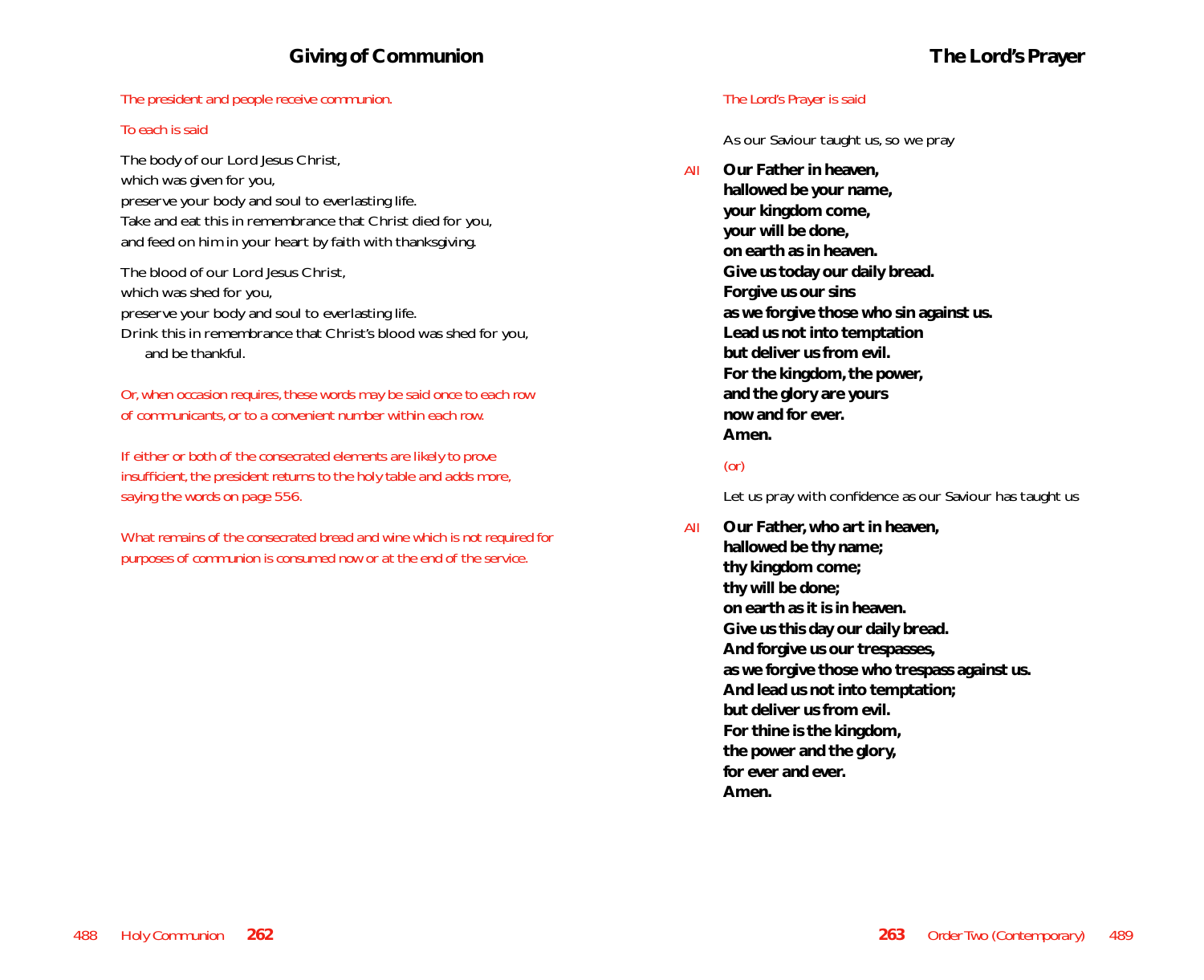## Giving of Communion

*The president and people receive communion.*

*To each is said*

The body of our Lord Jesus Christ,
which was given for you,
preserve your body and soul to everlasting life.
Take and eat this in remembrance that Christ died for you,
and feed on him in your heart by faith with thanksgiving.

The blood of our Lord Jesus Christ,
which was shed for you,
preserve your body and soul to everlasting life.
Drink this in remembrance that Christ's blood was shed for you,
and be thankful.

*Or, when occasion requires, these words may be said once to each row of communicants, or to a convenient number within each row.*

*If either or both of the consecrated elements are likely to prove insufficient, the president returns to the holy table and adds more, saying the words on page 556.*

*What remains of the consecrated bread and wine which is not required for purposes of communion is consumed now or at the end of the service.*

## The Lord's Prayer

*The Lord's Prayer is said*

As our Saviour taught us, so we pray

*All* **Our Father in heaven,
hallowed be your name,
your kingdom come,
your will be done,
on earth as in heaven.
Give us today our daily bread.
Forgive us our sins
as we forgive those who sin against us.
Lead us not into temptation
but deliver us from evil.
For the kingdom, the power,
and the glory are yours
now and for ever.
Amen.**

*(or)*

Let us pray with confidence as our Saviour has taught us

*All* **Our Father, who art in heaven,
hallowed be thy name;
thy kingdom come;
thy will be done;
on earth as it is in heaven.
Give us this day our daily bread.
And forgive us our trespasses,
as we forgive those who trespass against us.
And lead us not into temptation;
but deliver us from evil.
For thine is the kingdom,
the power and the glory,
for ever and ever.
Amen.**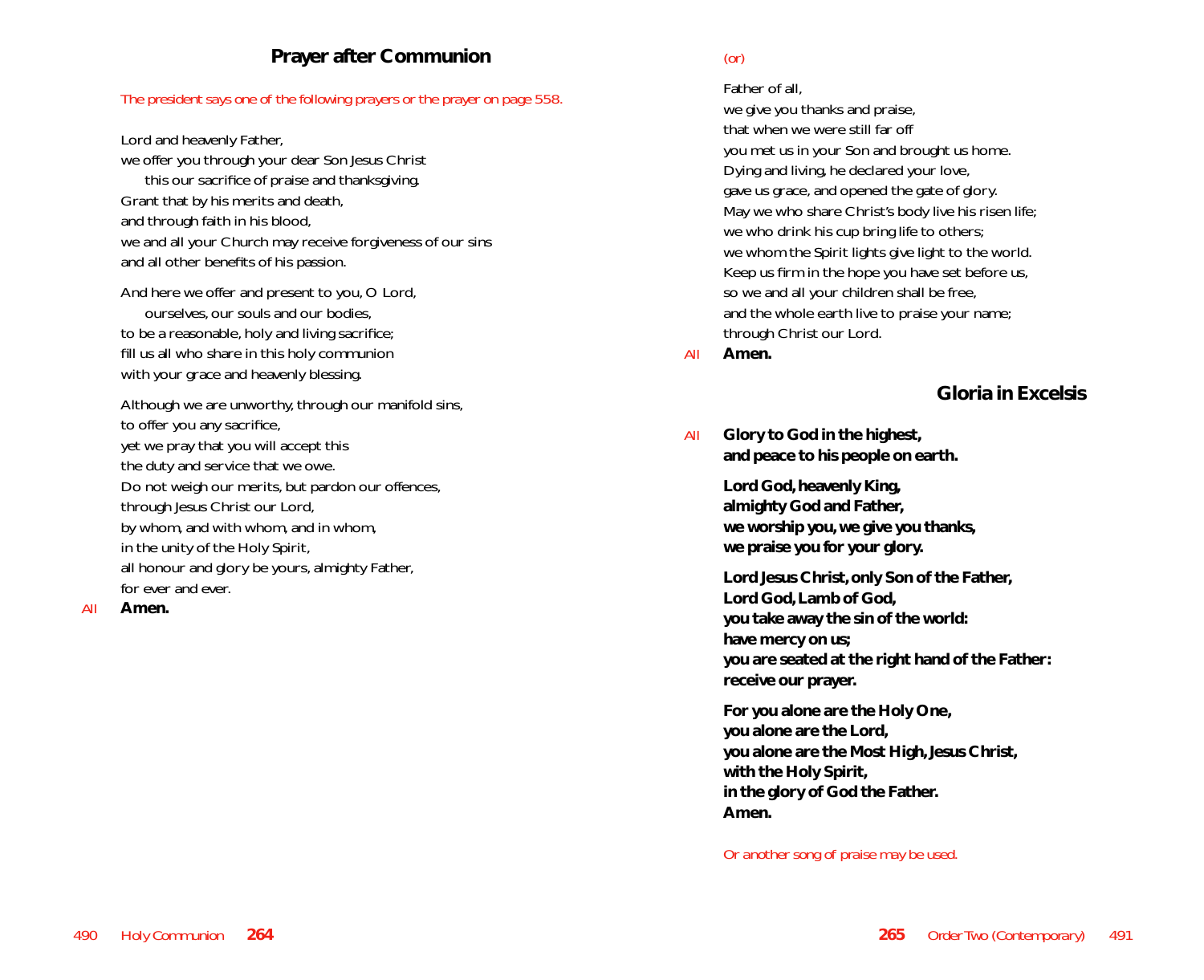## Prayer after Communion

*The president says one of the following prayers or the prayer on page 558.*

Lord and heavenly Father,
we offer you through your dear Son Jesus Christ
this our sacrifice of praise and thanksgiving.
Grant that by his merits and death,
and through faith in his blood,
we and all your Church may receive forgiveness of our sins
and all other benefits of his passion.

And here we offer and present to you, O Lord,
ourselves, our souls and our bodies,
to be a reasonable, holy and living sacrifice;
fill us all who share in this holy communion
with your grace and heavenly blessing.

Although we are unworthy, through our manifold sins,
to offer you any sacrifice,
yet we pray that you will accept this
the duty and service that we owe.
Do not weigh our merits, but pardon our offences,
through Jesus Christ our Lord,
by whom, and with whom, and in whom,
in the unity of the Holy Spirit,
all honour and glory be yours, almighty Father,
for ever and ever.

*All* **Amen.**

*(or)*

Father of all,
we give you thanks and praise,
that when we were still far off
you met us in your Son and brought us home.
Dying and living, he declared your love,
gave us grace, and opened the gate of glory.
May we who share Christ's body live his risen life;
we who drink his cup bring life to others;
we whom the Spirit lights give light to the world.
Keep us firm in the hope you have set before us,
so we and all your children shall be free,
and the whole earth live to praise your name;
through Christ our Lord.

*All* **Amen.**

## Gloria in Excelsis

*All* **Glory to God in the highest,**
**and peace to his people on earth.**

**Lord God, heavenly King,**
**almighty God and Father,**
**we worship you, we give you thanks,**
**we praise you for your glory.**

**Lord Jesus Christ, only Son of the Father,**
**Lord God, Lamb of God,**
**you take away the sin of the world:**
**have mercy on us;**
**you are seated at the right hand of the Father:**
**receive our prayer.**

**For you alone are the Holy One,**
**you alone are the Lord,**
**you alone are the Most High, Jesus Christ,**
**with the Holy Spirit,**
**in the glory of God the Father.**
**Amen.**

*Or another song of praise may be used.*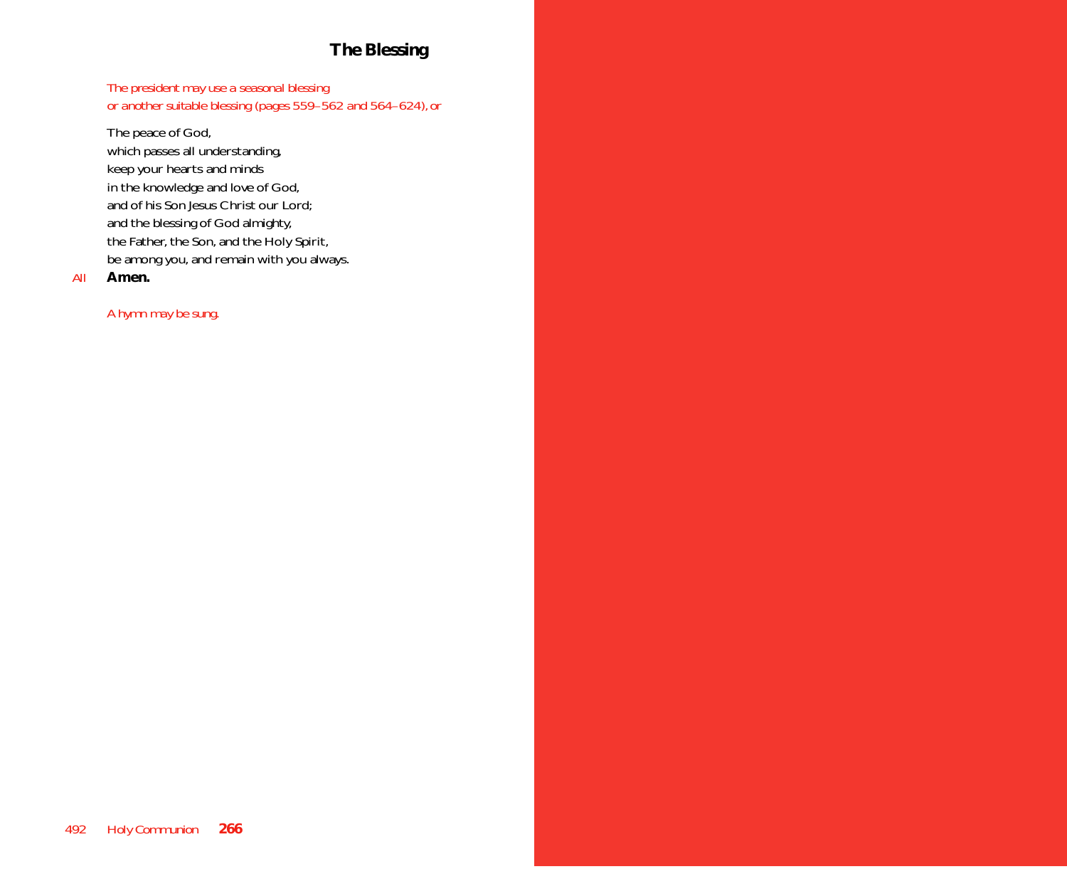## The Blessing

*The president may use a seasonal blessing or another suitable blessing (pages 559–562 and 564–624), or*

The peace of God,  
which passes all understanding,  
keep your hearts and minds  
in the knowledge and love of God,  
and of his Son Jesus Christ our Lord;  
and the blessing of God almighty,  
the Father, the Son, and the Holy Spirit,  
be among you, and remain with you always.

*All* **Amen.**

*A hymn may be sung.*